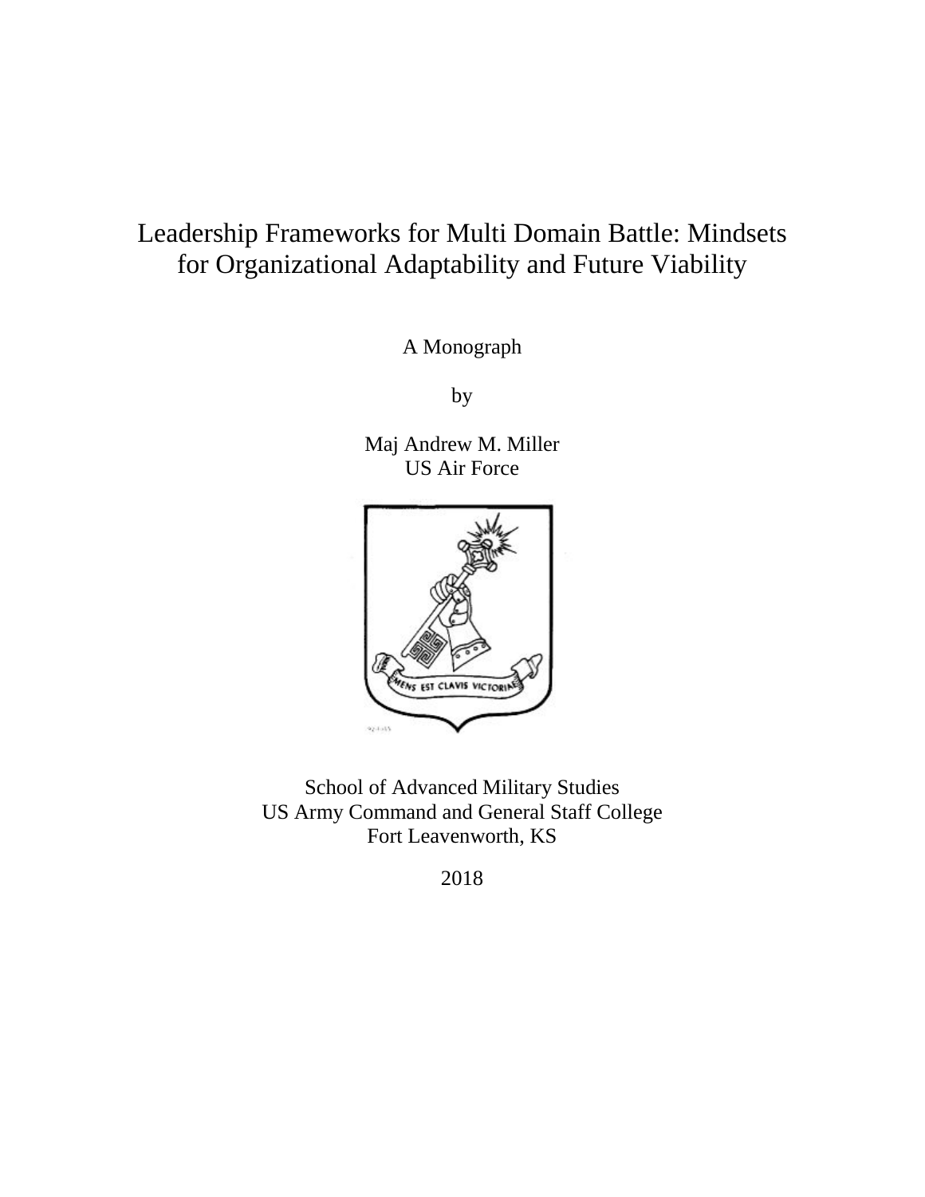# Leadership Frameworks for Multi Domain Battle: Mindsets for Organizational Adaptability and Future Viability

A Monograph

by

Maj Andrew M. Miller
US Air Force

School of Advanced Military Studies
US Army Command and General Staff College
Fort Leavenworth, KS

2018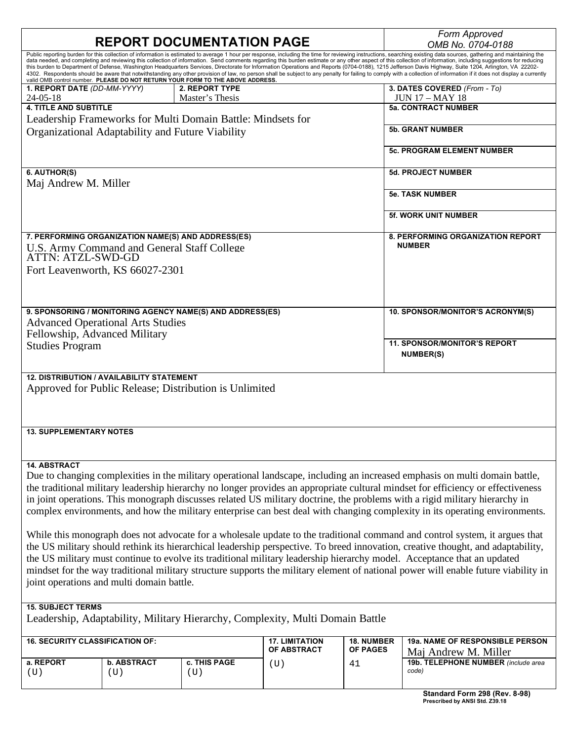# REPORT DOCUMENTATION PAGE

*Form Approved*
*OMB No. 0704-0188*

Public reporting burden for this collection of information is estimated to average 1 hour per response, including the time for reviewing instructions, searching existing data sources, gathering and maintaining the data needed, and completing and reviewing this collection of information. Send comments regarding this burden estimate or any other aspect of this collection of information, including suggestions for reducing this burden to Department of Defense, Washington Headquarters Services, Directorate for Information Operations and Reports (0704-0188), 1215 Jefferson Davis Highway, Suite 1204, Arlington, VA 22202-4302. Respondents should be aware that notwithstanding any other provision of law, no person shall be subject to any penalty for failing to comply with a collection of information if it does not display a currently valid OMB control number. **PLEASE DO NOT RETURN YOUR FORM TO THE ABOVE ADDRESS.**

**1. REPORT DATE** *(DD-MM-YYYY)*
24-05-18

**2. REPORT TYPE**
Master's Thesis

**3. DATES COVERED** *(From - To)*
JUN 17 – MAY 18

**4. TITLE AND SUBTITLE**
Leadership Frameworks for Multi Domain Battle: Mindsets for Organizational Adaptability and Future Viability

**5a. CONTRACT NUMBER**

**5b. GRANT NUMBER**

**5c. PROGRAM ELEMENT NUMBER**

**6. AUTHOR(S)**
Maj Andrew M. Miller

**5d. PROJECT NUMBER**

**5e. TASK NUMBER**

**5f. WORK UNIT NUMBER**

**7. PERFORMING ORGANIZATION NAME(S) AND ADDRESS(ES)**
U.S. Army Command and General Staff College
ATTN: ATZL-SWD-GD
Fort Leavenworth, KS 66027-2301

**8. PERFORMING ORGANIZATION REPORT NUMBER**

**9. SPONSORING / MONITORING AGENCY NAME(S) AND ADDRESS(ES)**
Advanced Operational Arts Studies Fellowship, Advanced Military Studies Program

**10. SPONSOR/MONITOR'S ACRONYM(S)**

**11. SPONSOR/MONITOR'S REPORT NUMBER(S)**

**12. DISTRIBUTION / AVAILABILITY STATEMENT**
Approved for Public Release; Distribution is Unlimited

**13. SUPPLEMENTARY NOTES**

**14. ABSTRACT**
Due to changing complexities in the military operational landscape, including an increased emphasis on multi domain battle, the traditional military leadership hierarchy no longer provides an appropriate cultural mindset for efficiency or effectiveness in joint operations. This monograph discusses related US military doctrine, the problems with a rigid military hierarchy in complex environments, and how the military enterprise can best deal with changing complexity in its operating environments.

While this monograph does not advocate for a wholesale update to the traditional command and control system, it argues that the US military should rethink its hierarchical leadership perspective. To breed innovation, creative thought, and adaptability, the US military must continue to evolve its traditional military leadership hierarchy model. Acceptance that an updated mindset for the way traditional military structure supports the military element of national power will enable future viability in joint operations and multi domain battle.

**15. SUBJECT TERMS**
Leadership, Adaptability, Military Hierarchy, Complexity, Multi Domain Battle

| 16. SECURITY CLASSIFICATION OF: | | | 17. LIMITATION OF ABSTRACT | 18. NUMBER OF PAGES | 19a. NAME OF RESPONSIBLE PERSON |
|---|---|---|---|---|---|
| a. REPORT | b. ABSTRACT | c. THIS PAGE | | | Maj Andrew M. Miller |
| (U) | (U) | (U) | (U) | 41 | 19b. TELEPHONE NUMBER *(include area code)* |

**Standard Form 298 (Rev. 8-98)**
**Prescribed by ANSI Std. Z39.18**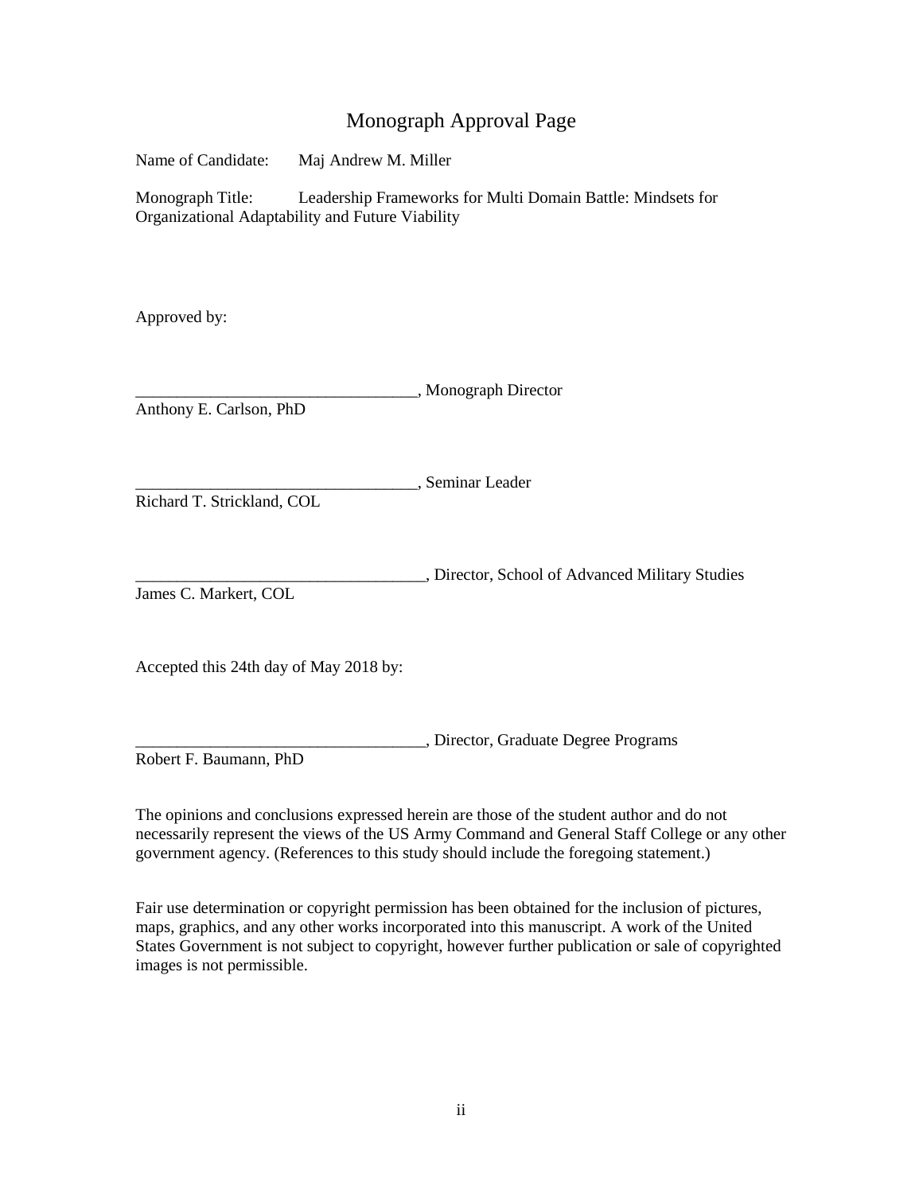# Monograph Approval Page

Name of Candidate: Maj Andrew M. Miller

Monograph Title: Leadership Frameworks for Multi Domain Battle: Mindsets for Organizational Adaptability and Future Viability

Approved by:

__________________________________, Monograph Director
Anthony E. Carlson, PhD

__________________________________, Seminar Leader
Richard T. Strickland, COL

___________________________________, Director, School of Advanced Military Studies
James C. Markert, COL

Accepted this 24th day of May 2018 by:

___________________________________, Director, Graduate Degree Programs
Robert F. Baumann, PhD

The opinions and conclusions expressed herein are those of the student author and do not necessarily represent the views of the US Army Command and General Staff College or any other government agency. (References to this study should include the foregoing statement.)

Fair use determination or copyright permission has been obtained for the inclusion of pictures, maps, graphics, and any other works incorporated into this manuscript. A work of the United States Government is not subject to copyright, however further publication or sale of copyrighted images is not permissible.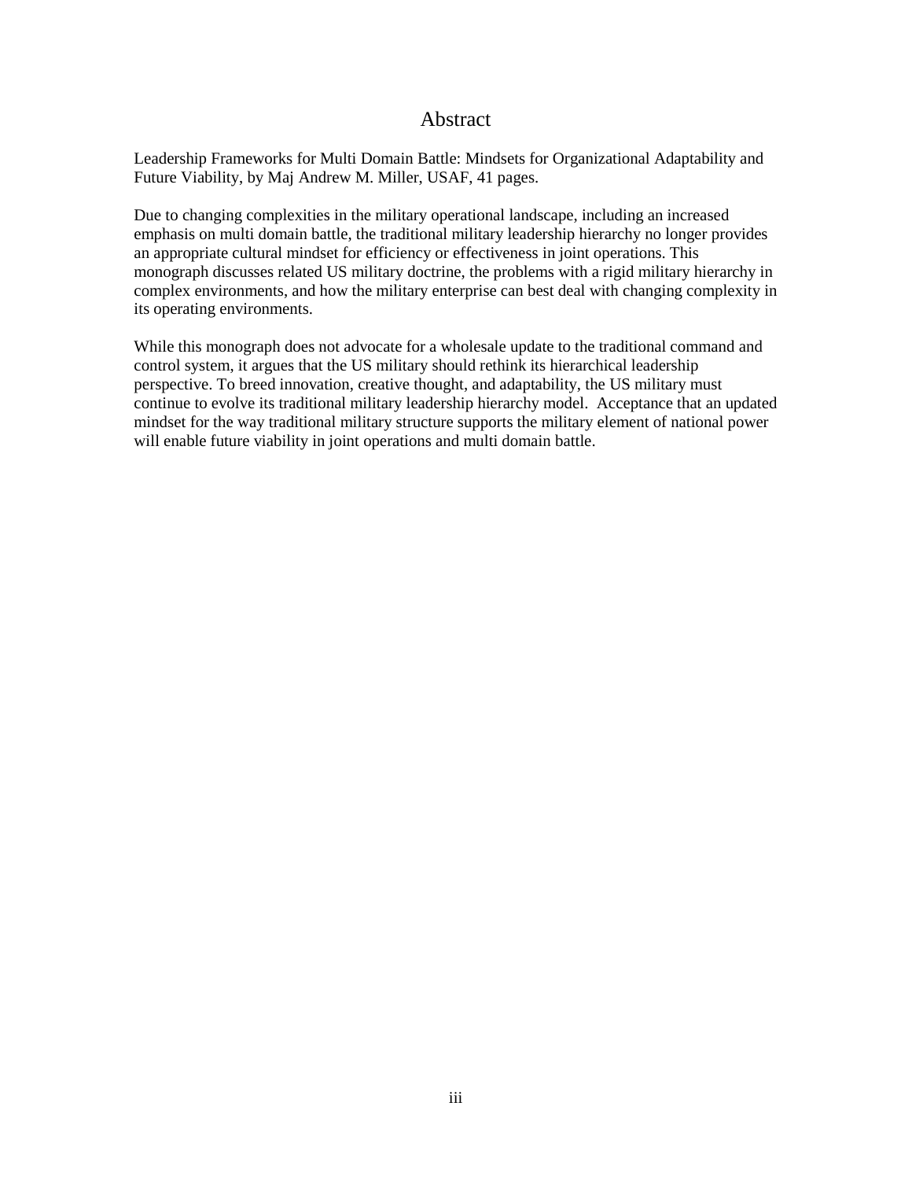# Abstract

Leadership Frameworks for Multi Domain Battle: Mindsets for Organizational Adaptability and Future Viability, by Maj Andrew M. Miller, USAF, 41 pages.

Due to changing complexities in the military operational landscape, including an increased emphasis on multi domain battle, the traditional military leadership hierarchy no longer provides an appropriate cultural mindset for efficiency or effectiveness in joint operations. This monograph discusses related US military doctrine, the problems with a rigid military hierarchy in complex environments, and how the military enterprise can best deal with changing complexity in its operating environments.

While this monograph does not advocate for a wholesale update to the traditional command and control system, it argues that the US military should rethink its hierarchical leadership perspective. To breed innovation, creative thought, and adaptability, the US military must continue to evolve its traditional military leadership hierarchy model. Acceptance that an updated mindset for the way traditional military structure supports the military element of national power will enable future viability in joint operations and multi domain battle.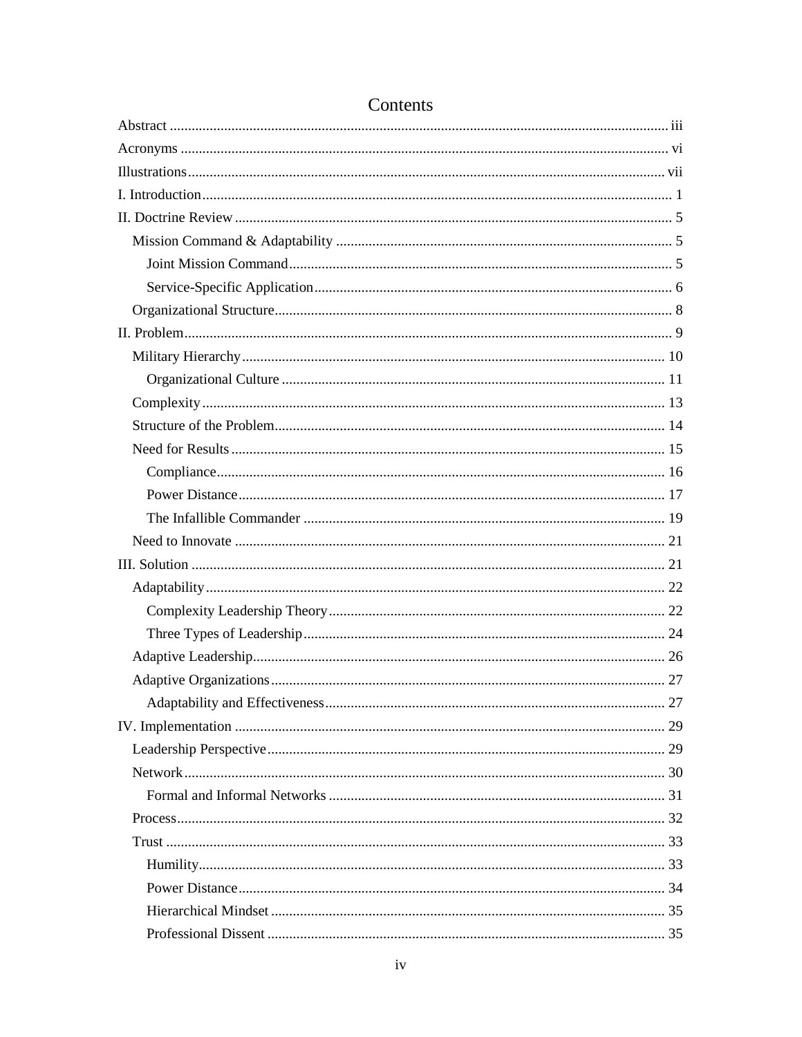# Contents

Abstract ..... iii

Acronyms ..... vi

Illustrations ..... vii

I. Introduction ..... 1

II. Doctrine Review ..... 5

- Mission Command & Adaptability ..... 5
  - Joint Mission Command ..... 5
  - Service-Specific Application ..... 6
- Organizational Structure ..... 8

II. Problem ..... 9

- Military Hierarchy ..... 10
  - Organizational Culture ..... 11
- Complexity ..... 13
- Structure of the Problem ..... 14
- Need for Results ..... 15
  - Compliance ..... 16
  - Power Distance ..... 17
  - The Infallible Commander ..... 19
- Need to Innovate ..... 21

III. Solution ..... 21

- Adaptability ..... 22
  - Complexity Leadership Theory ..... 22
  - Three Types of Leadership ..... 24
- Adaptive Leadership ..... 26
- Adaptive Organizations ..... 27
  - Adaptability and Effectiveness ..... 27

IV. Implementation ..... 29

- Leadership Perspective ..... 29
- Network ..... 30
  - Formal and Informal Networks ..... 31
- Process ..... 32
- Trust ..... 33
  - Humility ..... 33
  - Power Distance ..... 34
  - Hierarchical Mindset ..... 35
  - Professional Dissent ..... 35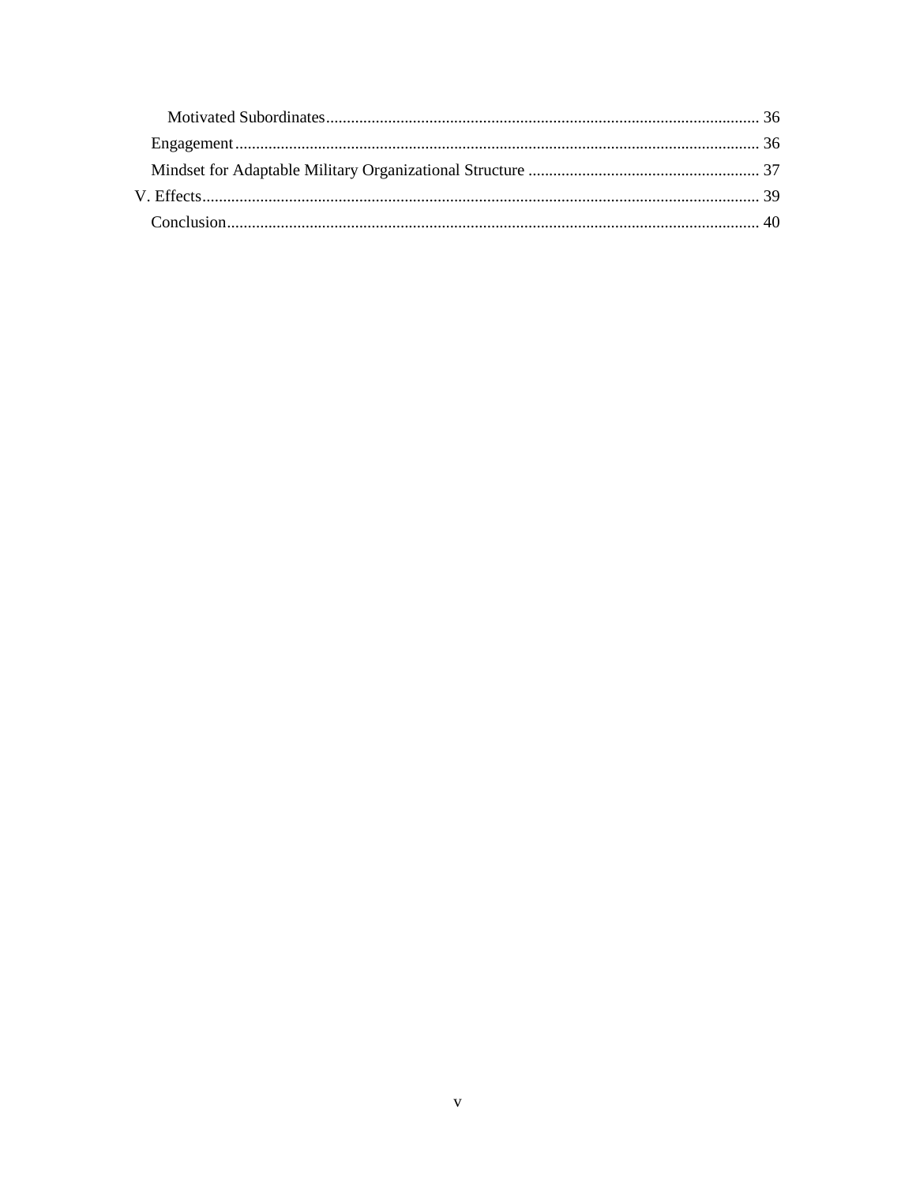Motivated Subordinates ........................................................................................................ 36

Engagement ............................................................................................................................. 36

Mindset for Adaptable Military Organizational Structure ........................................................ 37

V. Effects ..................................................................................................................................... 39

Conclusion ................................................................................................................................ 40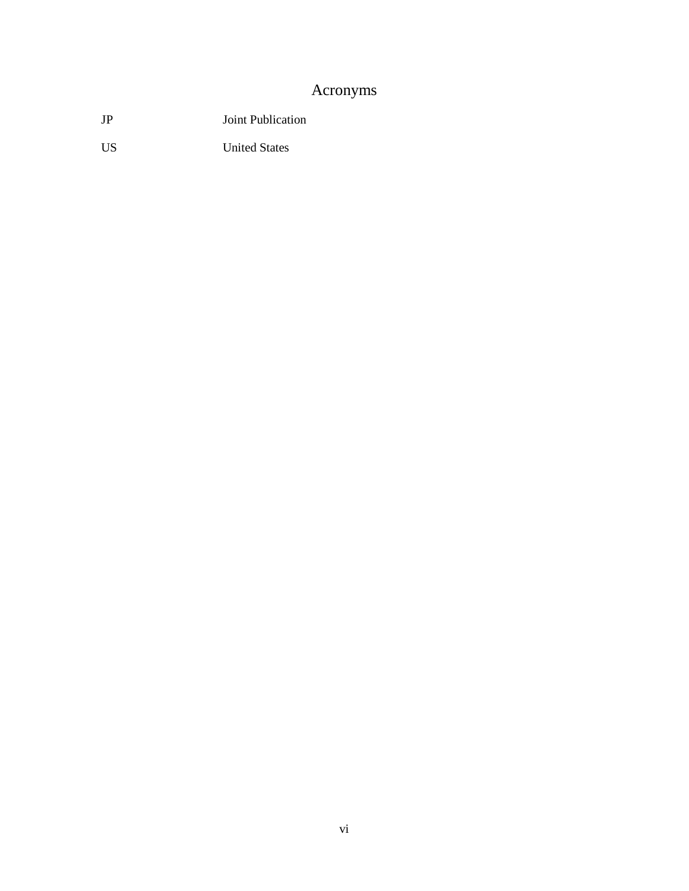# Acronyms

| | |
|---|---|
| JP | Joint Publication |
| US | United States |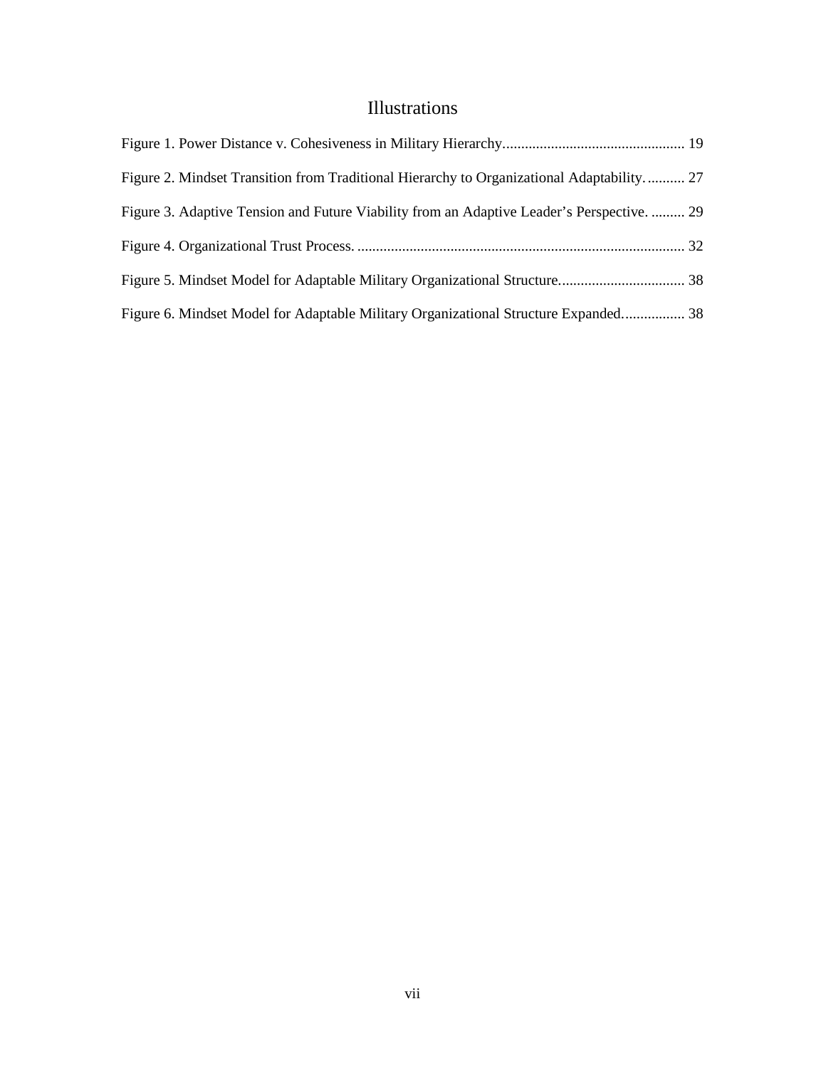# Illustrations

Figure 1. Power Distance v. Cohesiveness in Military Hierarchy................................................ 19

Figure 2. Mindset Transition from Traditional Hierarchy to Organizational Adaptability. .......... 27

Figure 3. Adaptive Tension and Future Viability from an Adaptive Leader's Perspective. ......... 29

Figure 4. Organizational Trust Process. ....................................................................................... 32

Figure 5. Mindset Model for Adaptable Military Organizational Structure. ................................ 38

Figure 6. Mindset Model for Adaptable Military Organizational Structure Expanded. ................ 38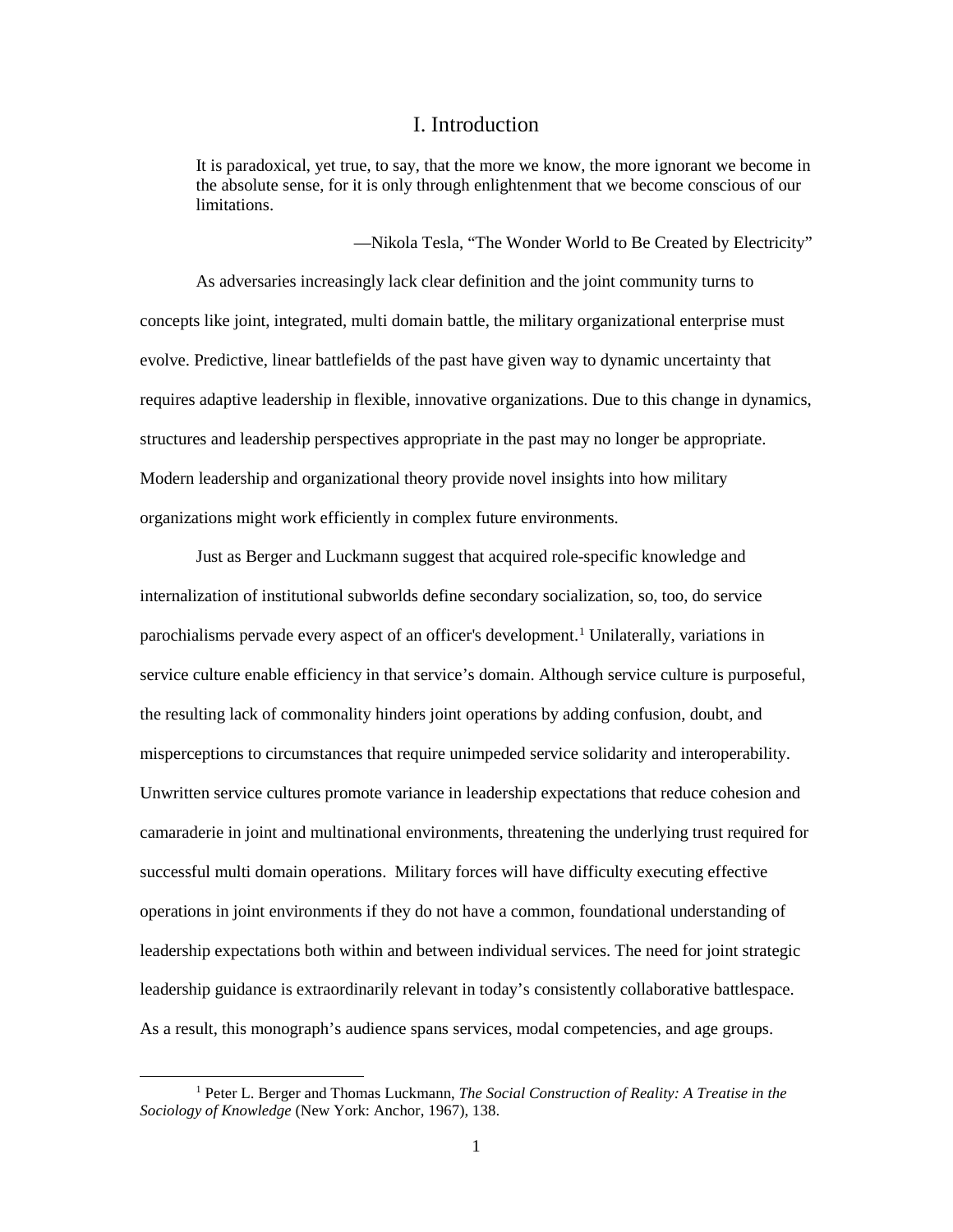# I. Introduction

> It is paradoxical, yet true, to say, that the more we know, the more ignorant we become in the absolute sense, for it is only through enlightenment that we become conscious of our limitations.
>
> —Nikola Tesla, "The Wonder World to Be Created by Electricity"

As adversaries increasingly lack clear definition and the joint community turns to concepts like joint, integrated, multi domain battle, the military organizational enterprise must evolve. Predictive, linear battlefields of the past have given way to dynamic uncertainty that requires adaptive leadership in flexible, innovative organizations. Due to this change in dynamics, structures and leadership perspectives appropriate in the past may no longer be appropriate. Modern leadership and organizational theory provide novel insights into how military organizations might work efficiently in complex future environments.

Just as Berger and Luckmann suggest that acquired role-specific knowledge and internalization of institutional subworlds define secondary socialization, so, too, do service parochialisms pervade every aspect of an officer's development.[1] Unilaterally, variations in service culture enable efficiency in that service's domain. Although service culture is purposeful, the resulting lack of commonality hinders joint operations by adding confusion, doubt, and misperceptions to circumstances that require unimpeded service solidarity and interoperability. Unwritten service cultures promote variance in leadership expectations that reduce cohesion and camaraderie in joint and multinational environments, threatening the underlying trust required for successful multi domain operations. Military forces will have difficulty executing effective operations in joint environments if they do not have a common, foundational understanding of leadership expectations both within and between individual services. The need for joint strategic leadership guidance is extraordinarily relevant in today's consistently collaborative battlespace. As a result, this monograph's audience spans services, modal competencies, and age groups.

[1] Peter L. Berger and Thomas Luckmann, *The Social Construction of Reality: A Treatise in the Sociology of Knowledge* (New York: Anchor, 1967), 138.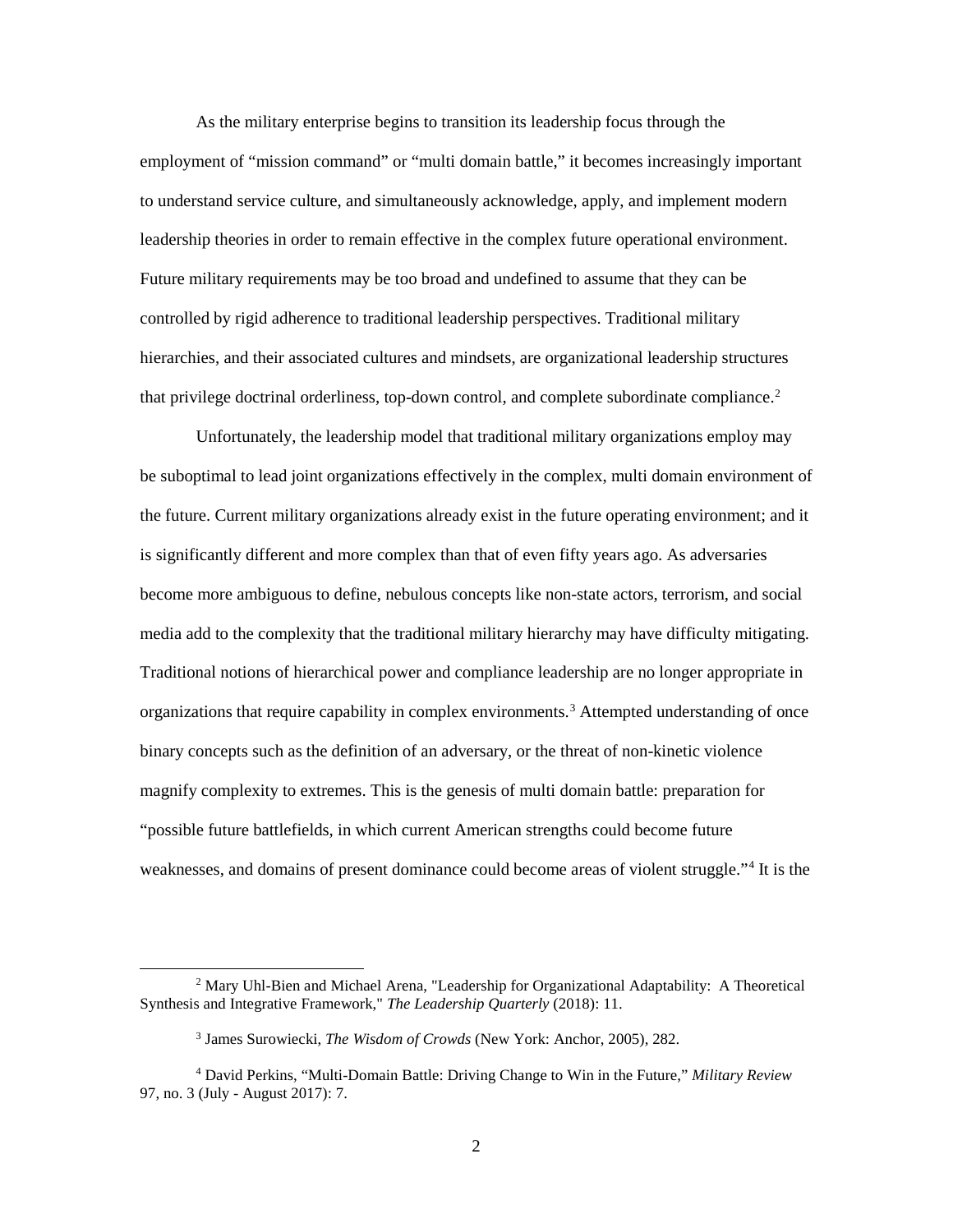As the military enterprise begins to transition its leadership focus through the employment of "mission command" or "multi domain battle," it becomes increasingly important to understand service culture, and simultaneously acknowledge, apply, and implement modern leadership theories in order to remain effective in the complex future operational environment. Future military requirements may be too broad and undefined to assume that they can be controlled by rigid adherence to traditional leadership perspectives. Traditional military hierarchies, and their associated cultures and mindsets, are organizational leadership structures that privilege doctrinal orderliness, top-down control, and complete subordinate compliance.[2]

Unfortunately, the leadership model that traditional military organizations employ may be suboptimal to lead joint organizations effectively in the complex, multi domain environment of the future. Current military organizations already exist in the future operating environment; and it is significantly different and more complex than that of even fifty years ago. As adversaries become more ambiguous to define, nebulous concepts like non-state actors, terrorism, and social media add to the complexity that the traditional military hierarchy may have difficulty mitigating. Traditional notions of hierarchical power and compliance leadership are no longer appropriate in organizations that require capability in complex environments.[3] Attempted understanding of once binary concepts such as the definition of an adversary, or the threat of non-kinetic violence magnify complexity to extremes. This is the genesis of multi domain battle: preparation for "possible future battlefields, in which current American strengths could become future weaknesses, and domains of present dominance could become areas of violent struggle."[4] It is the

---

[2] Mary Uhl-Bien and Michael Arena, "Leadership for Organizational Adaptability: A Theoretical Synthesis and Integrative Framework," *The Leadership Quarterly* (2018): 11.

[3] James Surowiecki, *The Wisdom of Crowds* (New York: Anchor, 2005), 282.

[4] David Perkins, "Multi-Domain Battle: Driving Change to Win in the Future," *Military Review* 97, no. 3 (July - August 2017): 7.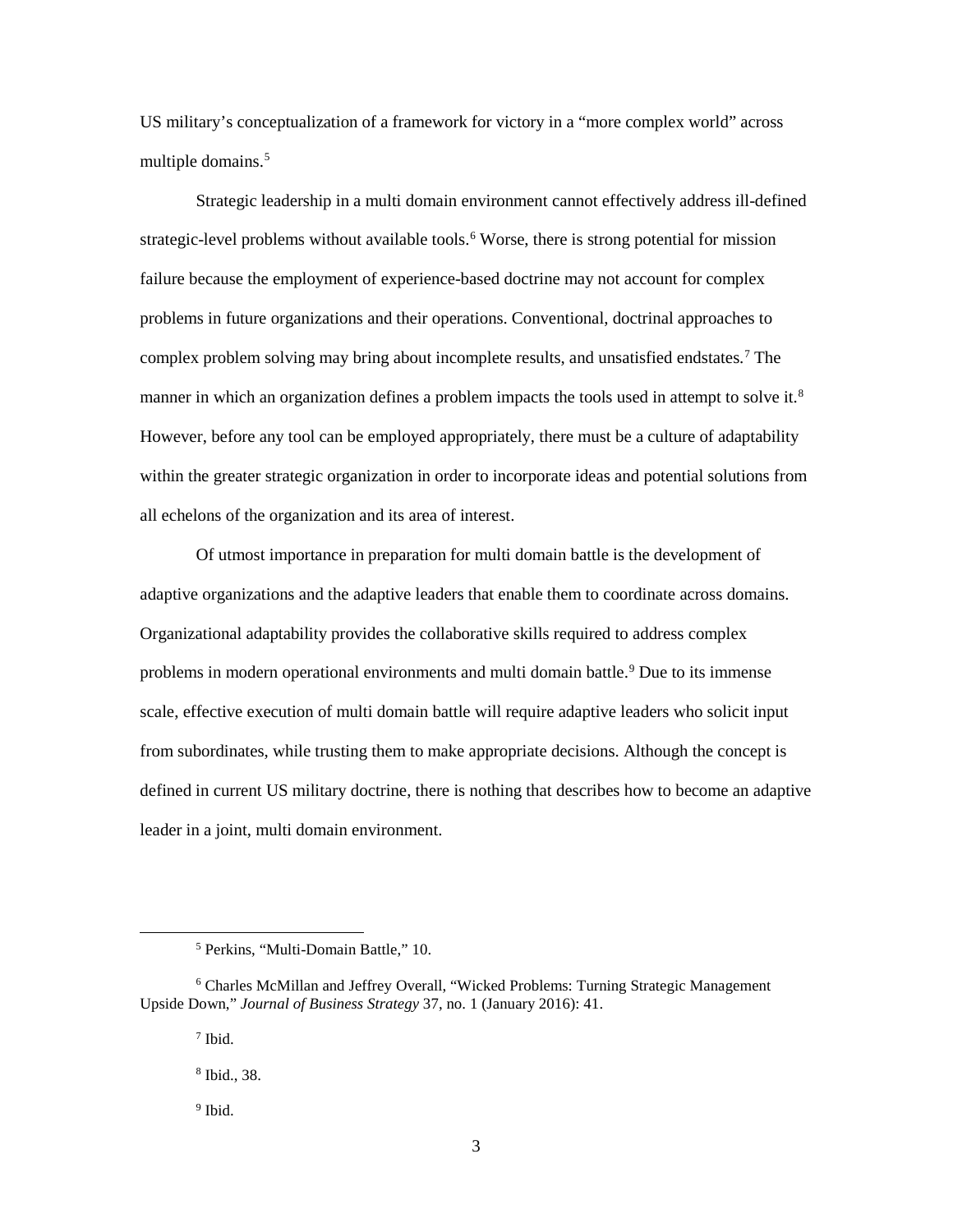US military's conceptualization of a framework for victory in a "more complex world" across multiple domains.[5]

Strategic leadership in a multi domain environment cannot effectively address ill-defined strategic-level problems without available tools.[6] Worse, there is strong potential for mission failure because the employment of experience-based doctrine may not account for complex problems in future organizations and their operations. Conventional, doctrinal approaches to complex problem solving may bring about incomplete results, and unsatisfied endstates.[7] The manner in which an organization defines a problem impacts the tools used in attempt to solve it.[8] However, before any tool can be employed appropriately, there must be a culture of adaptability within the greater strategic organization in order to incorporate ideas and potential solutions from all echelons of the organization and its area of interest.

Of utmost importance in preparation for multi domain battle is the development of adaptive organizations and the adaptive leaders that enable them to coordinate across domains. Organizational adaptability provides the collaborative skills required to address complex problems in modern operational environments and multi domain battle.[9] Due to its immense scale, effective execution of multi domain battle will require adaptive leaders who solicit input from subordinates, while trusting them to make appropriate decisions. Although the concept is defined in current US military doctrine, there is nothing that describes how to become an adaptive leader in a joint, multi domain environment.

---

[5] Perkins, "Multi-Domain Battle," 10.

[6] Charles McMillan and Jeffrey Overall, "Wicked Problems: Turning Strategic Management Upside Down," *Journal of Business Strategy* 37, no. 1 (January 2016): 41.

[7] Ibid.

[8] Ibid., 38.

[9] Ibid.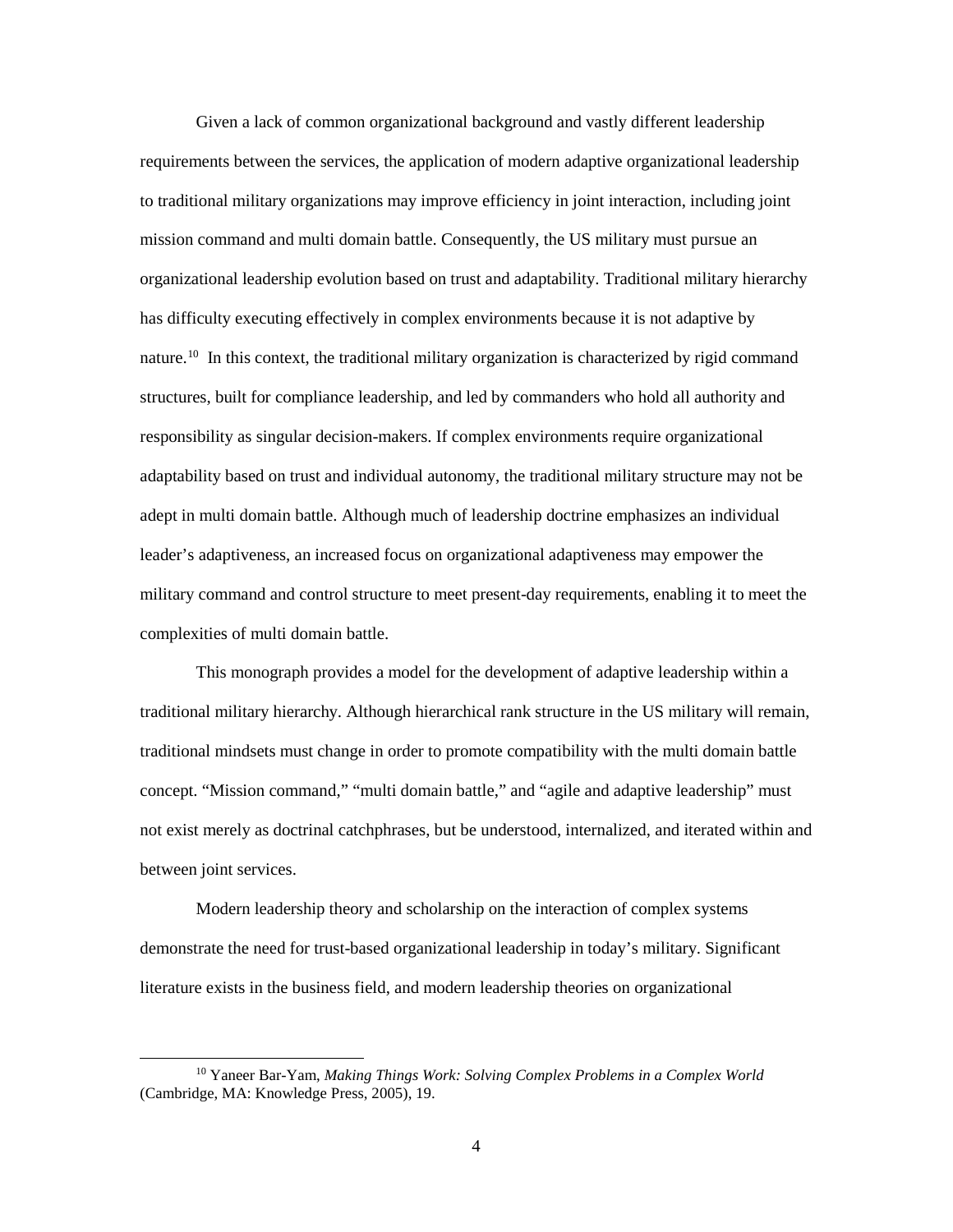Given a lack of common organizational background and vastly different leadership requirements between the services, the application of modern adaptive organizational leadership to traditional military organizations may improve efficiency in joint interaction, including joint mission command and multi domain battle. Consequently, the US military must pursue an organizational leadership evolution based on trust and adaptability. Traditional military hierarchy has difficulty executing effectively in complex environments because it is not adaptive by nature.[10] In this context, the traditional military organization is characterized by rigid command structures, built for compliance leadership, and led by commanders who hold all authority and responsibility as singular decision-makers. If complex environments require organizational adaptability based on trust and individual autonomy, the traditional military structure may not be adept in multi domain battle. Although much of leadership doctrine emphasizes an individual leader's adaptiveness, an increased focus on organizational adaptiveness may empower the military command and control structure to meet present-day requirements, enabling it to meet the complexities of multi domain battle.

This monograph provides a model for the development of adaptive leadership within a traditional military hierarchy. Although hierarchical rank structure in the US military will remain, traditional mindsets must change in order to promote compatibility with the multi domain battle concept. "Mission command," "multi domain battle," and "agile and adaptive leadership" must not exist merely as doctrinal catchphrases, but be understood, internalized, and iterated within and between joint services.

Modern leadership theory and scholarship on the interaction of complex systems demonstrate the need for trust-based organizational leadership in today's military. Significant literature exists in the business field, and modern leadership theories on organizational

---

[10] Yaneer Bar-Yam, *Making Things Work: Solving Complex Problems in a Complex World* (Cambridge, MA: Knowledge Press, 2005), 19.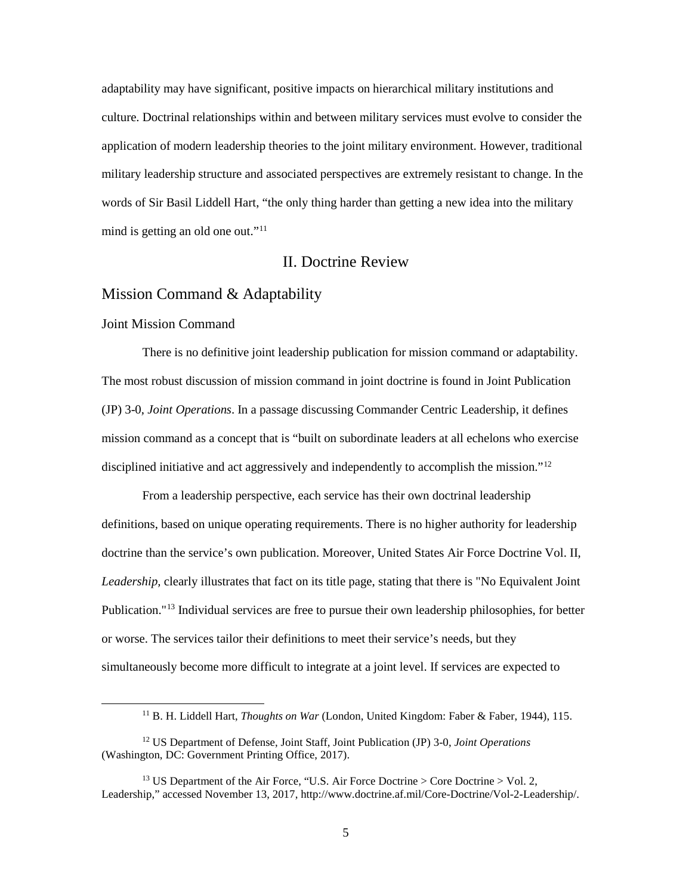adaptability may have significant, positive impacts on hierarchical military institutions and culture. Doctrinal relationships within and between military services must evolve to consider the application of modern leadership theories to the joint military environment. However, traditional military leadership structure and associated perspectives are extremely resistant to change. In the words of Sir Basil Liddell Hart, “the only thing harder than getting a new idea into the military mind is getting an old one out.”[11]

# II. Doctrine Review

## Mission Command & Adaptability

### Joint Mission Command

There is no definitive joint leadership publication for mission command or adaptability. The most robust discussion of mission command in joint doctrine is found in Joint Publication (JP) 3-0, *Joint Operations*. In a passage discussing Commander Centric Leadership, it defines mission command as a concept that is “built on subordinate leaders at all echelons who exercise disciplined initiative and act aggressively and independently to accomplish the mission.”[12]

From a leadership perspective, each service has their own doctrinal leadership definitions, based on unique operating requirements. There is no higher authority for leadership doctrine than the service’s own publication. Moreover, United States Air Force Doctrine Vol. II, *Leadership,* clearly illustrates that fact on its title page, stating that there is "No Equivalent Joint Publication."[13] Individual services are free to pursue their own leadership philosophies, for better or worse. The services tailor their definitions to meet their service’s needs, but they simultaneously become more difficult to integrate at a joint level. If services are expected to

---

[11] B. H. Liddell Hart, *Thoughts on War* (London, United Kingdom: Faber & Faber, 1944), 115.

[12] US Department of Defense, Joint Staff, Joint Publication (JP) 3-0, *Joint Operations* (Washington, DC: Government Printing Office, 2017).

[13] US Department of the Air Force, “U.S. Air Force Doctrine > Core Doctrine > Vol. 2, Leadership,” accessed November 13, 2017, http://www.doctrine.af.mil/Core-Doctrine/Vol-2-Leadership/.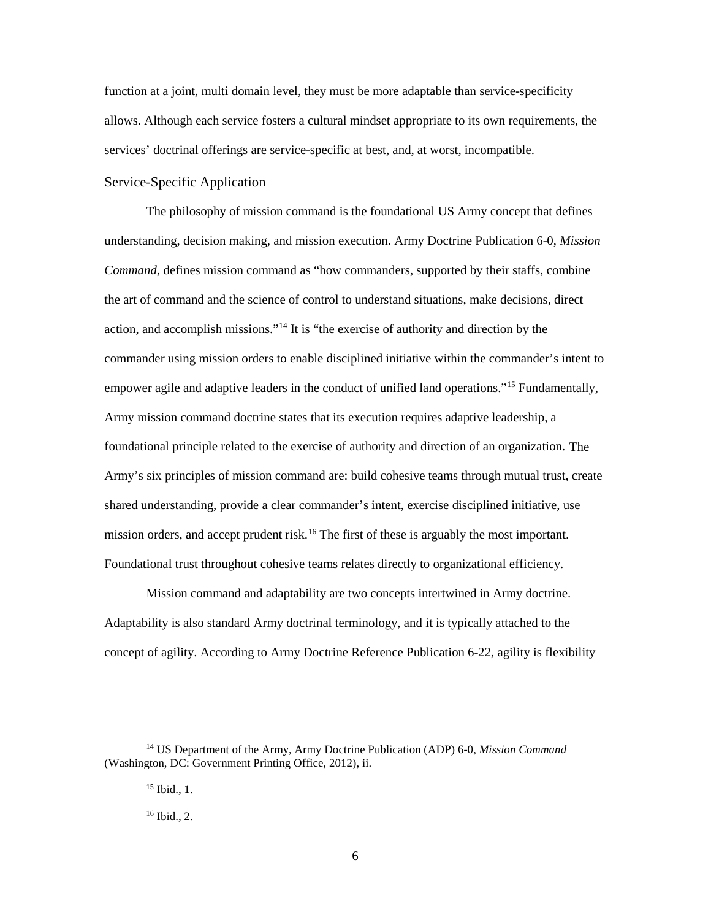function at a joint, multi domain level, they must be more adaptable than service-specificity allows. Although each service fosters a cultural mindset appropriate to its own requirements, the services' doctrinal offerings are service-specific at best, and, at worst, incompatible.

### Service-Specific Application

The philosophy of mission command is the foundational US Army concept that defines understanding, decision making, and mission execution. Army Doctrine Publication 6-0, *Mission Command*, defines mission command as "how commanders, supported by their staffs, combine the art of command and the science of control to understand situations, make decisions, direct action, and accomplish missions."[14] It is "the exercise of authority and direction by the commander using mission orders to enable disciplined initiative within the commander's intent to empower agile and adaptive leaders in the conduct of unified land operations."[15] Fundamentally, Army mission command doctrine states that its execution requires adaptive leadership, a foundational principle related to the exercise of authority and direction of an organization. The Army's six principles of mission command are: build cohesive teams through mutual trust, create shared understanding, provide a clear commander's intent, exercise disciplined initiative, use mission orders, and accept prudent risk.[16] The first of these is arguably the most important. Foundational trust throughout cohesive teams relates directly to organizational efficiency.

Mission command and adaptability are two concepts intertwined in Army doctrine. Adaptability is also standard Army doctrinal terminology, and it is typically attached to the concept of agility. According to Army Doctrine Reference Publication 6-22, agility is flexibility

---

[14] US Department of the Army, Army Doctrine Publication (ADP) 6-0, *Mission Command* (Washington, DC: Government Printing Office, 2012), ii.

[15] Ibid., 1.

[16] Ibid., 2.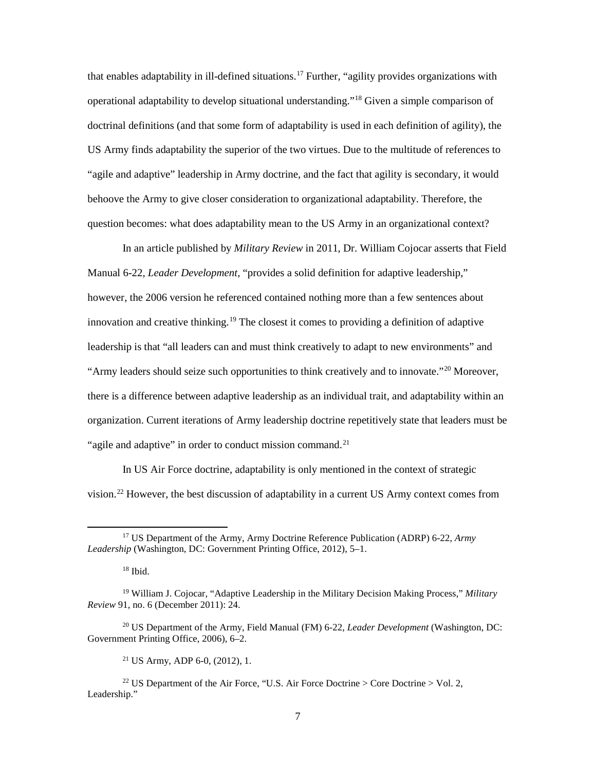that enables adaptability in ill-defined situations.[17] Further, "agility provides organizations with operational adaptability to develop situational understanding."[18] Given a simple comparison of doctrinal definitions (and that some form of adaptability is used in each definition of agility), the US Army finds adaptability the superior of the two virtues. Due to the multitude of references to "agile and adaptive" leadership in Army doctrine, and the fact that agility is secondary, it would behoove the Army to give closer consideration to organizational adaptability. Therefore, the question becomes: what does adaptability mean to the US Army in an organizational context?

In an article published by *Military Review* in 2011, Dr. William Cojocar asserts that Field Manual 6-22, *Leader Development,* "provides a solid definition for adaptive leadership," however, the 2006 version he referenced contained nothing more than a few sentences about innovation and creative thinking.[19] The closest it comes to providing a definition of adaptive leadership is that "all leaders can and must think creatively to adapt to new environments" and "Army leaders should seize such opportunities to think creatively and to innovate."[20] Moreover, there is a difference between adaptive leadership as an individual trait, and adaptability within an organization. Current iterations of Army leadership doctrine repetitively state that leaders must be "agile and adaptive" in order to conduct mission command.[21]

In US Air Force doctrine, adaptability is only mentioned in the context of strategic vision.[22] However, the best discussion of adaptability in a current US Army context comes from

---

[17] US Department of the Army, Army Doctrine Reference Publication (ADRP) 6-22, *Army Leadership* (Washington, DC: Government Printing Office, 2012), 5–1.

[18] Ibid.

[19] William J. Cojocar, "Adaptive Leadership in the Military Decision Making Process," *Military Review* 91, no. 6 (December 2011): 24.

[20] US Department of the Army, Field Manual (FM) 6-22, *Leader Development* (Washington, DC: Government Printing Office, 2006), 6–2.

[21] US Army, ADP 6-0, (2012), 1.

[22] US Department of the Air Force, "U.S. Air Force Doctrine > Core Doctrine > Vol. 2, Leadership."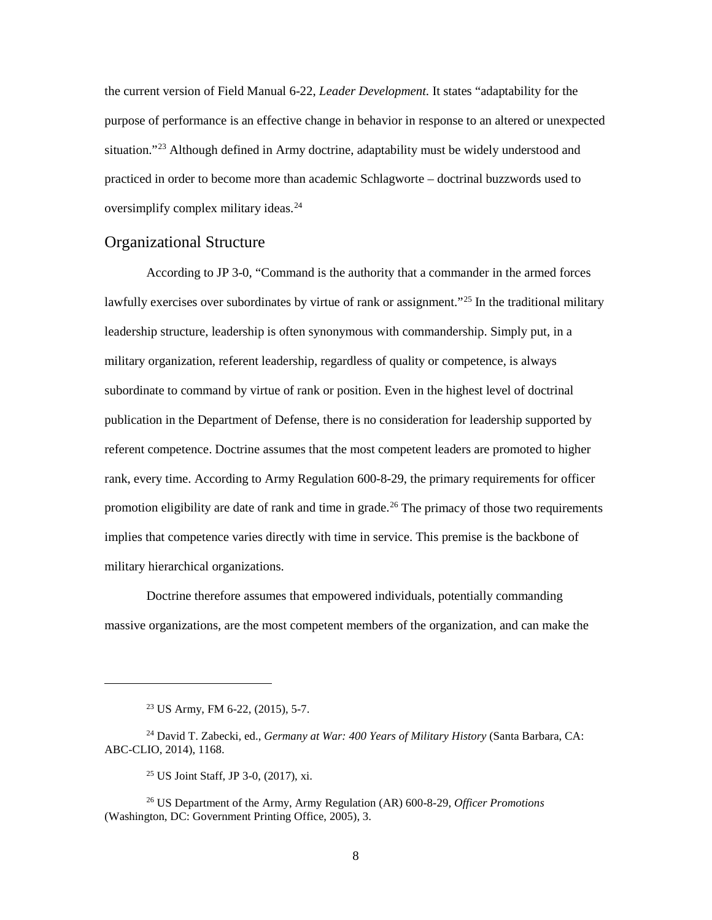the current version of Field Manual 6-22, *Leader Development*. It states "adaptability for the purpose of performance is an effective change in behavior in response to an altered or unexpected situation."[23] Although defined in Army doctrine, adaptability must be widely understood and practiced in order to become more than academic Schlagworte – doctrinal buzzwords used to oversimplify complex military ideas.[24]

## Organizational Structure

According to JP 3-0, "Command is the authority that a commander in the armed forces lawfully exercises over subordinates by virtue of rank or assignment."[25] In the traditional military leadership structure, leadership is often synonymous with commandership. Simply put, in a military organization, referent leadership, regardless of quality or competence, is always subordinate to command by virtue of rank or position. Even in the highest level of doctrinal publication in the Department of Defense, there is no consideration for leadership supported by referent competence. Doctrine assumes that the most competent leaders are promoted to higher rank, every time. According to Army Regulation 600-8-29, the primary requirements for officer promotion eligibility are date of rank and time in grade.[26] The primacy of those two requirements implies that competence varies directly with time in service. This premise is the backbone of military hierarchical organizations.

Doctrine therefore assumes that empowered individuals, potentially commanding massive organizations, are the most competent members of the organization, and can make the

---

[23] US Army, FM 6-22, (2015), 5-7.

[24] David T. Zabecki, ed., *Germany at War: 400 Years of Military History* (Santa Barbara, CA: ABC-CLIO, 2014), 1168.

[25] US Joint Staff, JP 3-0, (2017), xi.

[26] US Department of the Army, Army Regulation (AR) 600-8-29, *Officer Promotions* (Washington, DC: Government Printing Office, 2005), 3.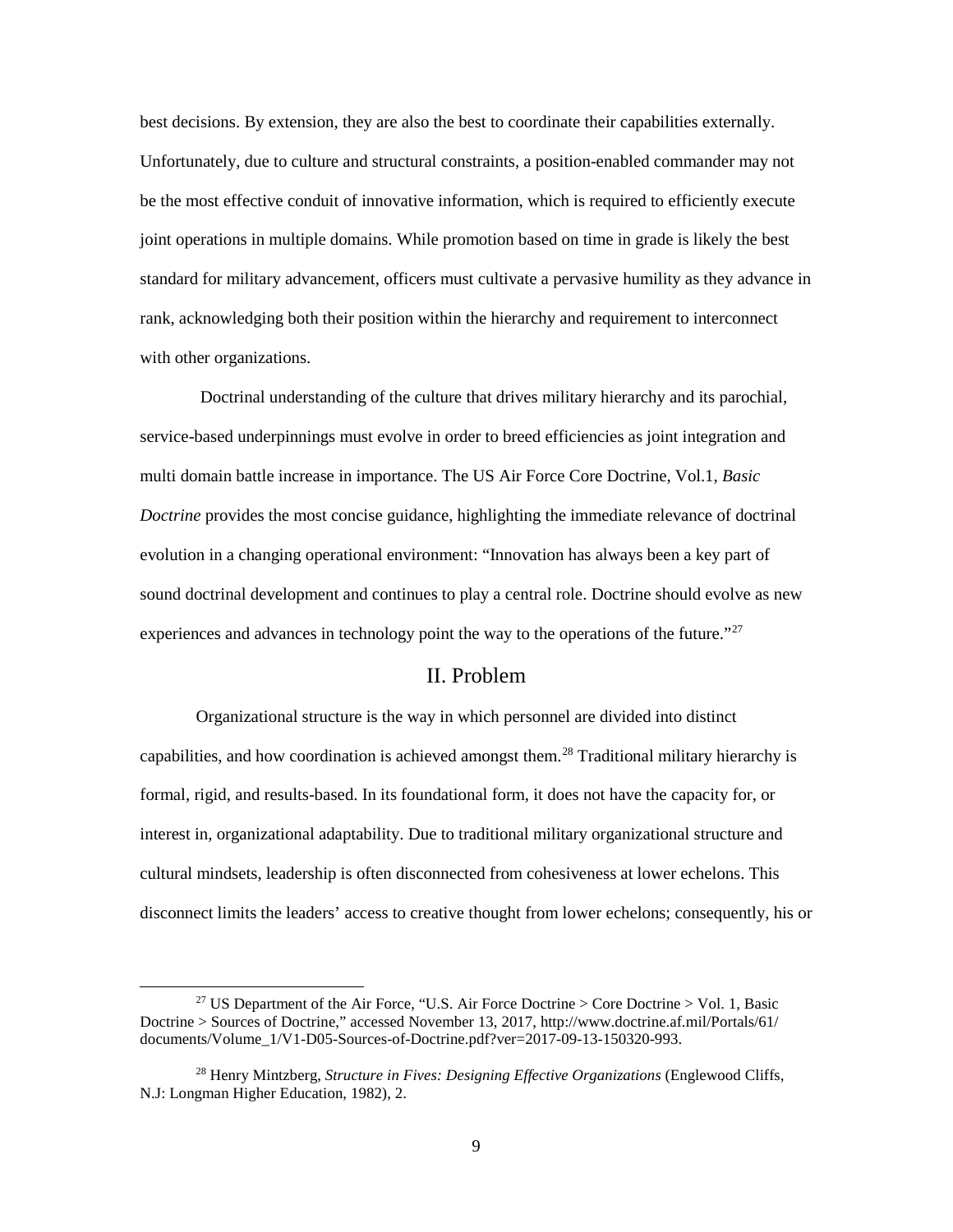best decisions. By extension, they are also the best to coordinate their capabilities externally. Unfortunately, due to culture and structural constraints, a position-enabled commander may not be the most effective conduit of innovative information, which is required to efficiently execute joint operations in multiple domains. While promotion based on time in grade is likely the best standard for military advancement, officers must cultivate a pervasive humility as they advance in rank, acknowledging both their position within the hierarchy and requirement to interconnect with other organizations.

Doctrinal understanding of the culture that drives military hierarchy and its parochial, service-based underpinnings must evolve in order to breed efficiencies as joint integration and multi domain battle increase in importance. The US Air Force Core Doctrine, Vol.1, *Basic Doctrine* provides the most concise guidance, highlighting the immediate relevance of doctrinal evolution in a changing operational environment: "Innovation has always been a key part of sound doctrinal development and continues to play a central role. Doctrine should evolve as new experiences and advances in technology point the way to the operations of the future."[27]

## II. Problem

Organizational structure is the way in which personnel are divided into distinct capabilities, and how coordination is achieved amongst them.[28] Traditional military hierarchy is formal, rigid, and results-based. In its foundational form, it does not have the capacity for, or interest in, organizational adaptability. Due to traditional military organizational structure and cultural mindsets, leadership is often disconnected from cohesiveness at lower echelons. This disconnect limits the leaders' access to creative thought from lower echelons; consequently, his or

---

[27] US Department of the Air Force, "U.S. Air Force Doctrine > Core Doctrine > Vol. 1, Basic Doctrine > Sources of Doctrine," accessed November 13, 2017, http://www.doctrine.af.mil/Portals/61/documents/Volume_1/V1-D05-Sources-of-Doctrine.pdf?ver=2017-09-13-150320-993.

[28] Henry Mintzberg, *Structure in Fives: Designing Effective Organizations* (Englewood Cliffs, N.J: Longman Higher Education, 1982), 2.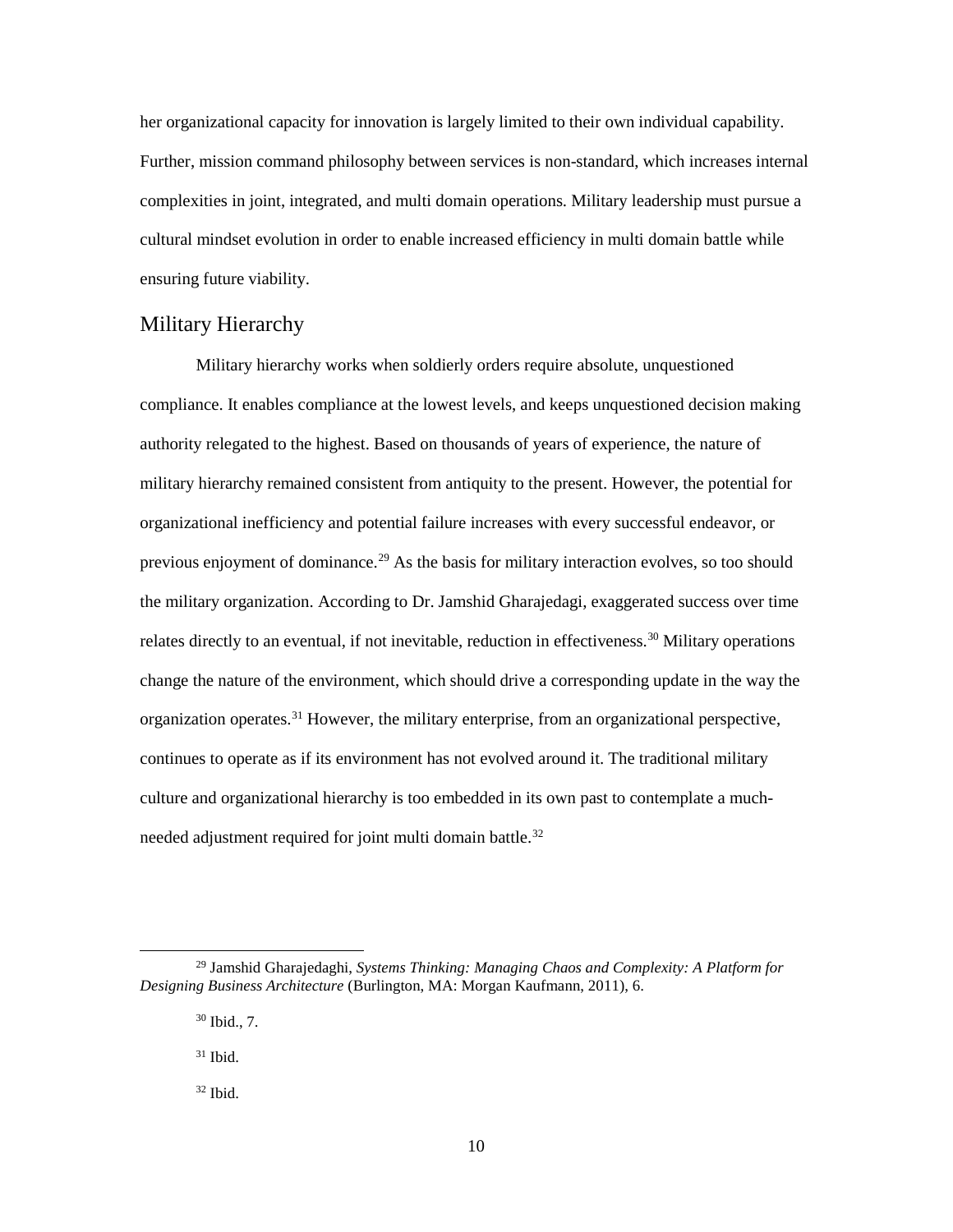her organizational capacity for innovation is largely limited to their own individual capability. Further, mission command philosophy between services is non-standard, which increases internal complexities in joint, integrated, and multi domain operations. Military leadership must pursue a cultural mindset evolution in order to enable increased efficiency in multi domain battle while ensuring future viability.

## Military Hierarchy

Military hierarchy works when soldierly orders require absolute, unquestioned compliance. It enables compliance at the lowest levels, and keeps unquestioned decision making authority relegated to the highest. Based on thousands of years of experience, the nature of military hierarchy remained consistent from antiquity to the present. However, the potential for organizational inefficiency and potential failure increases with every successful endeavor, or previous enjoyment of dominance.[29] As the basis for military interaction evolves, so too should the military organization. According to Dr. Jamshid Gharajedagi, exaggerated success over time relates directly to an eventual, if not inevitable, reduction in effectiveness.[30] Military operations change the nature of the environment, which should drive a corresponding update in the way the organization operates.[31] However, the military enterprise, from an organizational perspective, continues to operate as if its environment has not evolved around it. The traditional military culture and organizational hierarchy is too embedded in its own past to contemplate a much-needed adjustment required for joint multi domain battle.[32]

---

[29] Jamshid Gharajedaghi, *Systems Thinking: Managing Chaos and Complexity: A Platform for Designing Business Architecture* (Burlington, MA: Morgan Kaufmann, 2011), 6.

[30] Ibid., 7.

[31] Ibid.

[32] Ibid.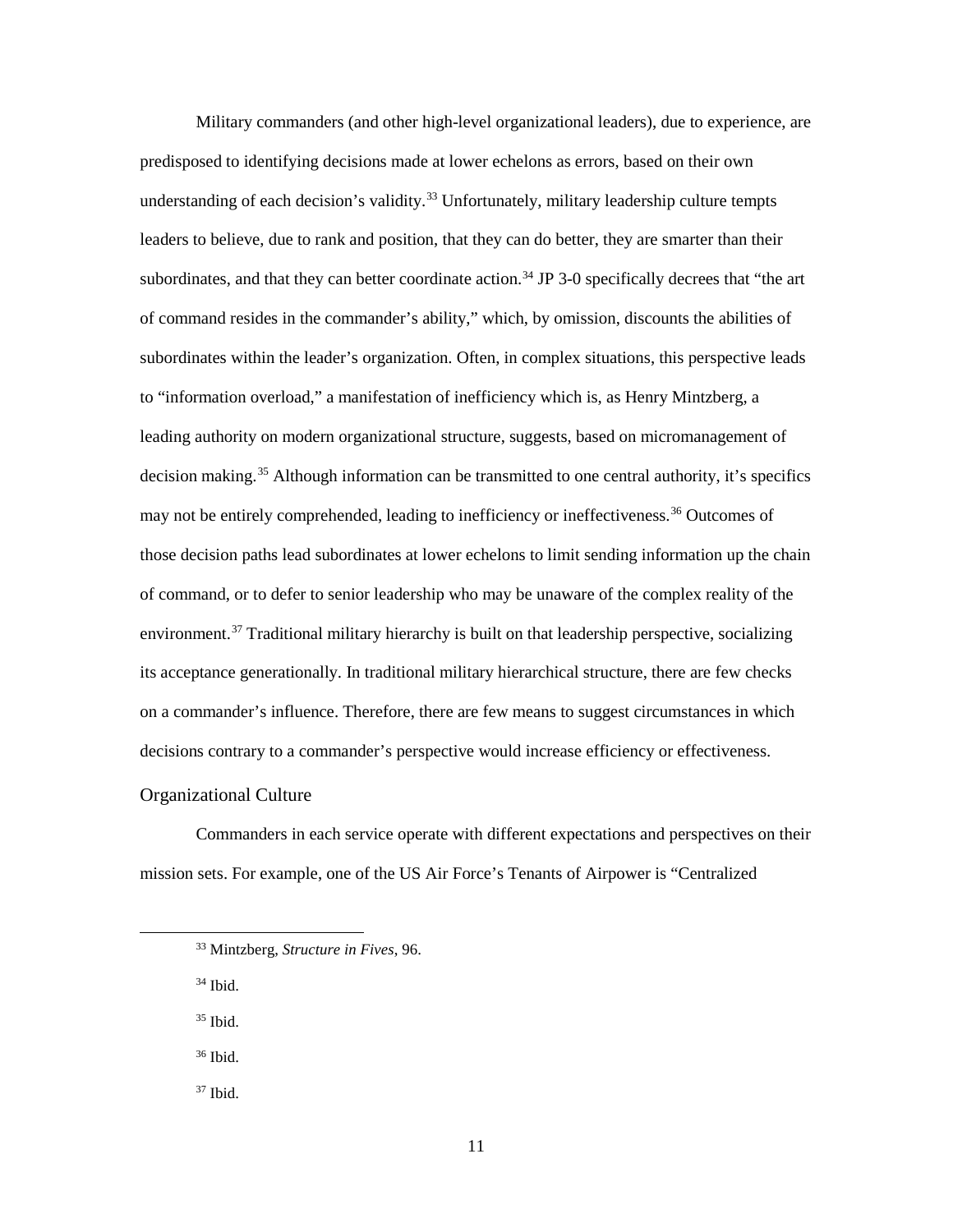Military commanders (and other high-level organizational leaders), due to experience, are predisposed to identifying decisions made at lower echelons as errors, based on their own understanding of each decision's validity.[33] Unfortunately, military leadership culture tempts leaders to believe, due to rank and position, that they can do better, they are smarter than their subordinates, and that they can better coordinate action.[34] JP 3-0 specifically decrees that "the art of command resides in the commander's ability," which, by omission, discounts the abilities of subordinates within the leader's organization. Often, in complex situations, this perspective leads to "information overload," a manifestation of inefficiency which is, as Henry Mintzberg, a leading authority on modern organizational structure, suggests, based on micromanagement of decision making.[35] Although information can be transmitted to one central authority, it's specifics may not be entirely comprehended, leading to inefficiency or ineffectiveness.[36] Outcomes of those decision paths lead subordinates at lower echelons to limit sending information up the chain of command, or to defer to senior leadership who may be unaware of the complex reality of the environment.[37] Traditional military hierarchy is built on that leadership perspective, socializing its acceptance generationally. In traditional military hierarchical structure, there are few checks on a commander's influence. Therefore, there are few means to suggest circumstances in which decisions contrary to a commander's perspective would increase efficiency or effectiveness.

## Organizational Culture

Commanders in each service operate with different expectations and perspectives on their mission sets. For example, one of the US Air Force's Tenants of Airpower is "Centralized

---

[33] Mintzberg, *Structure in Fives*, 96.

[34] Ibid.

[35] Ibid.

[36] Ibid.

[37] Ibid.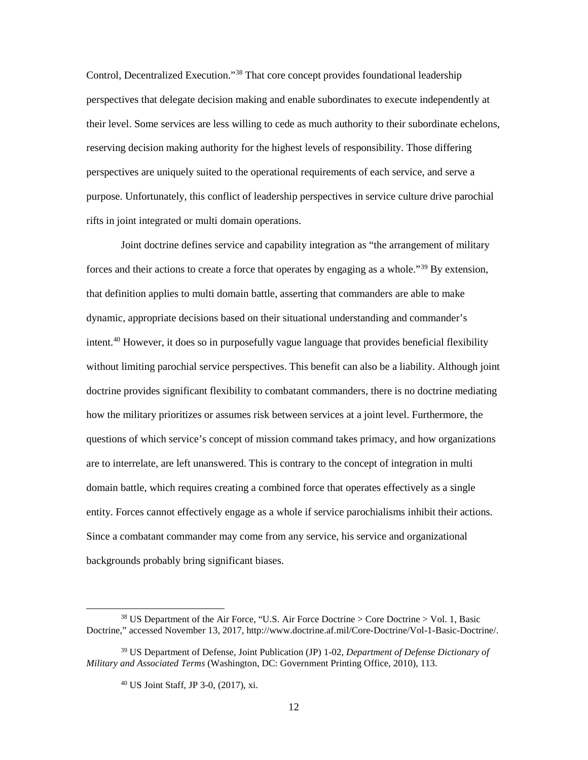Control, Decentralized Execution."[38] That core concept provides foundational leadership perspectives that delegate decision making and enable subordinates to execute independently at their level. Some services are less willing to cede as much authority to their subordinate echelons, reserving decision making authority for the highest levels of responsibility. Those differing perspectives are uniquely suited to the operational requirements of each service, and serve a purpose. Unfortunately, this conflict of leadership perspectives in service culture drive parochial rifts in joint integrated or multi domain operations.

Joint doctrine defines service and capability integration as "the arrangement of military forces and their actions to create a force that operates by engaging as a whole."[39] By extension, that definition applies to multi domain battle, asserting that commanders are able to make dynamic, appropriate decisions based on their situational understanding and commander's intent.[40] However, it does so in purposefully vague language that provides beneficial flexibility without limiting parochial service perspectives. This benefit can also be a liability. Although joint doctrine provides significant flexibility to combatant commanders, there is no doctrine mediating how the military prioritizes or assumes risk between services at a joint level. Furthermore, the questions of which service's concept of mission command takes primacy, and how organizations are to interrelate, are left unanswered. This is contrary to the concept of integration in multi domain battle, which requires creating a combined force that operates effectively as a single entity. Forces cannot effectively engage as a whole if service parochialisms inhibit their actions. Since a combatant commander may come from any service, his service and organizational backgrounds probably bring significant biases.

---

[38] US Department of the Air Force, "U.S. Air Force Doctrine > Core Doctrine > Vol. 1, Basic Doctrine," accessed November 13, 2017, http://www.doctrine.af.mil/Core-Doctrine/Vol-1-Basic-Doctrine/.

[39] US Department of Defense, Joint Publication (JP) 1-02, *Department of Defense Dictionary of Military and Associated Terms* (Washington, DC: Government Printing Office, 2010), 113.

[40] US Joint Staff, JP 3-0, (2017), xi.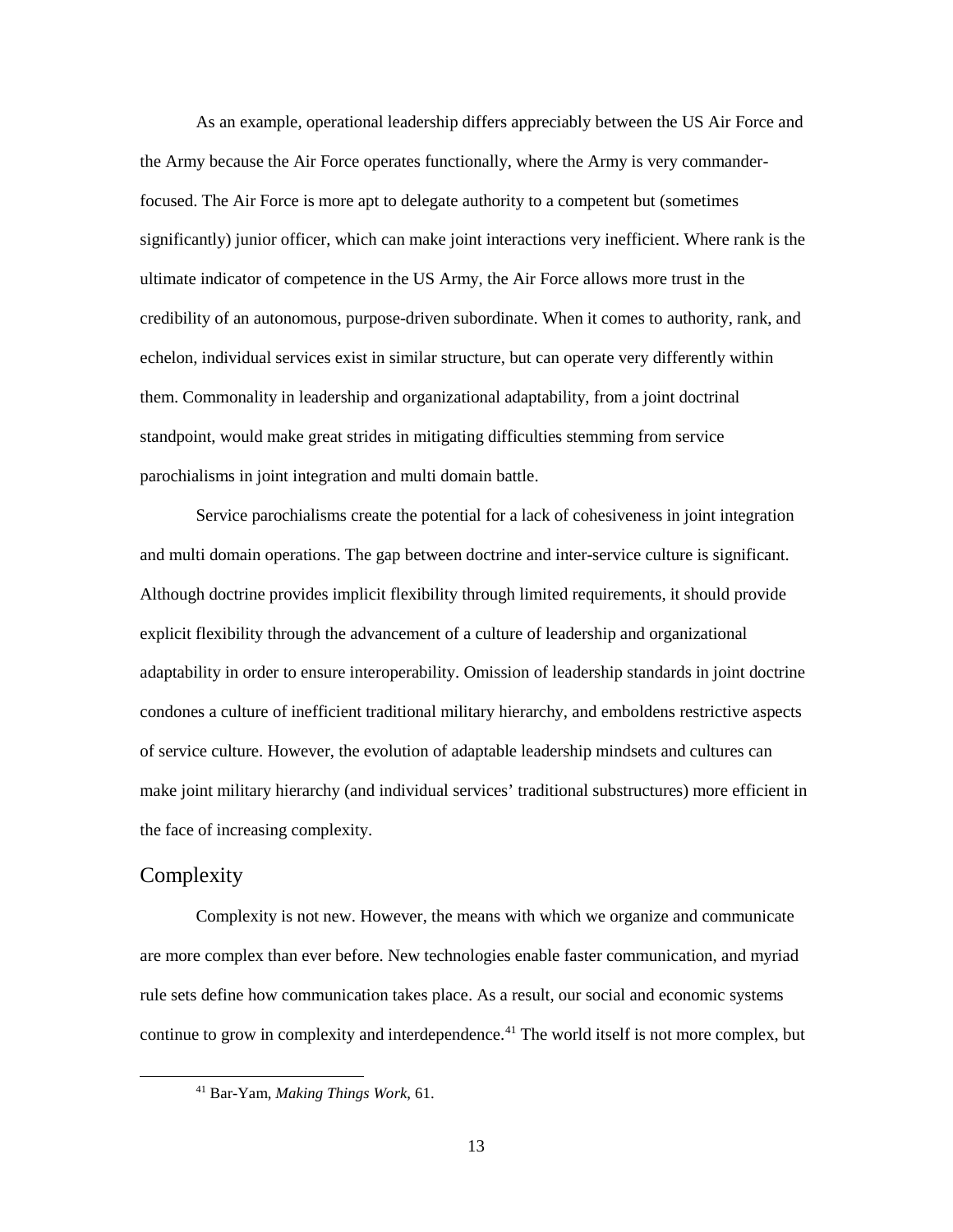As an example, operational leadership differs appreciably between the US Air Force and the Army because the Air Force operates functionally, where the Army is very commander-focused. The Air Force is more apt to delegate authority to a competent but (sometimes significantly) junior officer, which can make joint interactions very inefficient. Where rank is the ultimate indicator of competence in the US Army, the Air Force allows more trust in the credibility of an autonomous, purpose-driven subordinate. When it comes to authority, rank, and echelon, individual services exist in similar structure, but can operate very differently within them. Commonality in leadership and organizational adaptability, from a joint doctrinal standpoint, would make great strides in mitigating difficulties stemming from service parochialisms in joint integration and multi domain battle.

Service parochialisms create the potential for a lack of cohesiveness in joint integration and multi domain operations. The gap between doctrine and inter-service culture is significant. Although doctrine provides implicit flexibility through limited requirements, it should provide explicit flexibility through the advancement of a culture of leadership and organizational adaptability in order to ensure interoperability. Omission of leadership standards in joint doctrine condones a culture of inefficient traditional military hierarchy, and emboldens restrictive aspects of service culture. However, the evolution of adaptable leadership mindsets and cultures can make joint military hierarchy (and individual services' traditional substructures) more efficient in the face of increasing complexity.

## Complexity

Complexity is not new. However, the means with which we organize and communicate are more complex than ever before. New technologies enable faster communication, and myriad rule sets define how communication takes place. As a result, our social and economic systems continue to grow in complexity and interdependence.[41] The world itself is not more complex, but

[41] Bar-Yam, *Making Things Work*, 61.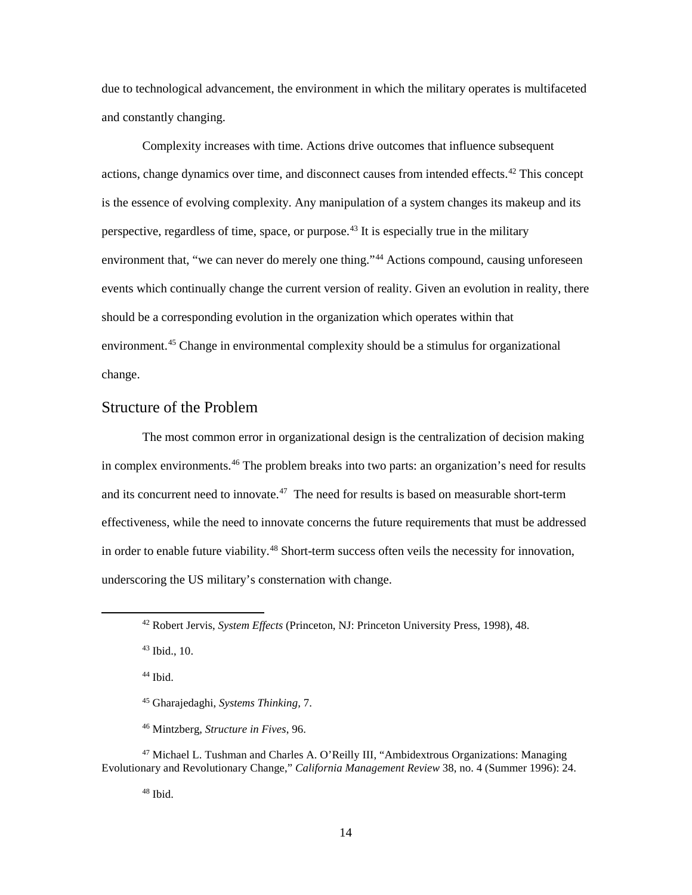due to technological advancement, the environment in which the military operates is multifaceted and constantly changing.

Complexity increases with time. Actions drive outcomes that influence subsequent actions, change dynamics over time, and disconnect causes from intended effects.[42] This concept is the essence of evolving complexity. Any manipulation of a system changes its makeup and its perspective, regardless of time, space, or purpose.[43] It is especially true in the military environment that, "we can never do merely one thing."[44] Actions compound, causing unforeseen events which continually change the current version of reality. Given an evolution in reality, there should be a corresponding evolution in the organization which operates within that environment.[45] Change in environmental complexity should be a stimulus for organizational change.

## Structure of the Problem

The most common error in organizational design is the centralization of decision making in complex environments.[46] The problem breaks into two parts: an organization's need for results and its concurrent need to innovate.[47] The need for results is based on measurable short-term effectiveness, while the need to innovate concerns the future requirements that must be addressed in order to enable future viability.[48] Short-term success often veils the necessity for innovation, underscoring the US military's consternation with change.

---

[42] Robert Jervis, *System Effects* (Princeton, NJ: Princeton University Press, 1998), 48.

[43] Ibid., 10.

[44] Ibid.

[45] Gharajedaghi, *Systems Thinking,* 7.

[46] Mintzberg, *Structure in Fives*, 96.

[47] Michael L. Tushman and Charles A. O'Reilly III, "Ambidextrous Organizations: Managing Evolutionary and Revolutionary Change," *California Management Review* 38, no. 4 (Summer 1996): 24.

[48] Ibid.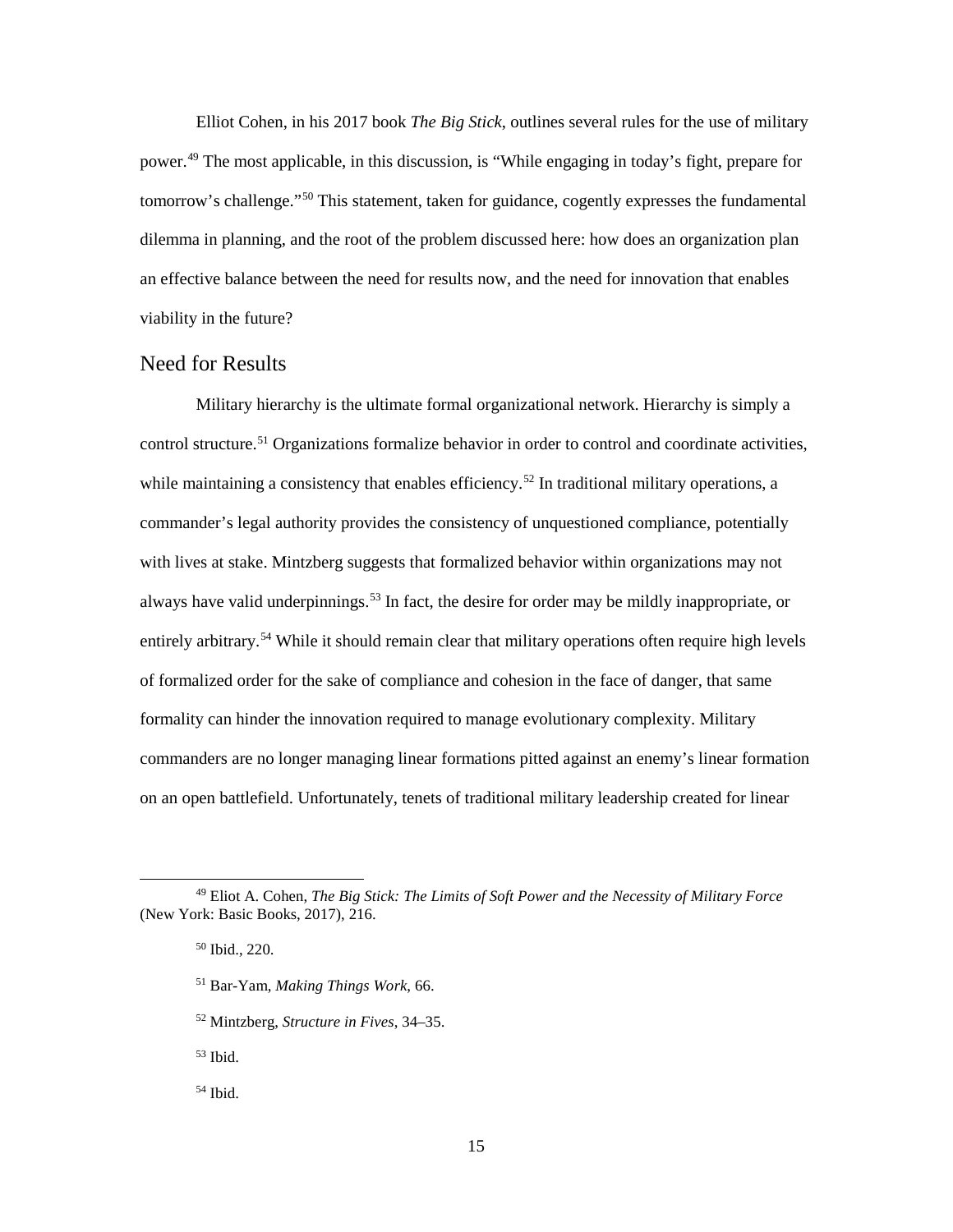Elliot Cohen, in his 2017 book *The Big Stick*, outlines several rules for the use of military power.[49] The most applicable, in this discussion, is "While engaging in today's fight, prepare for tomorrow's challenge."[50] This statement, taken for guidance, cogently expresses the fundamental dilemma in planning, and the root of the problem discussed here: how does an organization plan an effective balance between the need for results now, and the need for innovation that enables viability in the future?

## Need for Results

Military hierarchy is the ultimate formal organizational network. Hierarchy is simply a control structure.[51] Organizations formalize behavior in order to control and coordinate activities, while maintaining a consistency that enables efficiency.[52] In traditional military operations, a commander's legal authority provides the consistency of unquestioned compliance, potentially with lives at stake. Mintzberg suggests that formalized behavior within organizations may not always have valid underpinnings.[53] In fact, the desire for order may be mildly inappropriate, or entirely arbitrary.[54] While it should remain clear that military operations often require high levels of formalized order for the sake of compliance and cohesion in the face of danger, that same formality can hinder the innovation required to manage evolutionary complexity. Military commanders are no longer managing linear formations pitted against an enemy's linear formation on an open battlefield. Unfortunately, tenets of traditional military leadership created for linear

---

[49] Eliot A. Cohen, *The Big Stick: The Limits of Soft Power and the Necessity of Military Force* (New York: Basic Books, 2017), 216.

[50] Ibid., 220.

[51] Bar-Yam, *Making Things Work*, 66.

[52] Mintzberg, *Structure in Fives*, 34–35.

[53] Ibid.

[54] Ibid.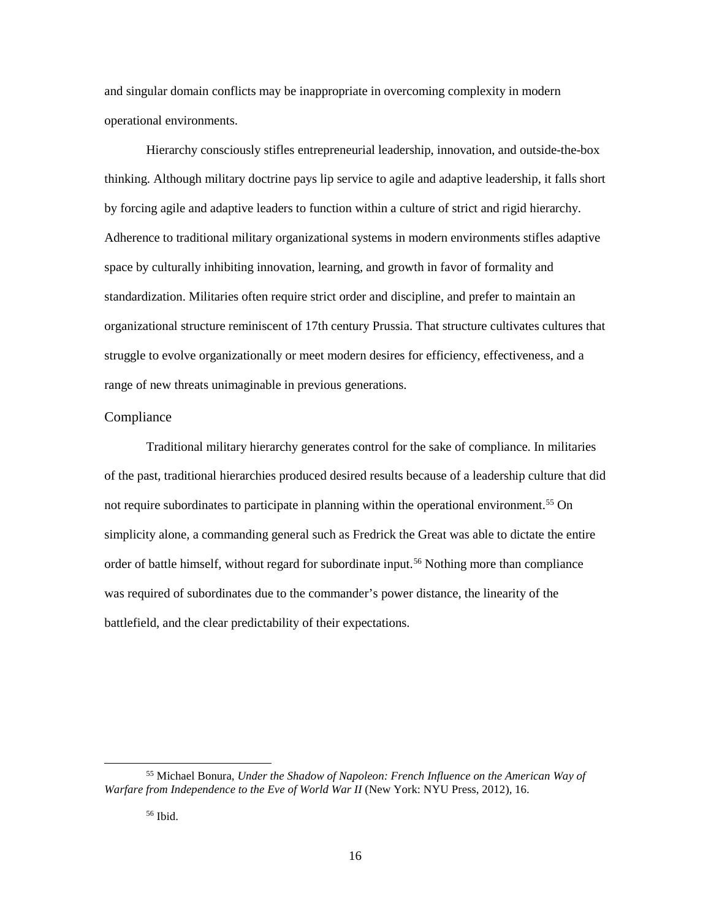and singular domain conflicts may be inappropriate in overcoming complexity in modern operational environments.

Hierarchy consciously stifles entrepreneurial leadership, innovation, and outside-the-box thinking. Although military doctrine pays lip service to agile and adaptive leadership, it falls short by forcing agile and adaptive leaders to function within a culture of strict and rigid hierarchy. Adherence to traditional military organizational systems in modern environments stifles adaptive space by culturally inhibiting innovation, learning, and growth in favor of formality and standardization. Militaries often require strict order and discipline, and prefer to maintain an organizational structure reminiscent of 17th century Prussia. That structure cultivates cultures that struggle to evolve organizationally or meet modern desires for efficiency, effectiveness, and a range of new threats unimaginable in previous generations.

## Compliance

Traditional military hierarchy generates control for the sake of compliance. In militaries of the past, traditional hierarchies produced desired results because of a leadership culture that did not require subordinates to participate in planning within the operational environment.[55] On simplicity alone, a commanding general such as Fredrick the Great was able to dictate the entire order of battle himself, without regard for subordinate input.[56] Nothing more than compliance was required of subordinates due to the commander's power distance, the linearity of the battlefield, and the clear predictability of their expectations.

---

[55] Michael Bonura, *Under the Shadow of Napoleon: French Influence on the American Way of Warfare from Independence to the Eve of World War II* (New York: NYU Press, 2012), 16.

[56] Ibid.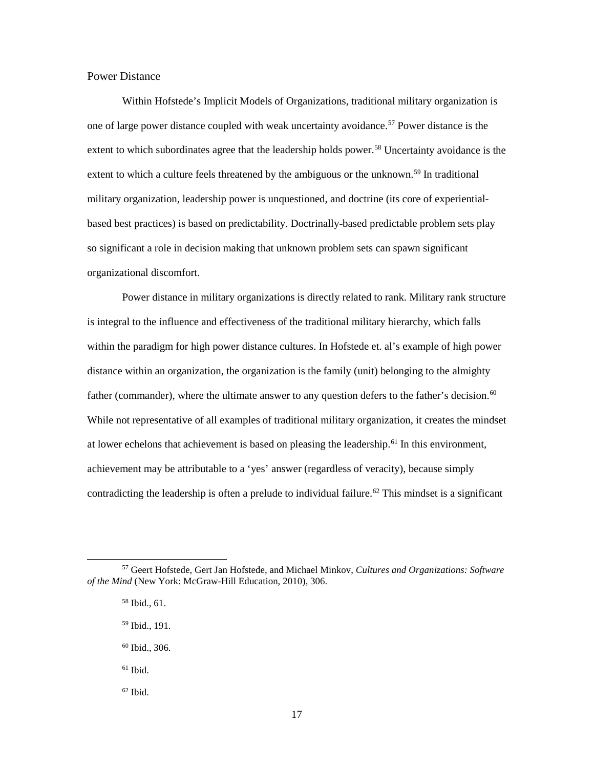## Power Distance

Within Hofstede's Implicit Models of Organizations, traditional military organization is one of large power distance coupled with weak uncertainty avoidance.[57] Power distance is the extent to which subordinates agree that the leadership holds power.[58] Uncertainty avoidance is the extent to which a culture feels threatened by the ambiguous or the unknown.[59] In traditional military organization, leadership power is unquestioned, and doctrine (its core of experiential-based best practices) is based on predictability. Doctrinally-based predictable problem sets play so significant a role in decision making that unknown problem sets can spawn significant organizational discomfort.

Power distance in military organizations is directly related to rank. Military rank structure is integral to the influence and effectiveness of the traditional military hierarchy, which falls within the paradigm for high power distance cultures. In Hofstede et. al's example of high power distance within an organization, the organization is the family (unit) belonging to the almighty father (commander), where the ultimate answer to any question defers to the father's decision.[60] While not representative of all examples of traditional military organization, it creates the mindset at lower echelons that achievement is based on pleasing the leadership.[61] In this environment, achievement may be attributable to a 'yes' answer (regardless of veracity), because simply contradicting the leadership is often a prelude to individual failure.[62] This mindset is a significant

---

[57] Geert Hofstede, Gert Jan Hofstede, and Michael Minkov, *Cultures and Organizations: Software of the Mind* (New York: McGraw-Hill Education, 2010), 306.

[58] Ibid., 61.

[59] Ibid., 191.

[60] Ibid., 306.

[61] Ibid.

[62] Ibid.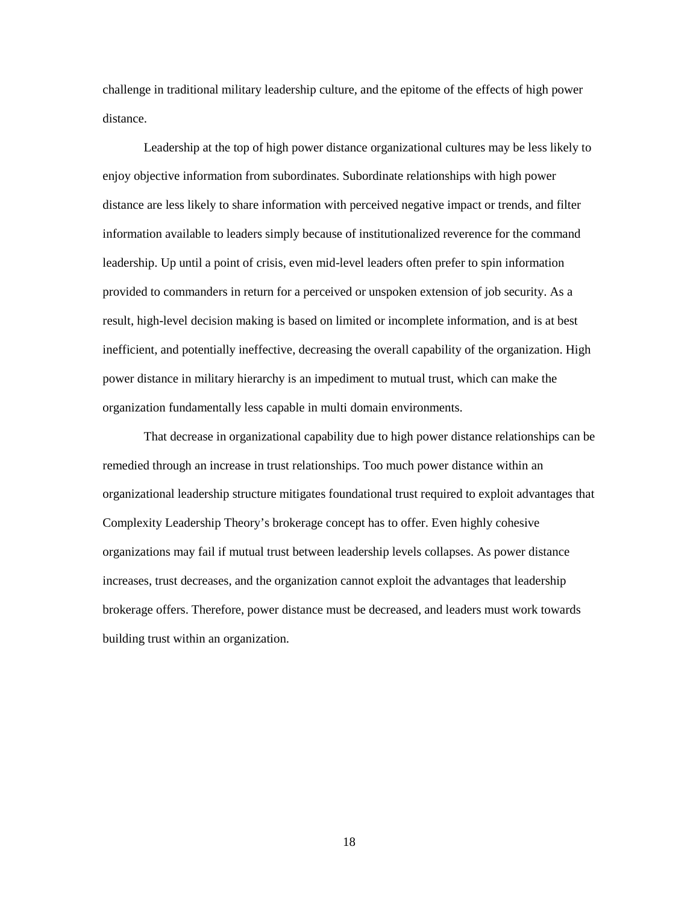challenge in traditional military leadership culture, and the epitome of the effects of high power distance.

Leadership at the top of high power distance organizational cultures may be less likely to enjoy objective information from subordinates. Subordinate relationships with high power distance are less likely to share information with perceived negative impact or trends, and filter information available to leaders simply because of institutionalized reverence for the command leadership. Up until a point of crisis, even mid-level leaders often prefer to spin information provided to commanders in return for a perceived or unspoken extension of job security. As a result, high-level decision making is based on limited or incomplete information, and is at best inefficient, and potentially ineffective, decreasing the overall capability of the organization. High power distance in military hierarchy is an impediment to mutual trust, which can make the organization fundamentally less capable in multi domain environments.

That decrease in organizational capability due to high power distance relationships can be remedied through an increase in trust relationships. Too much power distance within an organizational leadership structure mitigates foundational trust required to exploit advantages that Complexity Leadership Theory's brokerage concept has to offer. Even highly cohesive organizations may fail if mutual trust between leadership levels collapses. As power distance increases, trust decreases, and the organization cannot exploit the advantages that leadership brokerage offers. Therefore, power distance must be decreased, and leaders must work towards building trust within an organization.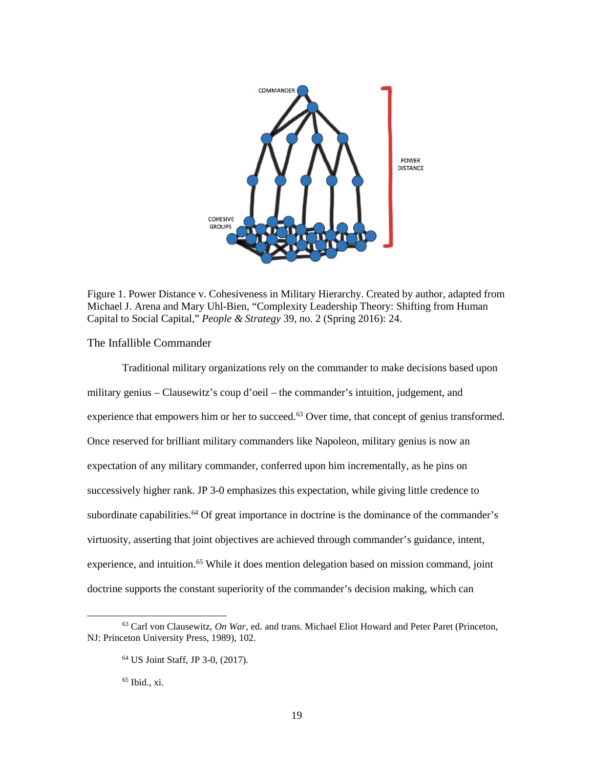Figure 1. Power Distance v. Cohesiveness in Military Hierarchy. Created by author, adapted from Michael J. Arena and Mary Uhl-Bien, "Complexity Leadership Theory: Shifting from Human Capital to Social Capital," *People & Strategy* 39, no. 2 (Spring 2016): 24.

## The Infallible Commander

Traditional military organizations rely on the commander to make decisions based upon military genius – Clausewitz's coup d'oeil – the commander's intuition, judgement, and experience that empowers him or her to succeed.[63] Over time, that concept of genius transformed. Once reserved for brilliant military commanders like Napoleon, military genius is now an expectation of any military commander, conferred upon him incrementally, as he pins on successively higher rank. JP 3-0 emphasizes this expectation, while giving little credence to subordinate capabilities.[64] Of great importance in doctrine is the dominance of the commander's virtuosity, asserting that joint objectives are achieved through commander's guidance, intent, experience, and intuition.[65] While it does mention delegation based on mission command, joint doctrine supports the constant superiority of the commander's decision making, which can

[63] Carl von Clausewitz, *On War*, ed. and trans. Michael Eliot Howard and Peter Paret (Princeton, NJ: Princeton University Press, 1989), 102.

[64] US Joint Staff, JP 3-0, (2017).

[65] Ibid., xi.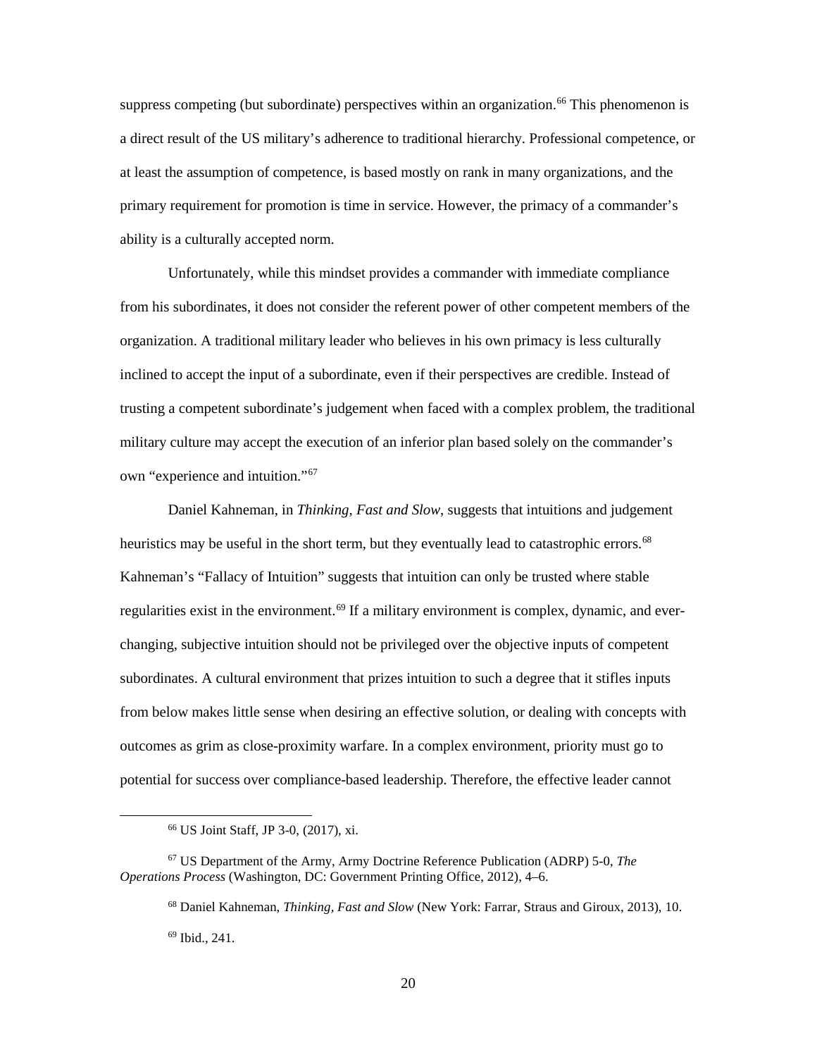suppress competing (but subordinate) perspectives within an organization.[66] This phenomenon is a direct result of the US military's adherence to traditional hierarchy. Professional competence, or at least the assumption of competence, is based mostly on rank in many organizations, and the primary requirement for promotion is time in service. However, the primacy of a commander's ability is a culturally accepted norm.

Unfortunately, while this mindset provides a commander with immediate compliance from his subordinates, it does not consider the referent power of other competent members of the organization. A traditional military leader who believes in his own primacy is less culturally inclined to accept the input of a subordinate, even if their perspectives are credible. Instead of trusting a competent subordinate's judgement when faced with a complex problem, the traditional military culture may accept the execution of an inferior plan based solely on the commander's own "experience and intuition."[67]

Daniel Kahneman, in *Thinking, Fast and Slow*, suggests that intuitions and judgement heuristics may be useful in the short term, but they eventually lead to catastrophic errors.[68] Kahneman's "Fallacy of Intuition" suggests that intuition can only be trusted where stable regularities exist in the environment.[69] If a military environment is complex, dynamic, and ever-changing, subjective intuition should not be privileged over the objective inputs of competent subordinates. A cultural environment that prizes intuition to such a degree that it stifles inputs from below makes little sense when desiring an effective solution, or dealing with concepts with outcomes as grim as close-proximity warfare. In a complex environment, priority must go to potential for success over compliance-based leadership. Therefore, the effective leader cannot

---

[66] US Joint Staff, JP 3-0, (2017), xi.

[67] US Department of the Army, Army Doctrine Reference Publication (ADRP) 5-0, *The Operations Process* (Washington, DC: Government Printing Office, 2012), 4–6.

[68] Daniel Kahneman, *Thinking, Fast and Slow* (New York: Farrar, Straus and Giroux, 2013), 10.

[69] Ibid., 241.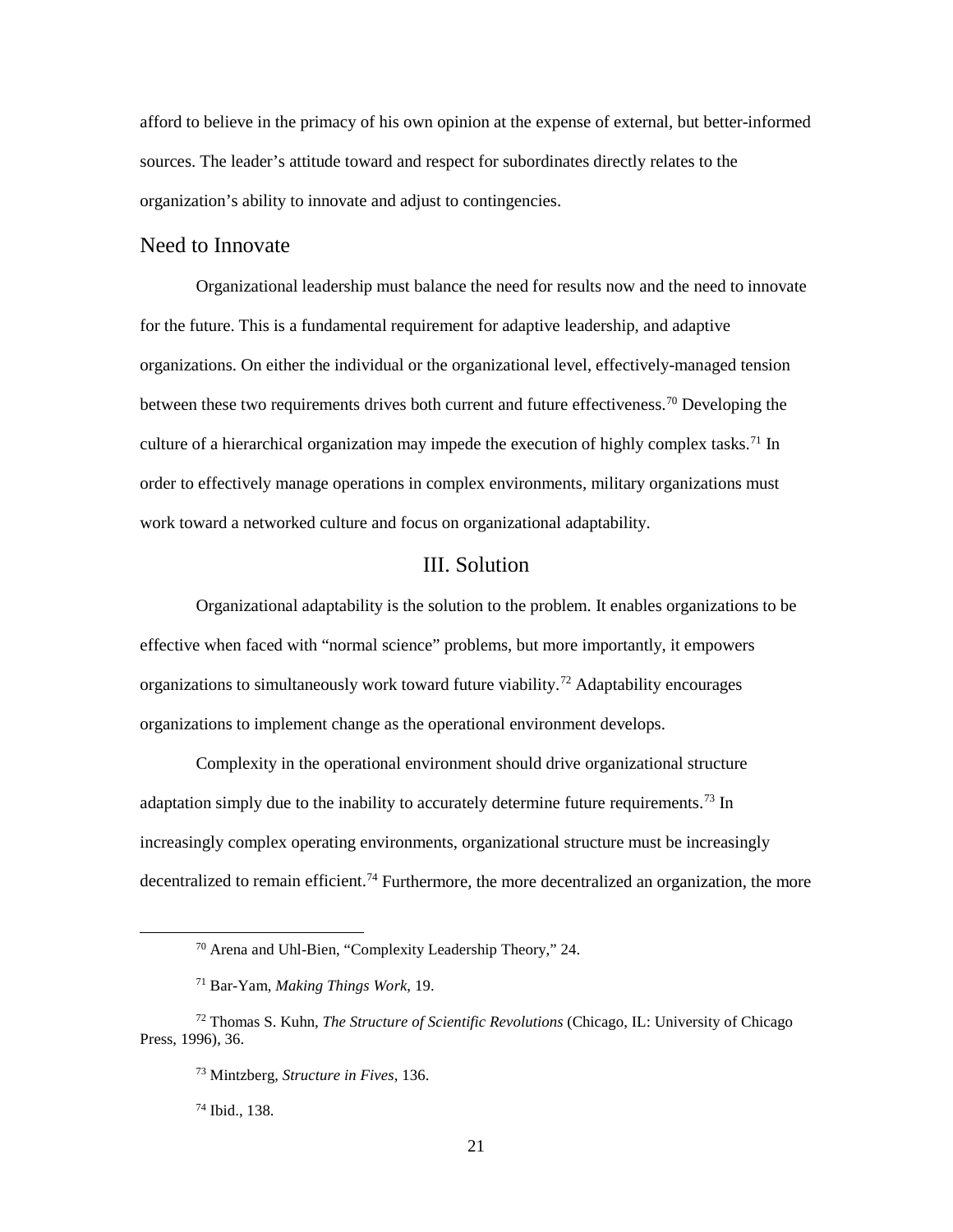afford to believe in the primacy of his own opinion at the expense of external, but better-informed sources. The leader's attitude toward and respect for subordinates directly relates to the organization's ability to innovate and adjust to contingencies.

### Need to Innovate

Organizational leadership must balance the need for results now and the need to innovate for the future. This is a fundamental requirement for adaptive leadership, and adaptive organizations. On either the individual or the organizational level, effectively-managed tension between these two requirements drives both current and future effectiveness.[70] Developing the culture of a hierarchical organization may impede the execution of highly complex tasks.[71] In order to effectively manage operations in complex environments, military organizations must work toward a networked culture and focus on organizational adaptability.

## III. Solution

Organizational adaptability is the solution to the problem. It enables organizations to be effective when faced with "normal science" problems, but more importantly, it empowers organizations to simultaneously work toward future viability.[72] Adaptability encourages organizations to implement change as the operational environment develops.

Complexity in the operational environment should drive organizational structure adaptation simply due to the inability to accurately determine future requirements.[73] In increasingly complex operating environments, organizational structure must be increasingly decentralized to remain efficient.[74] Furthermore, the more decentralized an organization, the more

---

[70] Arena and Uhl-Bien, "Complexity Leadership Theory," 24.

[71] Bar-Yam, *Making Things Work*, 19.

[72] Thomas S. Kuhn, *The Structure of Scientific Revolutions* (Chicago, IL: University of Chicago Press, 1996), 36.

[73] Mintzberg, *Structure in Fives*, 136.

[74] Ibid., 138.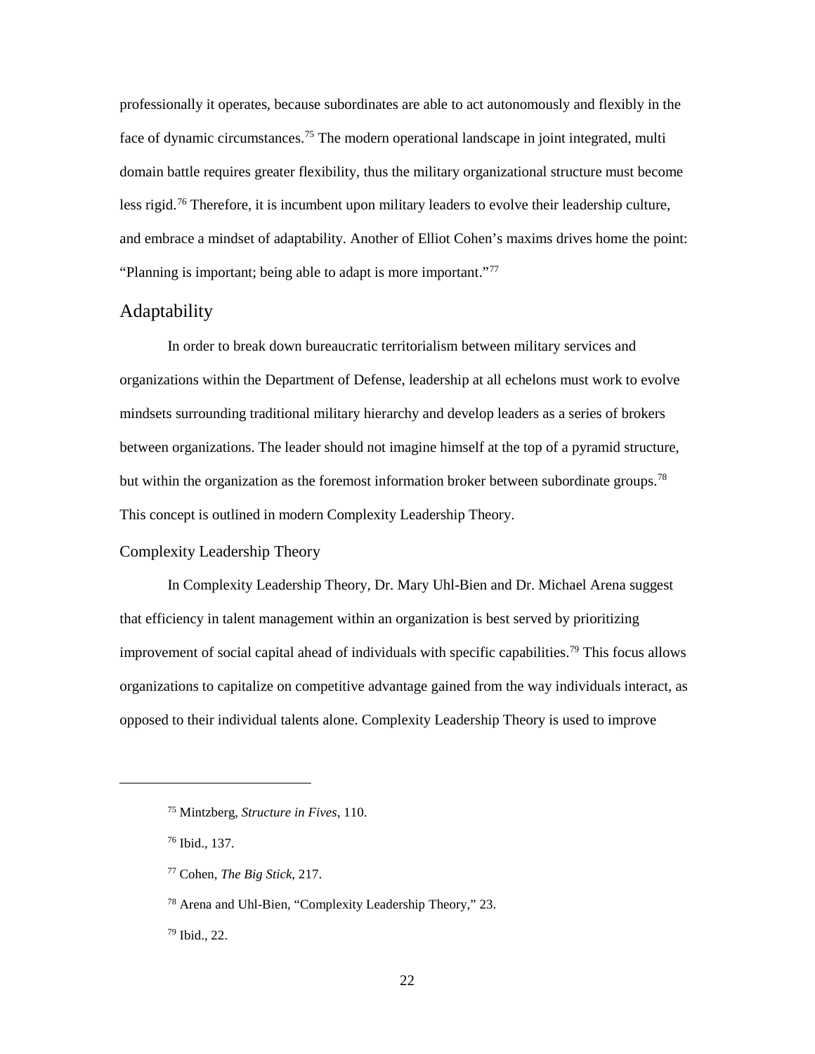professionally it operates, because subordinates are able to act autonomously and flexibly in the face of dynamic circumstances.[75] The modern operational landscape in joint integrated, multi domain battle requires greater flexibility, thus the military organizational structure must become less rigid.[76] Therefore, it is incumbent upon military leaders to evolve their leadership culture, and embrace a mindset of adaptability. Another of Elliot Cohen's maxims drives home the point: "Planning is important; being able to adapt is more important."[77]

## Adaptability

In order to break down bureaucratic territorialism between military services and organizations within the Department of Defense, leadership at all echelons must work to evolve mindsets surrounding traditional military hierarchy and develop leaders as a series of brokers between organizations. The leader should not imagine himself at the top of a pyramid structure, but within the organization as the foremost information broker between subordinate groups.[78] This concept is outlined in modern Complexity Leadership Theory.

### Complexity Leadership Theory

In Complexity Leadership Theory, Dr. Mary Uhl-Bien and Dr. Michael Arena suggest that efficiency in talent management within an organization is best served by prioritizing improvement of social capital ahead of individuals with specific capabilities.[79] This focus allows organizations to capitalize on competitive advantage gained from the way individuals interact, as opposed to their individual talents alone. Complexity Leadership Theory is used to improve

---

[75] Mintzberg, *Structure in Fives*, 110.

[76] Ibid., 137.

[77] Cohen, *The Big Stick*, 217.

[78] Arena and Uhl-Bien, "Complexity Leadership Theory," 23.

[79] Ibid., 22.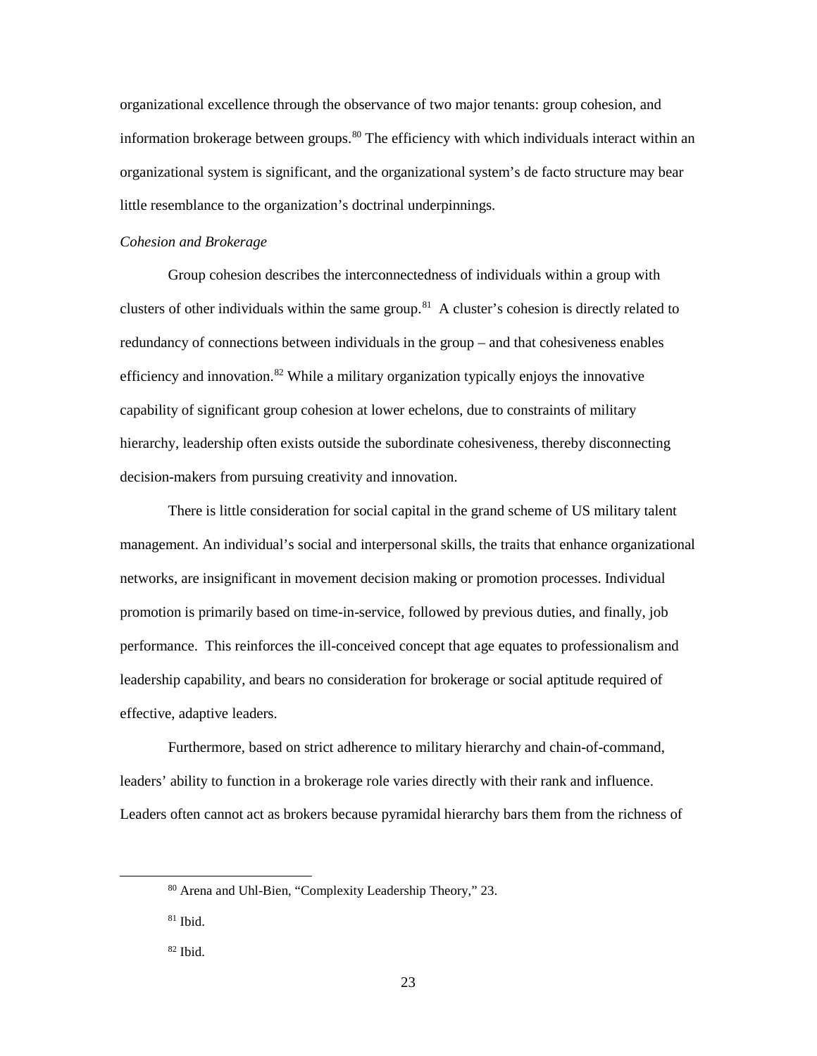organizational excellence through the observance of two major tenants: group cohesion, and information brokerage between groups.[80] The efficiency with which individuals interact within an organizational system is significant, and the organizational system's de facto structure may bear little resemblance to the organization's doctrinal underpinnings.

*Cohesion and Brokerage*

Group cohesion describes the interconnectedness of individuals within a group with clusters of other individuals within the same group.[81] A cluster's cohesion is directly related to redundancy of connections between individuals in the group – and that cohesiveness enables efficiency and innovation.[82] While a military organization typically enjoys the innovative capability of significant group cohesion at lower echelons, due to constraints of military hierarchy, leadership often exists outside the subordinate cohesiveness, thereby disconnecting decision-makers from pursuing creativity and innovation.

There is little consideration for social capital in the grand scheme of US military talent management. An individual's social and interpersonal skills, the traits that enhance organizational networks, are insignificant in movement decision making or promotion processes. Individual promotion is primarily based on time-in-service, followed by previous duties, and finally, job performance. This reinforces the ill-conceived concept that age equates to professionalism and leadership capability, and bears no consideration for brokerage or social aptitude required of effective, adaptive leaders.

Furthermore, based on strict adherence to military hierarchy and chain-of-command, leaders' ability to function in a brokerage role varies directly with their rank and influence. Leaders often cannot act as brokers because pyramidal hierarchy bars them from the richness of

---

[80] Arena and Uhl-Bien, "Complexity Leadership Theory," 23.

[81] Ibid.

[82] Ibid.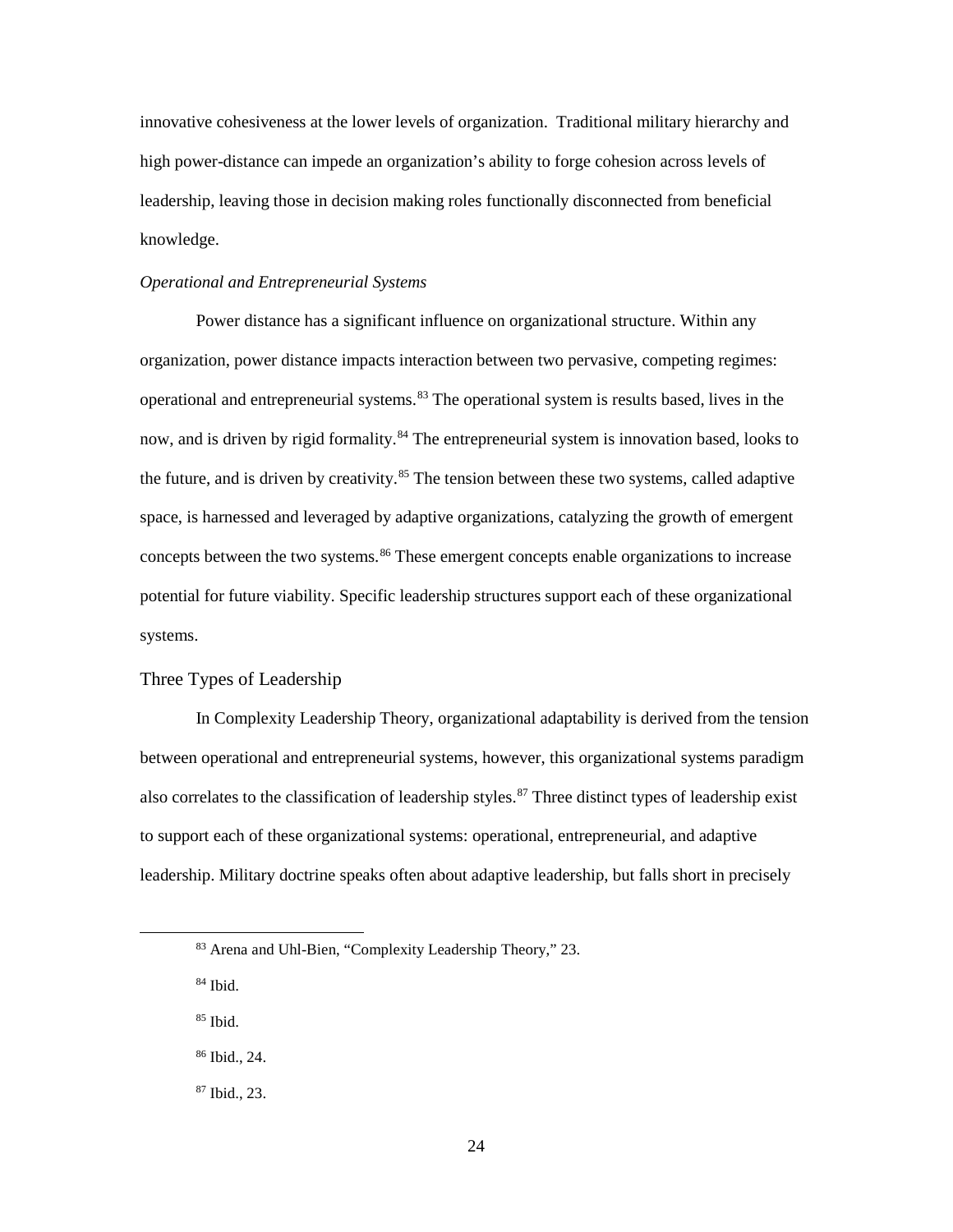innovative cohesiveness at the lower levels of organization. Traditional military hierarchy and high power-distance can impede an organization's ability to forge cohesion across levels of leadership, leaving those in decision making roles functionally disconnected from beneficial knowledge.

### *Operational and Entrepreneurial Systems*

Power distance has a significant influence on organizational structure. Within any organization, power distance impacts interaction between two pervasive, competing regimes: operational and entrepreneurial systems.[83] The operational system is results based, lives in the now, and is driven by rigid formality.[84] The entrepreneurial system is innovation based, looks to the future, and is driven by creativity.[85] The tension between these two systems, called adaptive space, is harnessed and leveraged by adaptive organizations, catalyzing the growth of emergent concepts between the two systems.[86] These emergent concepts enable organizations to increase potential for future viability. Specific leadership structures support each of these organizational systems.

## Three Types of Leadership

In Complexity Leadership Theory, organizational adaptability is derived from the tension between operational and entrepreneurial systems, however, this organizational systems paradigm also correlates to the classification of leadership styles.[87] Three distinct types of leadership exist to support each of these organizational systems: operational, entrepreneurial, and adaptive leadership. Military doctrine speaks often about adaptive leadership, but falls short in precisely

---

[83] Arena and Uhl-Bien, "Complexity Leadership Theory," 23.

[84] Ibid.

[85] Ibid.

[86] Ibid., 24.

[87] Ibid., 23.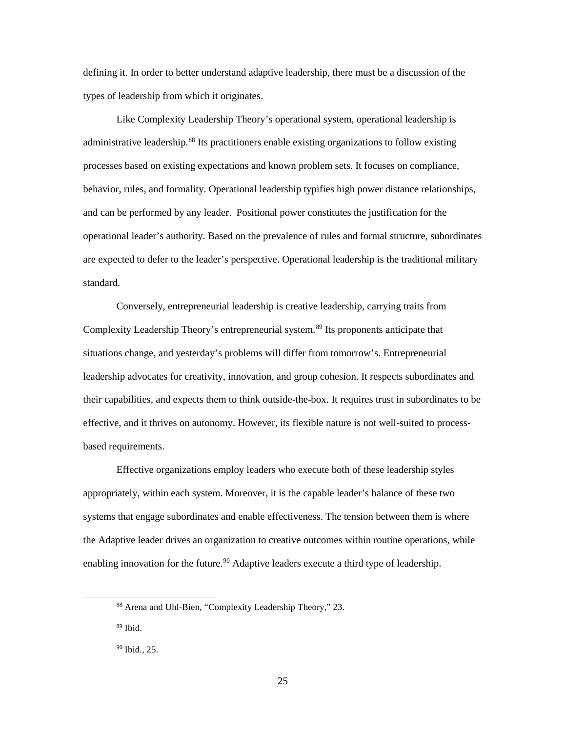defining it. In order to better understand adaptive leadership, there must be a discussion of the types of leadership from which it originates.

Like Complexity Leadership Theory's operational system, operational leadership is administrative leadership.[88] Its practitioners enable existing organizations to follow existing processes based on existing expectations and known problem sets. It focuses on compliance, behavior, rules, and formality. Operational leadership typifies high power distance relationships, and can be performed by any leader. Positional power constitutes the justification for the operational leader's authority. Based on the prevalence of rules and formal structure, subordinates are expected to defer to the leader's perspective. Operational leadership is the traditional military standard.

Conversely, entrepreneurial leadership is creative leadership, carrying traits from Complexity Leadership Theory's entrepreneurial system.[89] Its proponents anticipate that situations change, and yesterday's problems will differ from tomorrow's. Entrepreneurial leadership advocates for creativity, innovation, and group cohesion. It respects subordinates and their capabilities, and expects them to think outside-the-box. It requires trust in subordinates to be effective, and it thrives on autonomy. However, its flexible nature is not well-suited to process-based requirements.

Effective organizations employ leaders who execute both of these leadership styles appropriately, within each system. Moreover, it is the capable leader's balance of these two systems that engage subordinates and enable effectiveness. The tension between them is where the Adaptive leader drives an organization to creative outcomes within routine operations, while enabling innovation for the future.[90] Adaptive leaders execute a third type of leadership.

---

[88] Arena and Uhl-Bien, "Complexity Leadership Theory," 23.

[89] Ibid.

[90] Ibid., 25.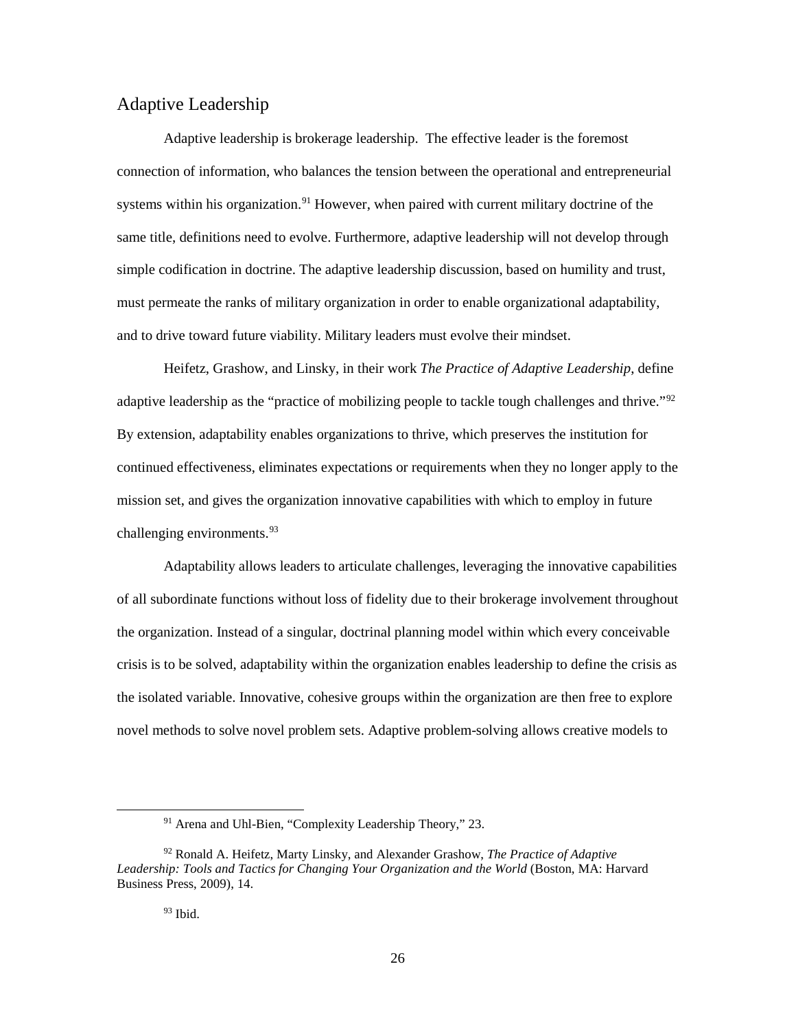## Adaptive Leadership

Adaptive leadership is brokerage leadership. The effective leader is the foremost connection of information, who balances the tension between the operational and entrepreneurial systems within his organization.[91] However, when paired with current military doctrine of the same title, definitions need to evolve. Furthermore, adaptive leadership will not develop through simple codification in doctrine. The adaptive leadership discussion, based on humility and trust, must permeate the ranks of military organization in order to enable organizational adaptability, and to drive toward future viability. Military leaders must evolve their mindset.

Heifetz, Grashow, and Linsky, in their work *The Practice of Adaptive Leadership*, define adaptive leadership as the "practice of mobilizing people to tackle tough challenges and thrive."[92] By extension, adaptability enables organizations to thrive, which preserves the institution for continued effectiveness, eliminates expectations or requirements when they no longer apply to the mission set, and gives the organization innovative capabilities with which to employ in future challenging environments.[93]

Adaptability allows leaders to articulate challenges, leveraging the innovative capabilities of all subordinate functions without loss of fidelity due to their brokerage involvement throughout the organization. Instead of a singular, doctrinal planning model within which every conceivable crisis is to be solved, adaptability within the organization enables leadership to define the crisis as the isolated variable. Innovative, cohesive groups within the organization are then free to explore novel methods to solve novel problem sets. Adaptive problem-solving allows creative models to

---

[91] Arena and Uhl-Bien, "Complexity Leadership Theory," 23.

[92] Ronald A. Heifetz, Marty Linsky, and Alexander Grashow, *The Practice of Adaptive Leadership: Tools and Tactics for Changing Your Organization and the World* (Boston, MA: Harvard Business Press, 2009), 14.

[93] Ibid.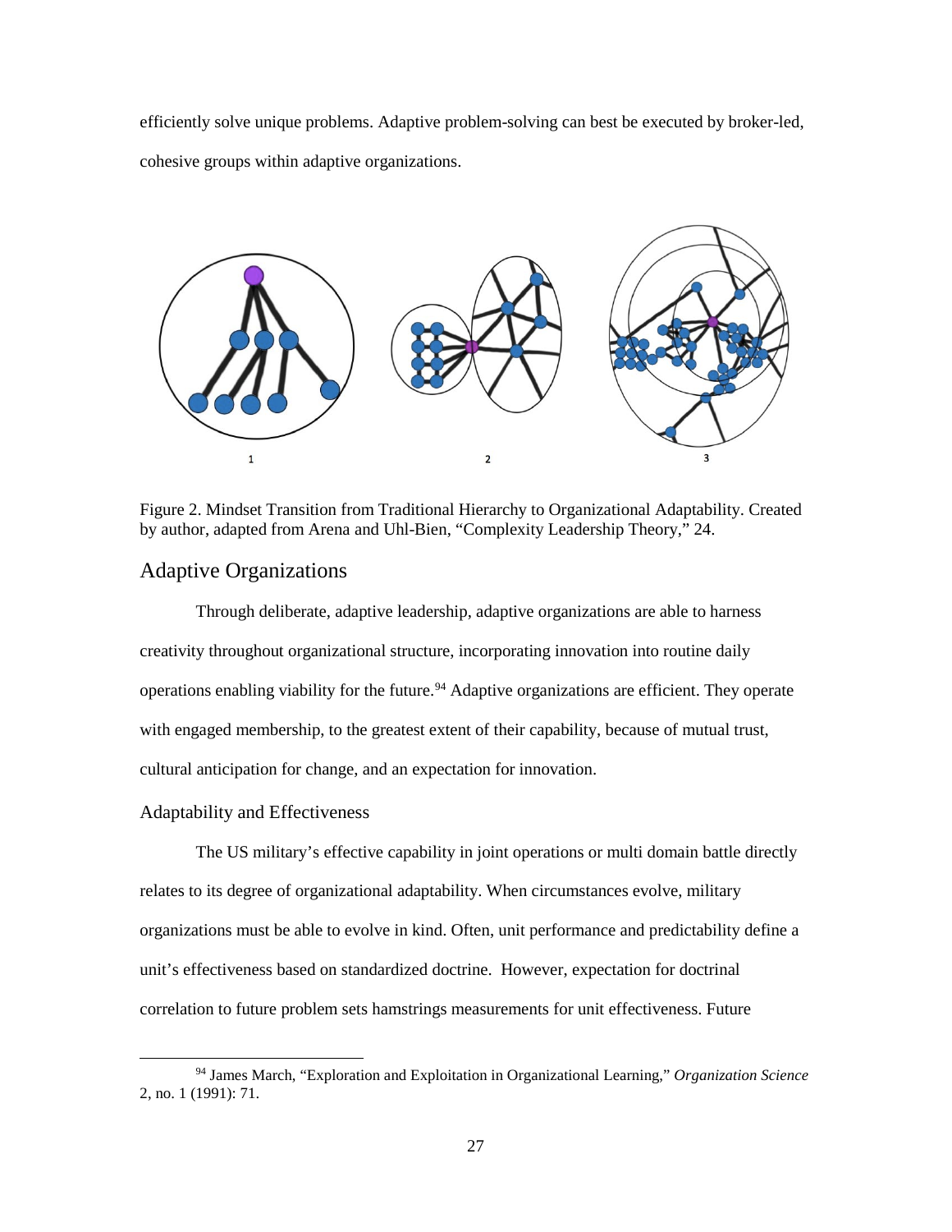efficiently solve unique problems. Adaptive problem-solving can best be executed by broker-led, cohesive groups within adaptive organizations.

Figure 2. Mindset Transition from Traditional Hierarchy to Organizational Adaptability. Created by author, adapted from Arena and Uhl-Bien, "Complexity Leadership Theory," 24.

## Adaptive Organizations

Through deliberate, adaptive leadership, adaptive organizations are able to harness creativity throughout organizational structure, incorporating innovation into routine daily operations enabling viability for the future.[94] Adaptive organizations are efficient. They operate with engaged membership, to the greatest extent of their capability, because of mutual trust, cultural anticipation for change, and an expectation for innovation.

### Adaptability and Effectiveness

The US military's effective capability in joint operations or multi domain battle directly relates to its degree of organizational adaptability. When circumstances evolve, military organizations must be able to evolve in kind. Often, unit performance and predictability define a unit's effectiveness based on standardized doctrine. However, expectation for doctrinal correlation to future problem sets hamstrings measurements for unit effectiveness. Future

[94] James March, "Exploration and Exploitation in Organizational Learning," *Organization Science* 2, no. 1 (1991): 71.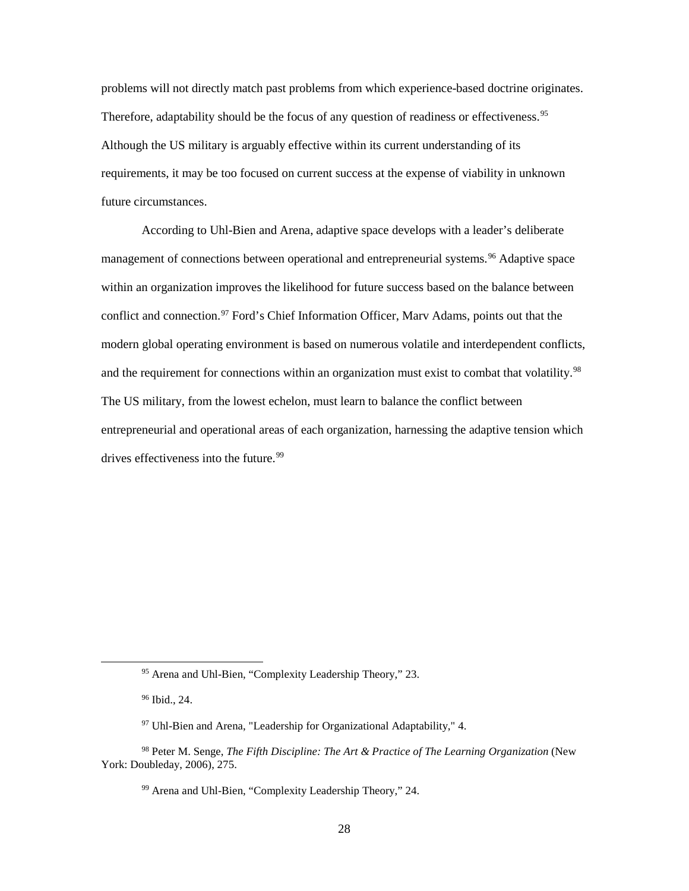problems will not directly match past problems from which experience-based doctrine originates. Therefore, adaptability should be the focus of any question of readiness or effectiveness.[95] Although the US military is arguably effective within its current understanding of its requirements, it may be too focused on current success at the expense of viability in unknown future circumstances.

According to Uhl-Bien and Arena, adaptive space develops with a leader's deliberate management of connections between operational and entrepreneurial systems.[96] Adaptive space within an organization improves the likelihood for future success based on the balance between conflict and connection.[97] Ford's Chief Information Officer, Marv Adams, points out that the modern global operating environment is based on numerous volatile and interdependent conflicts, and the requirement for connections within an organization must exist to combat that volatility.[98] The US military, from the lowest echelon, must learn to balance the conflict between entrepreneurial and operational areas of each organization, harnessing the adaptive tension which drives effectiveness into the future.[99]

---

[95] Arena and Uhl-Bien, "Complexity Leadership Theory," 23.

[96] Ibid., 24.

[97] Uhl-Bien and Arena, "Leadership for Organizational Adaptability," 4.

[98] Peter M. Senge, *The Fifth Discipline: The Art & Practice of The Learning Organization* (New York: Doubleday, 2006), 275.

[99] Arena and Uhl-Bien, "Complexity Leadership Theory," 24.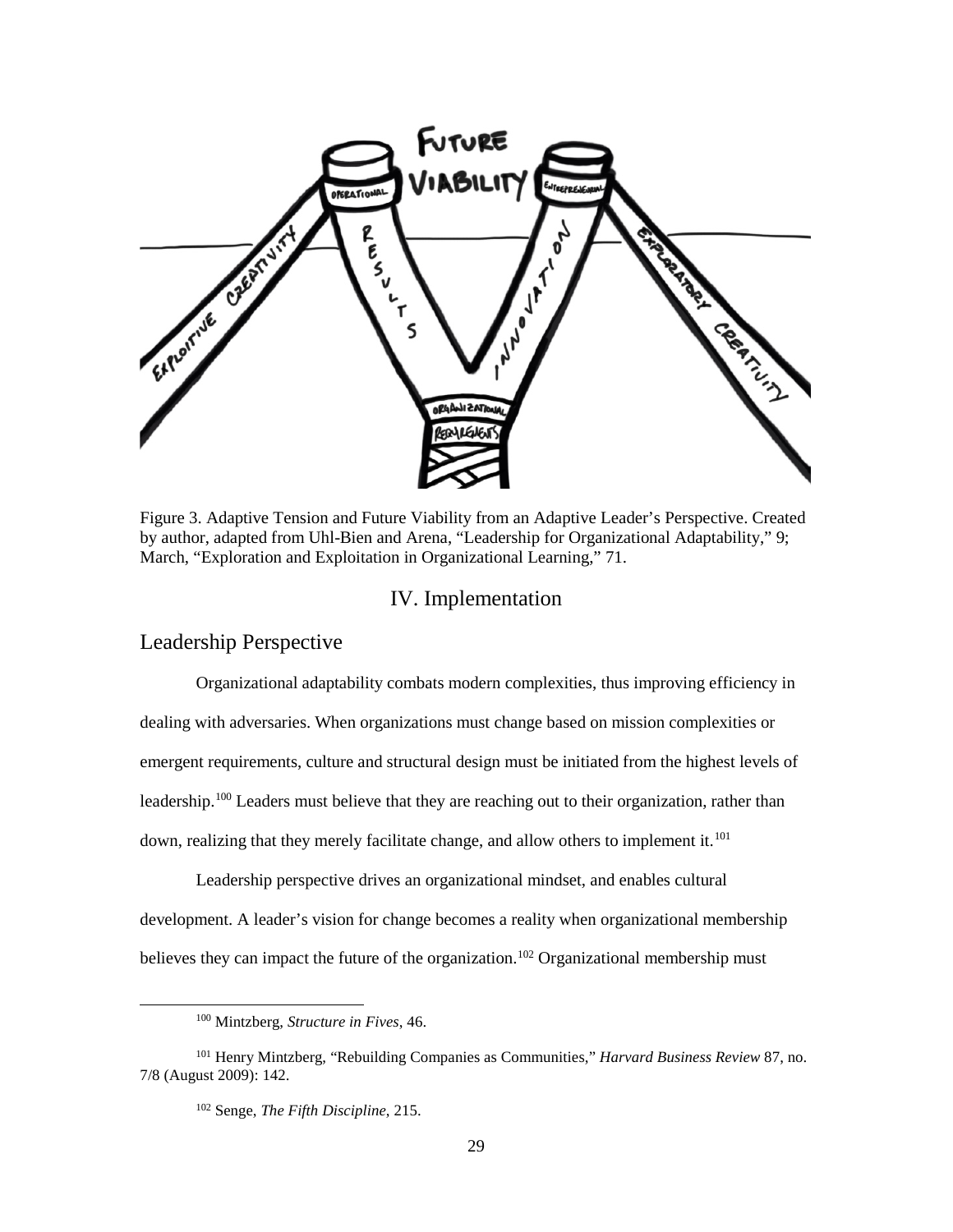Figure 3. Adaptive Tension and Future Viability from an Adaptive Leader's Perspective. Created by author, adapted from Uhl-Bien and Arena, "Leadership for Organizational Adaptability," 9; March, "Exploration and Exploitation in Organizational Learning," 71.

# IV. Implementation

## Leadership Perspective

Organizational adaptability combats modern complexities, thus improving efficiency in dealing with adversaries. When organizations must change based on mission complexities or emergent requirements, culture and structural design must be initiated from the highest levels of leadership.[100] Leaders must believe that they are reaching out to their organization, rather than down, realizing that they merely facilitate change, and allow others to implement it.[101]

Leadership perspective drives an organizational mindset, and enables cultural development. A leader's vision for change becomes a reality when organizational membership believes they can impact the future of the organization.[102] Organizational membership must

---

[100] Mintzberg, *Structure in Fives*, 46.

[101] Henry Mintzberg, "Rebuilding Companies as Communities," *Harvard Business Review* 87, no. 7/8 (August 2009): 142.

[102] Senge, *The Fifth Discipline*, 215.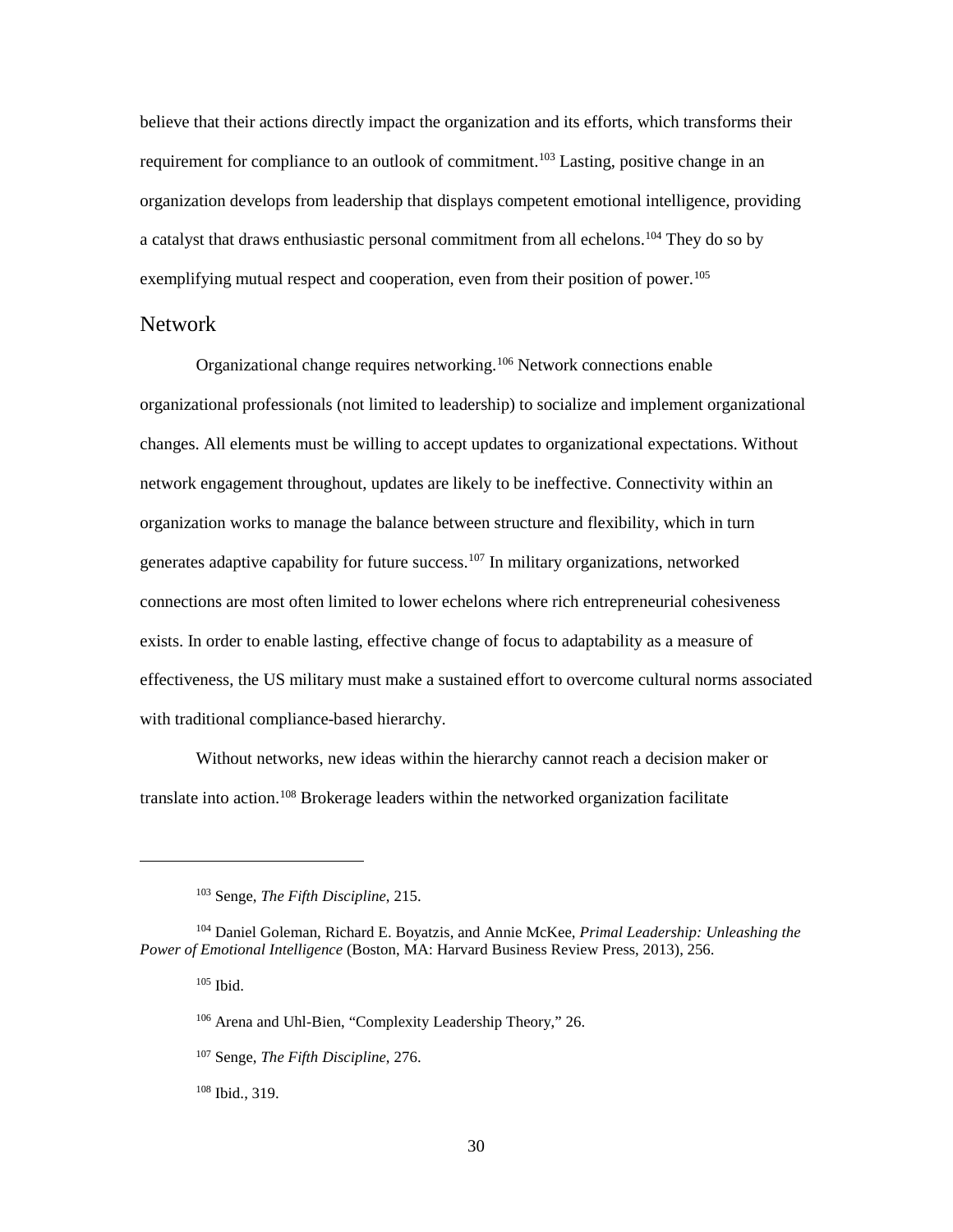believe that their actions directly impact the organization and its efforts, which transforms their requirement for compliance to an outlook of commitment.[103] Lasting, positive change in an organization develops from leadership that displays competent emotional intelligence, providing a catalyst that draws enthusiastic personal commitment from all echelons.[104] They do so by exemplifying mutual respect and cooperation, even from their position of power.[105]

## Network

Organizational change requires networking.[106] Network connections enable organizational professionals (not limited to leadership) to socialize and implement organizational changes. All elements must be willing to accept updates to organizational expectations. Without network engagement throughout, updates are likely to be ineffective. Connectivity within an organization works to manage the balance between structure and flexibility, which in turn generates adaptive capability for future success.[107] In military organizations, networked connections are most often limited to lower echelons where rich entrepreneurial cohesiveness exists. In order to enable lasting, effective change of focus to adaptability as a measure of effectiveness, the US military must make a sustained effort to overcome cultural norms associated with traditional compliance-based hierarchy.

Without networks, new ideas within the hierarchy cannot reach a decision maker or translate into action.[108] Brokerage leaders within the networked organization facilitate

---

[103] Senge, *The Fifth Discipline*, 215.

[104] Daniel Goleman, Richard E. Boyatzis, and Annie McKee, *Primal Leadership: Unleashing the Power of Emotional Intelligence* (Boston, MA: Harvard Business Review Press, 2013), 256.

[105] Ibid.

[106] Arena and Uhl-Bien, "Complexity Leadership Theory," 26.

[107] Senge, *The Fifth Discipline*, 276.

[108] Ibid., 319.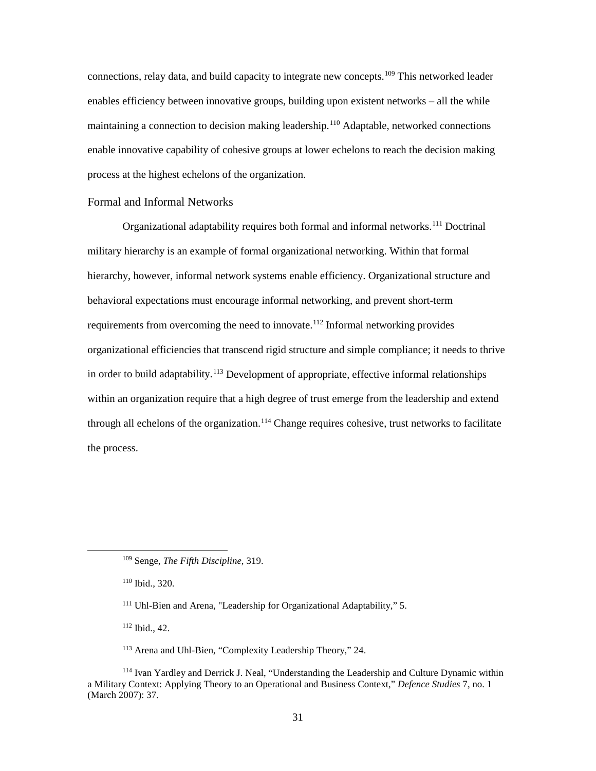connections, relay data, and build capacity to integrate new concepts.[109] This networked leader enables efficiency between innovative groups, building upon existent networks – all the while maintaining a connection to decision making leadership.[110] Adaptable, networked connections enable innovative capability of cohesive groups at lower echelons to reach the decision making process at the highest echelons of the organization.

## Formal and Informal Networks

Organizational adaptability requires both formal and informal networks.[111] Doctrinal military hierarchy is an example of formal organizational networking. Within that formal hierarchy, however, informal network systems enable efficiency. Organizational structure and behavioral expectations must encourage informal networking, and prevent short-term requirements from overcoming the need to innovate.[112] Informal networking provides organizational efficiencies that transcend rigid structure and simple compliance; it needs to thrive in order to build adaptability.[113] Development of appropriate, effective informal relationships within an organization require that a high degree of trust emerge from the leadership and extend through all echelons of the organization.[114] Change requires cohesive, trust networks to facilitate the process.

---

[109] Senge, *The Fifth Discipline*, 319.

[110] Ibid., 320.

[111] Uhl-Bien and Arena, "Leadership for Organizational Adaptability," 5.

[112] Ibid., 42.

[113] Arena and Uhl-Bien, "Complexity Leadership Theory," 24.

[114] Ivan Yardley and Derrick J. Neal, "Understanding the Leadership and Culture Dynamic within a Military Context: Applying Theory to an Operational and Business Context," *Defence Studies* 7, no. 1 (March 2007): 37.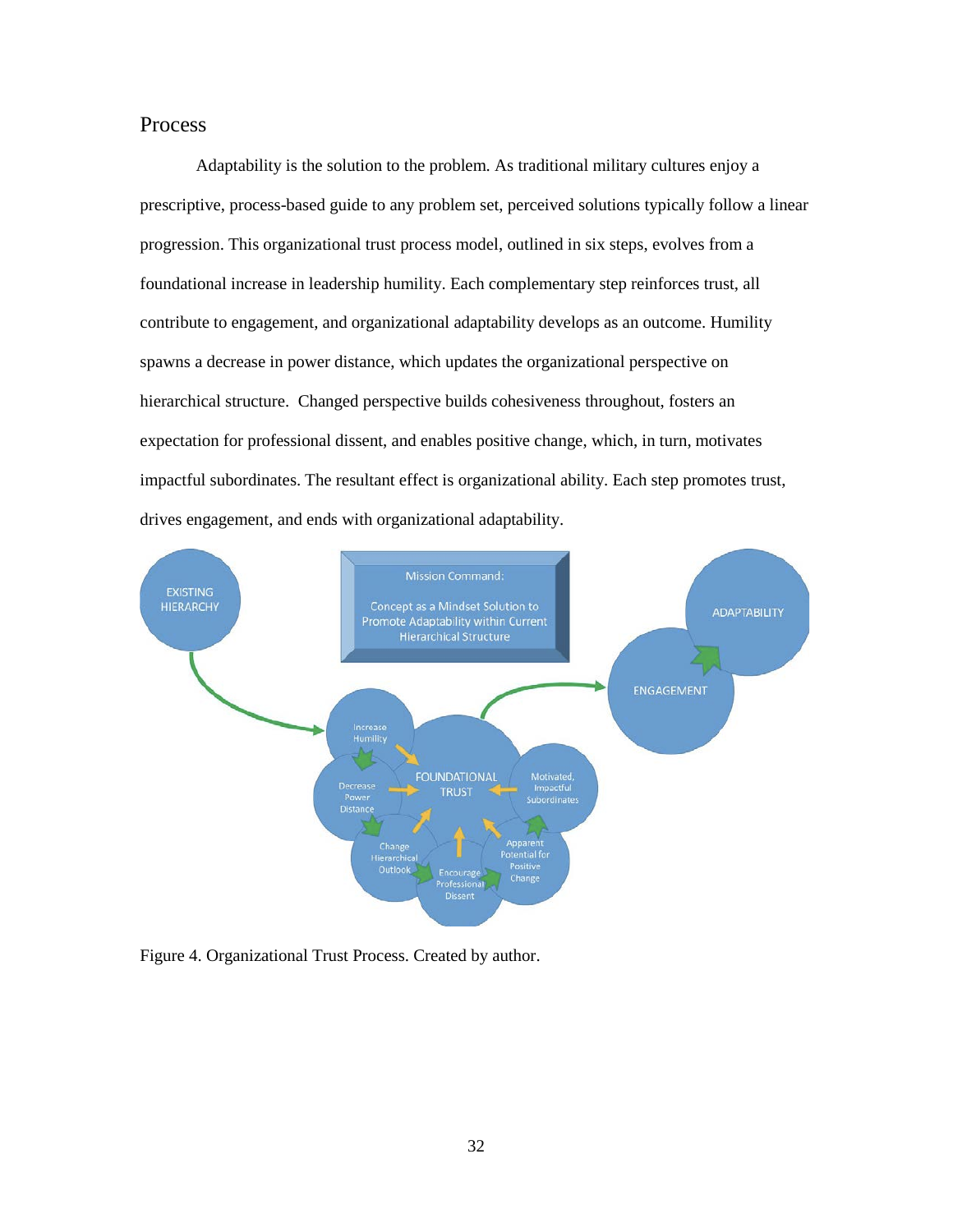## Process

Adaptability is the solution to the problem. As traditional military cultures enjoy a prescriptive, process-based guide to any problem set, perceived solutions typically follow a linear progression. This organizational trust process model, outlined in six steps, evolves from a foundational increase in leadership humility. Each complementary step reinforces trust, all contribute to engagement, and organizational adaptability develops as an outcome. Humility spawns a decrease in power distance, which updates the organizational perspective on hierarchical structure. Changed perspective builds cohesiveness throughout, fosters an expectation for professional dissent, and enables positive change, which, in turn, motivates impactful subordinates. The resultant effect is organizational ability. Each step promotes trust, drives engagement, and ends with organizational adaptability.

Figure 4. Organizational Trust Process. Created by author.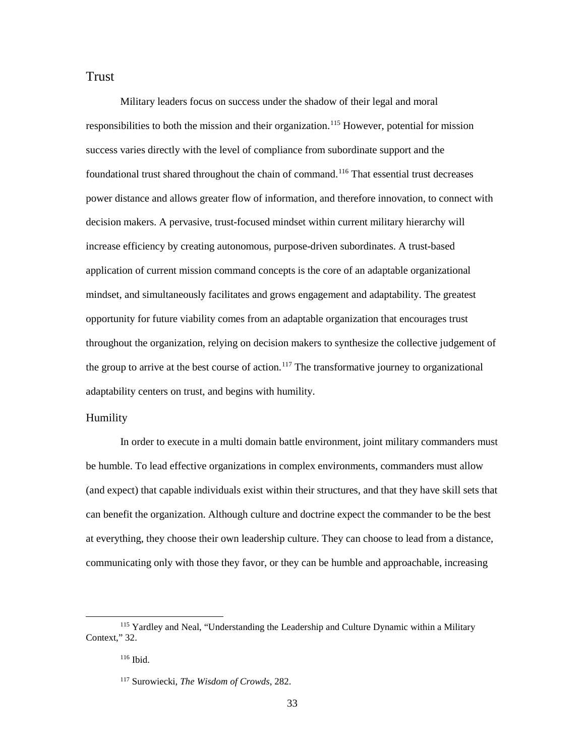## Trust

Military leaders focus on success under the shadow of their legal and moral responsibilities to both the mission and their organization.[115] However, potential for mission success varies directly with the level of compliance from subordinate support and the foundational trust shared throughout the chain of command.[116] That essential trust decreases power distance and allows greater flow of information, and therefore innovation, to connect with decision makers. A pervasive, trust-focused mindset within current military hierarchy will increase efficiency by creating autonomous, purpose-driven subordinates. A trust-based application of current mission command concepts is the core of an adaptable organizational mindset, and simultaneously facilitates and grows engagement and adaptability. The greatest opportunity for future viability comes from an adaptable organization that encourages trust throughout the organization, relying on decision makers to synthesize the collective judgement of the group to arrive at the best course of action.[117] The transformative journey to organizational adaptability centers on trust, and begins with humility.

### Humility

In order to execute in a multi domain battle environment, joint military commanders must be humble. To lead effective organizations in complex environments, commanders must allow (and expect) that capable individuals exist within their structures, and that they have skill sets that can benefit the organization. Although culture and doctrine expect the commander to be the best at everything, they choose their own leadership culture. They can choose to lead from a distance, communicating only with those they favor, or they can be humble and approachable, increasing

---

[115] Yardley and Neal, "Understanding the Leadership and Culture Dynamic within a Military Context," 32.

[116] Ibid.

[117] Surowiecki, *The Wisdom of Crowds*, 282.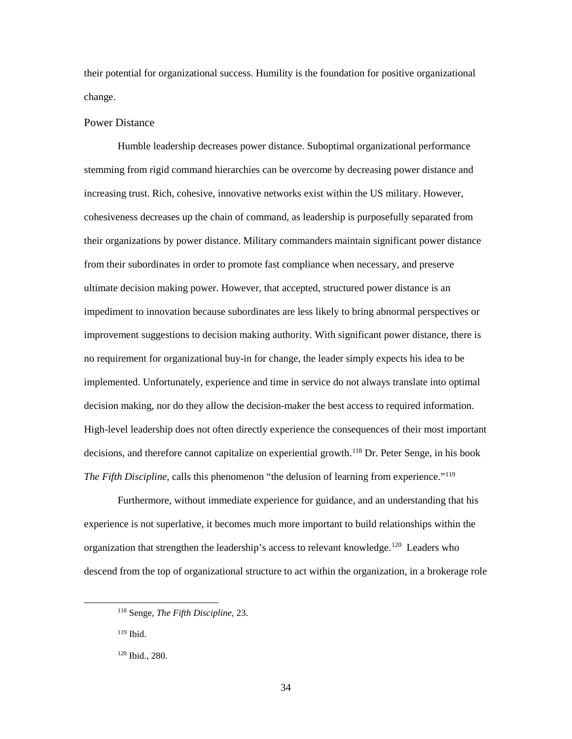their potential for organizational success. Humility is the foundation for positive organizational change.

## Power Distance

Humble leadership decreases power distance. Suboptimal organizational performance stemming from rigid command hierarchies can be overcome by decreasing power distance and increasing trust. Rich, cohesive, innovative networks exist within the US military. However, cohesiveness decreases up the chain of command, as leadership is purposefully separated from their organizations by power distance. Military commanders maintain significant power distance from their subordinates in order to promote fast compliance when necessary, and preserve ultimate decision making power. However, that accepted, structured power distance is an impediment to innovation because subordinates are less likely to bring abnormal perspectives or improvement suggestions to decision making authority. With significant power distance, there is no requirement for organizational buy-in for change, the leader simply expects his idea to be implemented. Unfortunately, experience and time in service do not always translate into optimal decision making, nor do they allow the decision-maker the best access to required information. High-level leadership does not often directly experience the consequences of their most important decisions, and therefore cannot capitalize on experiential growth.[118] Dr. Peter Senge, in his book *The Fifth Discipline*, calls this phenomenon "the delusion of learning from experience."[119]

Furthermore, without immediate experience for guidance, and an understanding that his experience is not superlative, it becomes much more important to build relationships within the organization that strengthen the leadership's access to relevant knowledge.[120] Leaders who descend from the top of organizational structure to act within the organization, in a brokerage role

---

[118] Senge, *The Fifth Discipline*, 23.

[119] Ibid.

[120] Ibid., 280.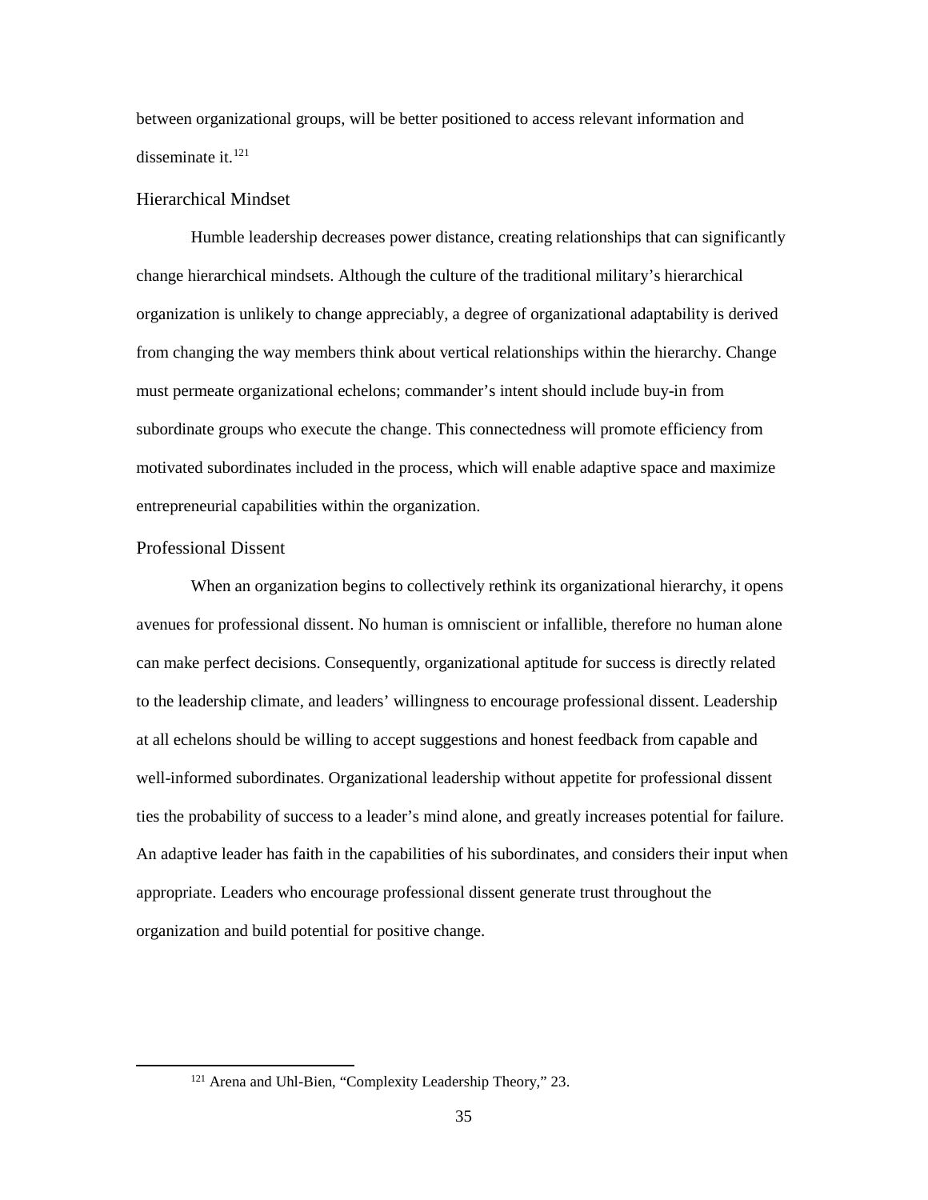between organizational groups, will be better positioned to access relevant information and disseminate it.[121]

### Hierarchical Mindset

Humble leadership decreases power distance, creating relationships that can significantly change hierarchical mindsets. Although the culture of the traditional military's hierarchical organization is unlikely to change appreciably, a degree of organizational adaptability is derived from changing the way members think about vertical relationships within the hierarchy. Change must permeate organizational echelons; commander's intent should include buy-in from subordinate groups who execute the change. This connectedness will promote efficiency from motivated subordinates included in the process, which will enable adaptive space and maximize entrepreneurial capabilities within the organization.

### Professional Dissent

When an organization begins to collectively rethink its organizational hierarchy, it opens avenues for professional dissent. No human is omniscient or infallible, therefore no human alone can make perfect decisions. Consequently, organizational aptitude for success is directly related to the leadership climate, and leaders' willingness to encourage professional dissent. Leadership at all echelons should be willing to accept suggestions and honest feedback from capable and well-informed subordinates. Organizational leadership without appetite for professional dissent ties the probability of success to a leader's mind alone, and greatly increases potential for failure. An adaptive leader has faith in the capabilities of his subordinates, and considers their input when appropriate. Leaders who encourage professional dissent generate trust throughout the organization and build potential for positive change.

---

[121] Arena and Uhl-Bien, "Complexity Leadership Theory," 23.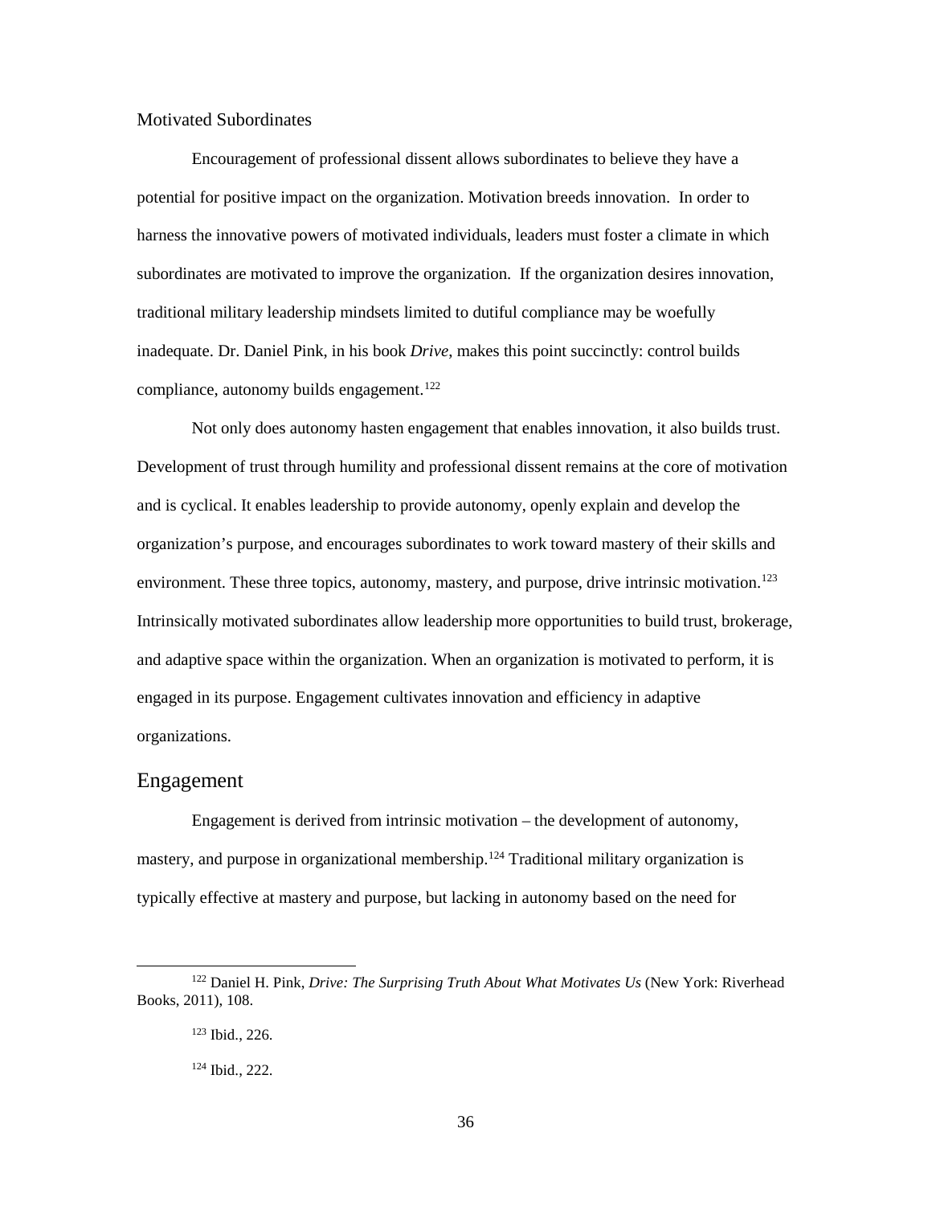### Motivated Subordinates

Encouragement of professional dissent allows subordinates to believe they have a potential for positive impact on the organization. Motivation breeds innovation. In order to harness the innovative powers of motivated individuals, leaders must foster a climate in which subordinates are motivated to improve the organization. If the organization desires innovation, traditional military leadership mindsets limited to dutiful compliance may be woefully inadequate. Dr. Daniel Pink, in his book *Drive*, makes this point succinctly: control builds compliance, autonomy builds engagement.[122]

Not only does autonomy hasten engagement that enables innovation, it also builds trust. Development of trust through humility and professional dissent remains at the core of motivation and is cyclical. It enables leadership to provide autonomy, openly explain and develop the organization's purpose, and encourages subordinates to work toward mastery of their skills and environment. These three topics, autonomy, mastery, and purpose, drive intrinsic motivation.[123] Intrinsically motivated subordinates allow leadership more opportunities to build trust, brokerage, and adaptive space within the organization. When an organization is motivated to perform, it is engaged in its purpose. Engagement cultivates innovation and efficiency in adaptive organizations.

## Engagement

Engagement is derived from intrinsic motivation – the development of autonomy, mastery, and purpose in organizational membership.[124] Traditional military organization is typically effective at mastery and purpose, but lacking in autonomy based on the need for

---

[122] Daniel H. Pink, *Drive: The Surprising Truth About What Motivates Us* (New York: Riverhead Books, 2011), 108.

[123] Ibid., 226.

[124] Ibid., 222.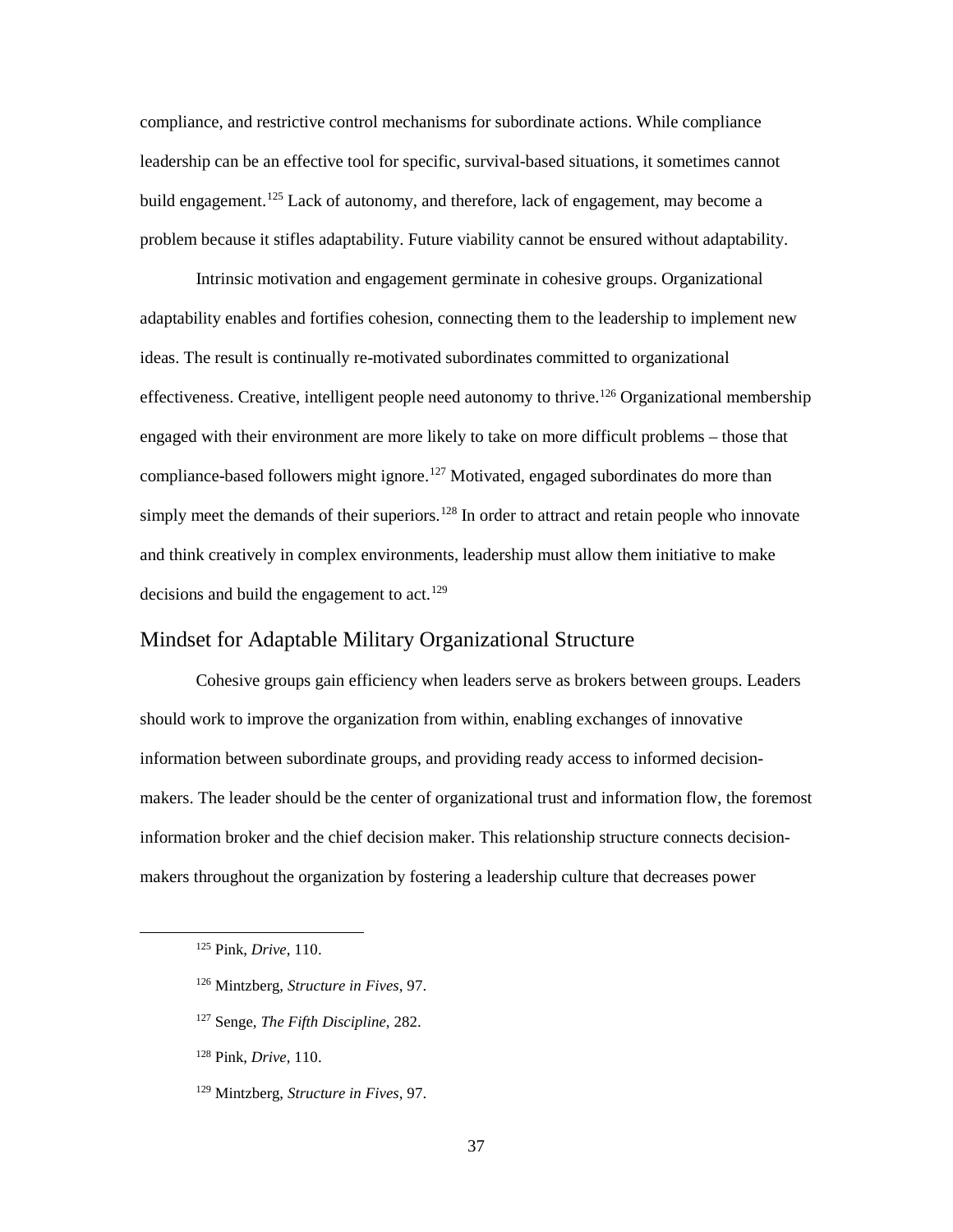compliance, and restrictive control mechanisms for subordinate actions. While compliance leadership can be an effective tool for specific, survival-based situations, it sometimes cannot build engagement.[125] Lack of autonomy, and therefore, lack of engagement, may become a problem because it stifles adaptability. Future viability cannot be ensured without adaptability.

Intrinsic motivation and engagement germinate in cohesive groups. Organizational adaptability enables and fortifies cohesion, connecting them to the leadership to implement new ideas. The result is continually re-motivated subordinates committed to organizational effectiveness. Creative, intelligent people need autonomy to thrive.[126] Organizational membership engaged with their environment are more likely to take on more difficult problems – those that compliance-based followers might ignore.[127] Motivated, engaged subordinates do more than simply meet the demands of their superiors.[128] In order to attract and retain people who innovate and think creatively in complex environments, leadership must allow them initiative to make decisions and build the engagement to act.[129]

## Mindset for Adaptable Military Organizational Structure

Cohesive groups gain efficiency when leaders serve as brokers between groups. Leaders should work to improve the organization from within, enabling exchanges of innovative information between subordinate groups, and providing ready access to informed decision-makers. The leader should be the center of organizational trust and information flow, the foremost information broker and the chief decision maker. This relationship structure connects decision-makers throughout the organization by fostering a leadership culture that decreases power

---

[125] Pink, *Drive*, 110.

[126] Mintzberg, *Structure in Fives*, 97.

[127] Senge, *The Fifth Discipline*, 282.

[128] Pink, *Drive*, 110.

[129] Mintzberg, *Structure in Fives*, 97.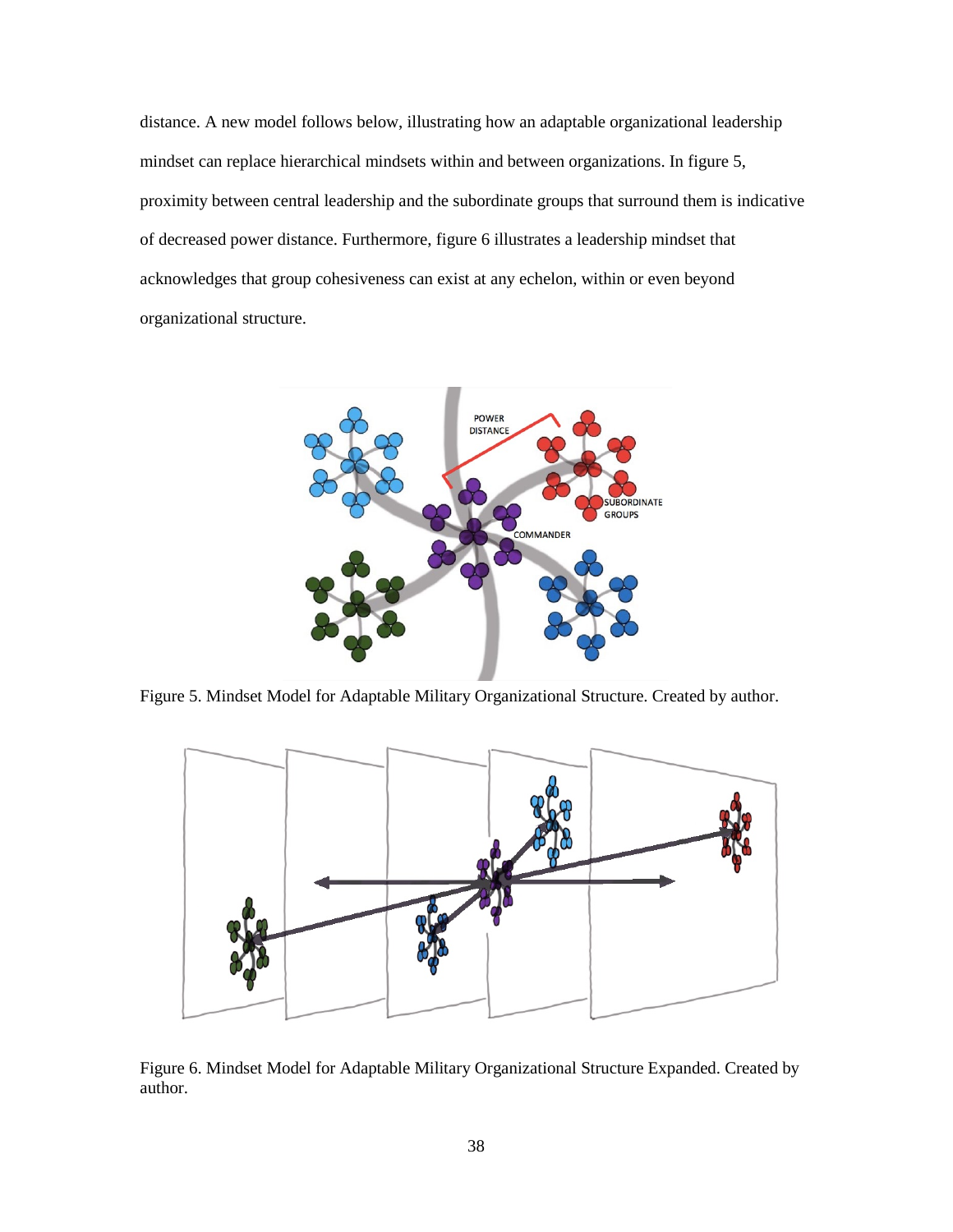distance. A new model follows below, illustrating how an adaptable organizational leadership mindset can replace hierarchical mindsets within and between organizations. In figure 5, proximity between central leadership and the subordinate groups that surround them is indicative of decreased power distance. Furthermore, figure 6 illustrates a leadership mindset that acknowledges that group cohesiveness can exist at any echelon, within or even beyond organizational structure.

Figure 5. Mindset Model for Adaptable Military Organizational Structure. Created by author.

Figure 6. Mindset Model for Adaptable Military Organizational Structure Expanded. Created by author.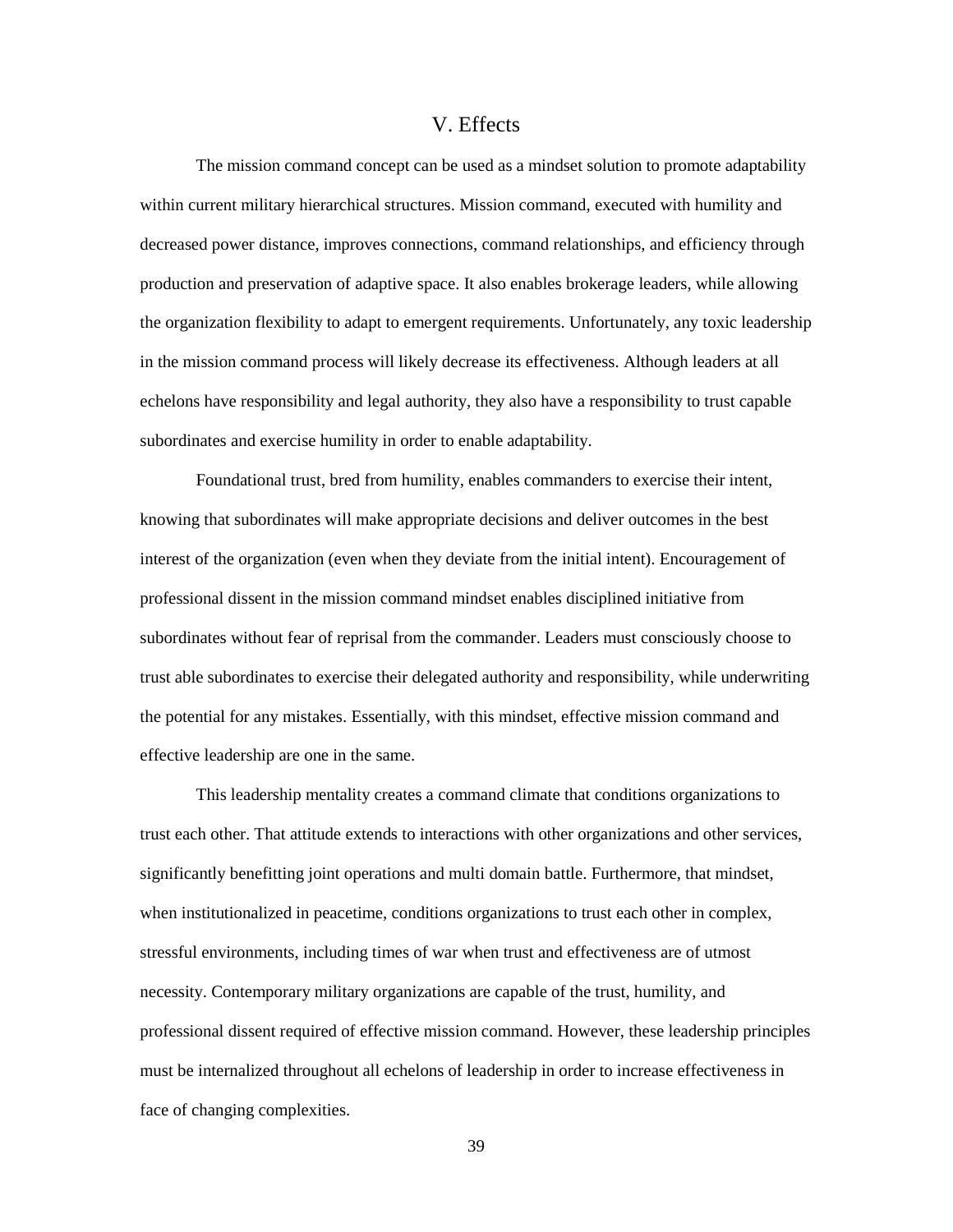# V. Effects

The mission command concept can be used as a mindset solution to promote adaptability within current military hierarchical structures. Mission command, executed with humility and decreased power distance, improves connections, command relationships, and efficiency through production and preservation of adaptive space. It also enables brokerage leaders, while allowing the organization flexibility to adapt to emergent requirements. Unfortunately, any toxic leadership in the mission command process will likely decrease its effectiveness. Although leaders at all echelons have responsibility and legal authority, they also have a responsibility to trust capable subordinates and exercise humility in order to enable adaptability.

Foundational trust, bred from humility, enables commanders to exercise their intent, knowing that subordinates will make appropriate decisions and deliver outcomes in the best interest of the organization (even when they deviate from the initial intent). Encouragement of professional dissent in the mission command mindset enables disciplined initiative from subordinates without fear of reprisal from the commander. Leaders must consciously choose to trust able subordinates to exercise their delegated authority and responsibility, while underwriting the potential for any mistakes. Essentially, with this mindset, effective mission command and effective leadership are one in the same.

This leadership mentality creates a command climate that conditions organizations to trust each other. That attitude extends to interactions with other organizations and other services, significantly benefitting joint operations and multi domain battle. Furthermore, that mindset, when institutionalized in peacetime, conditions organizations to trust each other in complex, stressful environments, including times of war when trust and effectiveness are of utmost necessity. Contemporary military organizations are capable of the trust, humility, and professional dissent required of effective mission command. However, these leadership principles must be internalized throughout all echelons of leadership in order to increase effectiveness in face of changing complexities.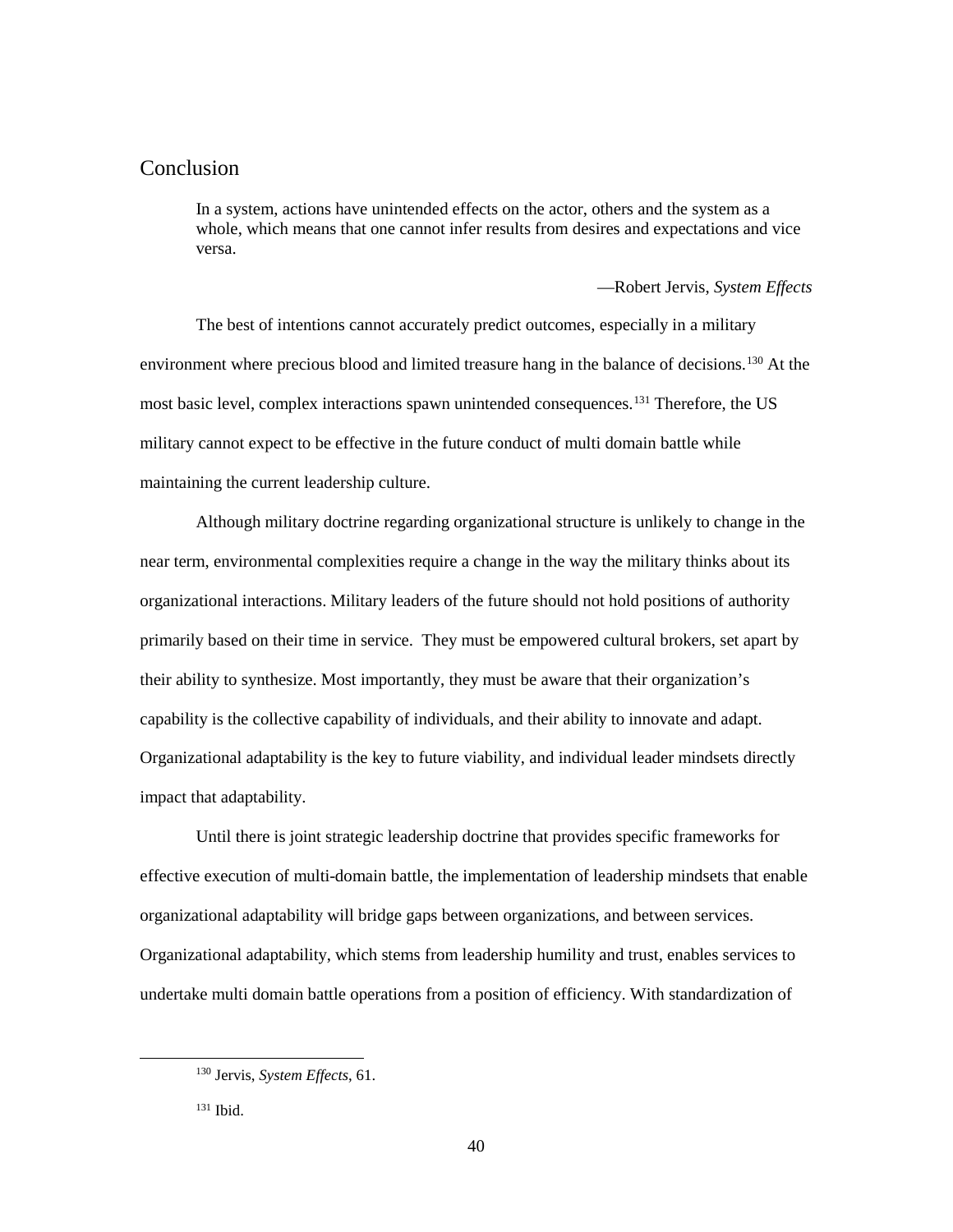# Conclusion

> In a system, actions have unintended effects on the actor, others and the system as a whole, which means that one cannot infer results from desires and expectations and vice versa.
>
> —Robert Jervis, *System Effects*

The best of intentions cannot accurately predict outcomes, especially in a military environment where precious blood and limited treasure hang in the balance of decisions.[130] At the most basic level, complex interactions spawn unintended consequences.[131] Therefore, the US military cannot expect to be effective in the future conduct of multi domain battle while maintaining the current leadership culture.

Although military doctrine regarding organizational structure is unlikely to change in the near term, environmental complexities require a change in the way the military thinks about its organizational interactions. Military leaders of the future should not hold positions of authority primarily based on their time in service. They must be empowered cultural brokers, set apart by their ability to synthesize. Most importantly, they must be aware that their organization's capability is the collective capability of individuals, and their ability to innovate and adapt. Organizational adaptability is the key to future viability, and individual leader mindsets directly impact that adaptability.

Until there is joint strategic leadership doctrine that provides specific frameworks for effective execution of multi-domain battle, the implementation of leadership mindsets that enable organizational adaptability will bridge gaps between organizations, and between services. Organizational adaptability, which stems from leadership humility and trust, enables services to undertake multi domain battle operations from a position of efficiency. With standardization of

---

[130] Jervis, *System Effects*, 61.

[131] Ibid.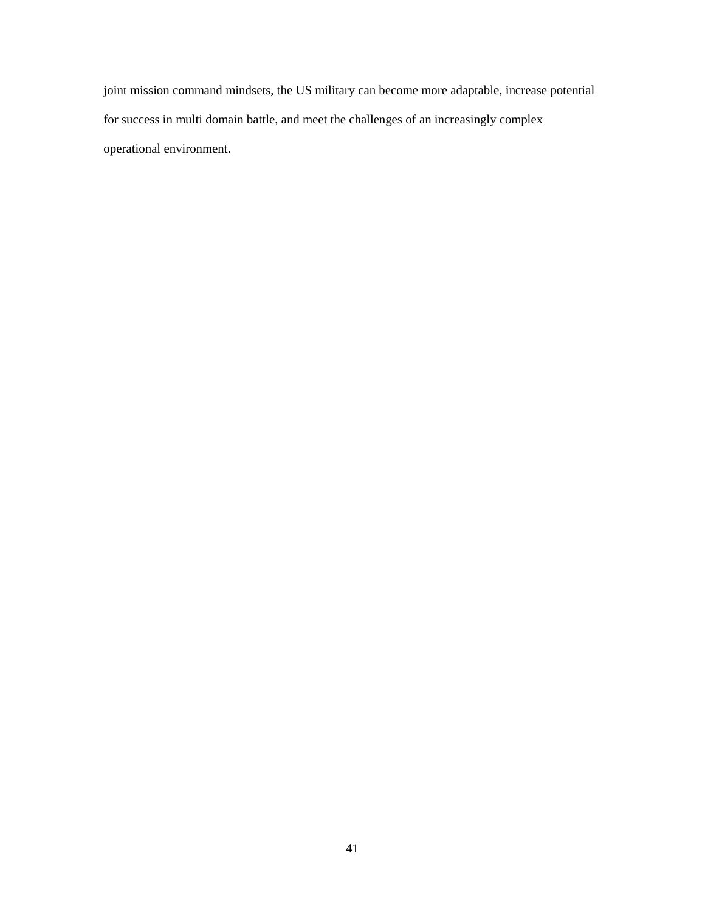joint mission command mindsets, the US military can become more adaptable, increase potential for success in multi domain battle, and meet the challenges of an increasingly complex operational environment.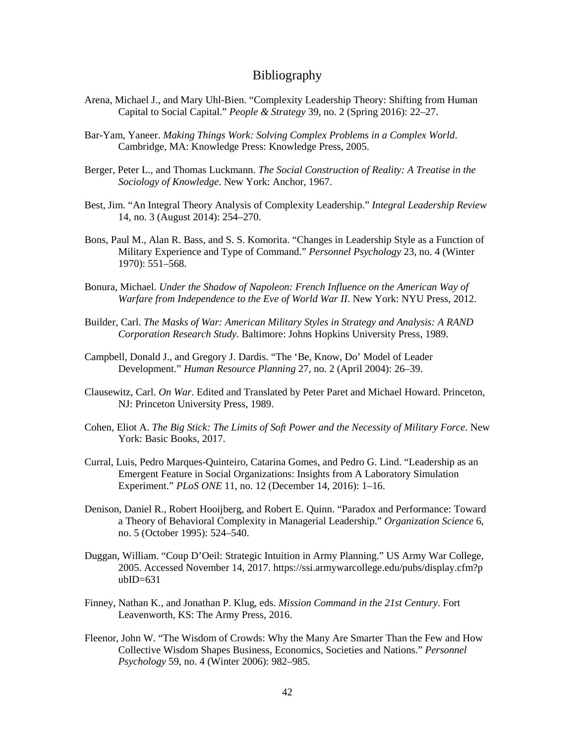# Bibliography

Arena, Michael J., and Mary Uhl-Bien. "Complexity Leadership Theory: Shifting from Human Capital to Social Capital." *People & Strategy* 39, no. 2 (Spring 2016): 22–27.

Bar-Yam, Yaneer. *Making Things Work: Solving Complex Problems in a Complex World*. Cambridge, MA: Knowledge Press: Knowledge Press, 2005.

Berger, Peter L., and Thomas Luckmann. *The Social Construction of Reality: A Treatise in the Sociology of Knowledge*. New York: Anchor, 1967.

Best, Jim. "An Integral Theory Analysis of Complexity Leadership." *Integral Leadership Review* 14, no. 3 (August 2014): 254–270.

Bons, Paul M., Alan R. Bass, and S. S. Komorita. "Changes in Leadership Style as a Function of Military Experience and Type of Command." *Personnel Psychology* 23, no. 4 (Winter 1970): 551–568.

Bonura, Michael. *Under the Shadow of Napoleon: French Influence on the American Way of Warfare from Independence to the Eve of World War II*. New York: NYU Press, 2012.

Builder, Carl. *The Masks of War: American Military Styles in Strategy and Analysis: A RAND Corporation Research Study*. Baltimore: Johns Hopkins University Press, 1989.

Campbell, Donald J., and Gregory J. Dardis. "The 'Be, Know, Do' Model of Leader Development." *Human Resource Planning* 27, no. 2 (April 2004): 26–39.

Clausewitz, Carl. *On War*. Edited and Translated by Peter Paret and Michael Howard. Princeton, NJ: Princeton University Press, 1989.

Cohen, Eliot A. *The Big Stick: The Limits of Soft Power and the Necessity of Military Force*. New York: Basic Books, 2017.

Curral, Luis, Pedro Marques-Quinteiro, Catarina Gomes, and Pedro G. Lind. "Leadership as an Emergent Feature in Social Organizations: Insights from A Laboratory Simulation Experiment." *PLoS ONE* 11, no. 12 (December 14, 2016): 1–16.

Denison, Daniel R., Robert Hooijberg, and Robert E. Quinn. "Paradox and Performance: Toward a Theory of Behavioral Complexity in Managerial Leadership." *Organization Science* 6, no. 5 (October 1995): 524–540.

Duggan, William. "Coup D'Oeil: Strategic Intuition in Army Planning." US Army War College, 2005. Accessed November 14, 2017. https://ssi.armywarcollege.edu/pubs/display.cfm?pubID=631

Finney, Nathan K., and Jonathan P. Klug, eds. *Mission Command in the 21st Century*. Fort Leavenworth, KS: The Army Press, 2016.

Fleenor, John W. "The Wisdom of Crowds: Why the Many Are Smarter Than the Few and How Collective Wisdom Shapes Business, Economics, Societies and Nations." *Personnel Psychology* 59, no. 4 (Winter 2006): 982–985.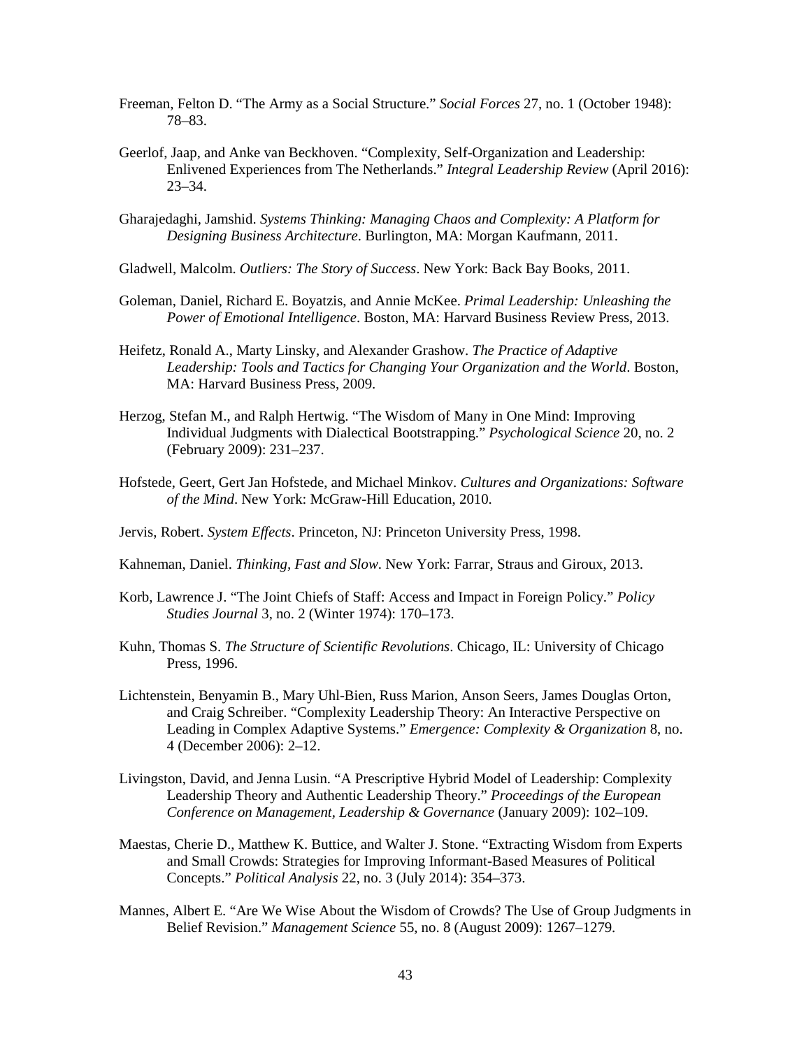Freeman, Felton D. "The Army as a Social Structure." *Social Forces* 27, no. 1 (October 1948): 78–83.

Geerlof, Jaap, and Anke van Beckhoven. "Complexity, Self-Organization and Leadership: Enlivened Experiences from The Netherlands." *Integral Leadership Review* (April 2016): 23–34.

Gharajedaghi, Jamshid. *Systems Thinking: Managing Chaos and Complexity: A Platform for Designing Business Architecture*. Burlington, MA: Morgan Kaufmann, 2011.

Gladwell, Malcolm. *Outliers: The Story of Success*. New York: Back Bay Books, 2011.

Goleman, Daniel, Richard E. Boyatzis, and Annie McKee. *Primal Leadership: Unleashing the Power of Emotional Intelligence*. Boston, MA: Harvard Business Review Press, 2013.

Heifetz, Ronald A., Marty Linsky, and Alexander Grashow. *The Practice of Adaptive Leadership: Tools and Tactics for Changing Your Organization and the World*. Boston, MA: Harvard Business Press, 2009.

Herzog, Stefan M., and Ralph Hertwig. "The Wisdom of Many in One Mind: Improving Individual Judgments with Dialectical Bootstrapping." *Psychological Science* 20, no. 2 (February 2009): 231–237.

Hofstede, Geert, Gert Jan Hofstede, and Michael Minkov. *Cultures and Organizations: Software of the Mind*. New York: McGraw-Hill Education, 2010.

Jervis, Robert. *System Effects*. Princeton, NJ: Princeton University Press, 1998.

Kahneman, Daniel. *Thinking, Fast and Slow*. New York: Farrar, Straus and Giroux, 2013.

Korb, Lawrence J. "The Joint Chiefs of Staff: Access and Impact in Foreign Policy." *Policy Studies Journal* 3, no. 2 (Winter 1974): 170–173.

Kuhn, Thomas S. *The Structure of Scientific Revolutions*. Chicago, IL: University of Chicago Press, 1996.

Lichtenstein, Benyamin B., Mary Uhl-Bien, Russ Marion, Anson Seers, James Douglas Orton, and Craig Schreiber. "Complexity Leadership Theory: An Interactive Perspective on Leading in Complex Adaptive Systems." *Emergence: Complexity & Organization* 8, no. 4 (December 2006): 2–12.

Livingston, David, and Jenna Lusin. "A Prescriptive Hybrid Model of Leadership: Complexity Leadership Theory and Authentic Leadership Theory." *Proceedings of the European Conference on Management, Leadership & Governance* (January 2009): 102–109.

Maestas, Cherie D., Matthew K. Buttice, and Walter J. Stone. "Extracting Wisdom from Experts and Small Crowds: Strategies for Improving Informant-Based Measures of Political Concepts." *Political Analysis* 22, no. 3 (July 2014): 354–373.

Mannes, Albert E. "Are We Wise About the Wisdom of Crowds? The Use of Group Judgments in Belief Revision." *Management Science* 55, no. 8 (August 2009): 1267–1279.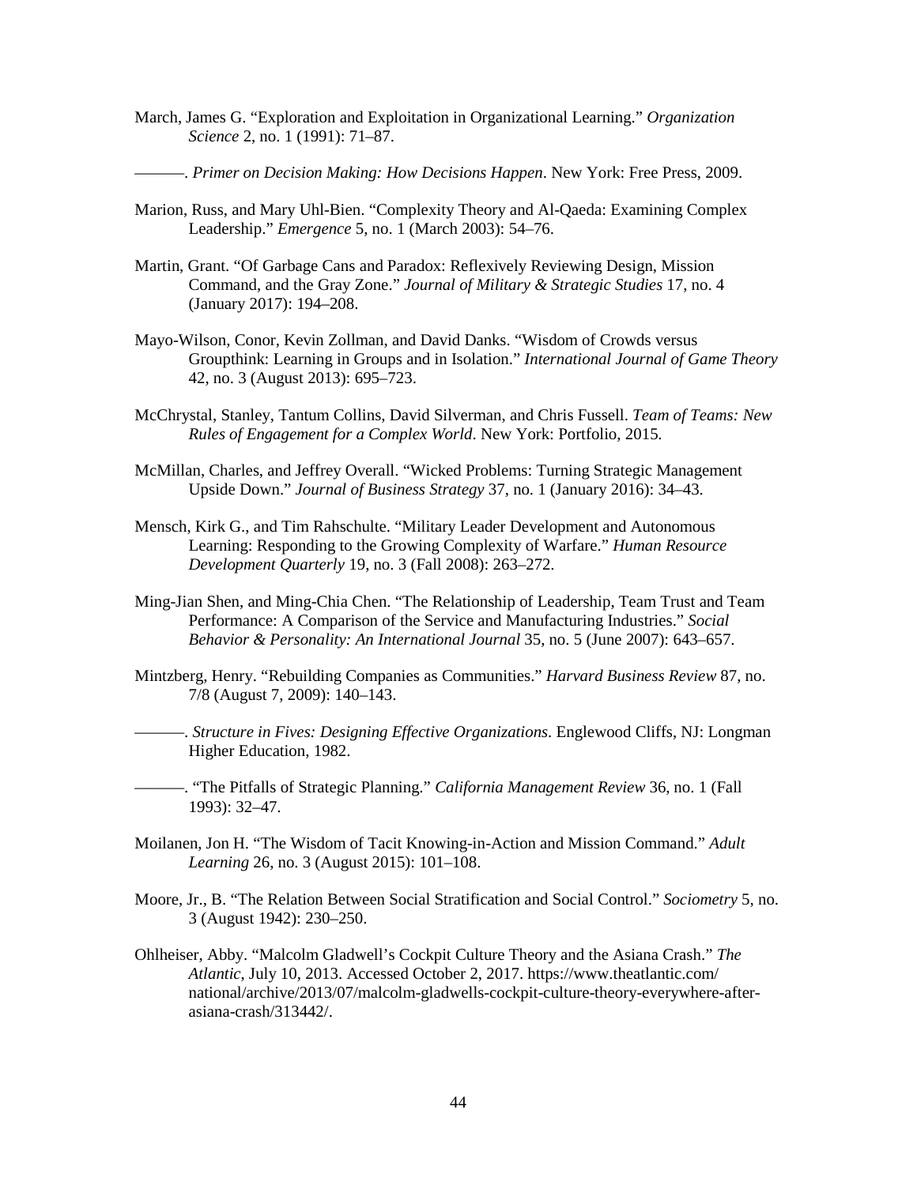March, James G. "Exploration and Exploitation in Organizational Learning." *Organization Science* 2, no. 1 (1991): 71–87.

———. *Primer on Decision Making: How Decisions Happen*. New York: Free Press, 2009.

Marion, Russ, and Mary Uhl-Bien. "Complexity Theory and Al-Qaeda: Examining Complex Leadership." *Emergence* 5, no. 1 (March 2003): 54–76.

Martin, Grant. "Of Garbage Cans and Paradox: Reflexively Reviewing Design, Mission Command, and the Gray Zone." *Journal of Military & Strategic Studies* 17, no. 4 (January 2017): 194–208.

Mayo-Wilson, Conor, Kevin Zollman, and David Danks. "Wisdom of Crowds versus Groupthink: Learning in Groups and in Isolation." *International Journal of Game Theory* 42, no. 3 (August 2013): 695–723.

McChrystal, Stanley, Tantum Collins, David Silverman, and Chris Fussell. *Team of Teams: New Rules of Engagement for a Complex World*. New York: Portfolio, 2015.

McMillan, Charles, and Jeffrey Overall. "Wicked Problems: Turning Strategic Management Upside Down." *Journal of Business Strategy* 37, no. 1 (January 2016): 34–43.

Mensch, Kirk G., and Tim Rahschulte. "Military Leader Development and Autonomous Learning: Responding to the Growing Complexity of Warfare." *Human Resource Development Quarterly* 19, no. 3 (Fall 2008): 263–272.

Ming-Jian Shen, and Ming-Chia Chen. "The Relationship of Leadership, Team Trust and Team Performance: A Comparison of the Service and Manufacturing Industries." *Social Behavior & Personality: An International Journal* 35, no. 5 (June 2007): 643–657.

Mintzberg, Henry. "Rebuilding Companies as Communities." *Harvard Business Review* 87, no. 7/8 (August 7, 2009): 140–143.

———. *Structure in Fives: Designing Effective Organizations*. Englewood Cliffs, NJ: Longman Higher Education, 1982.

———. "The Pitfalls of Strategic Planning." *California Management Review* 36, no. 1 (Fall 1993): 32–47.

Moilanen, Jon H. "The Wisdom of Tacit Knowing-in-Action and Mission Command." *Adult Learning* 26, no. 3 (August 2015): 101–108.

Moore, Jr., B. "The Relation Between Social Stratification and Social Control." *Sociometry* 5, no. 3 (August 1942): 230–250.

Ohlheiser, Abby. "Malcolm Gladwell's Cockpit Culture Theory and the Asiana Crash." *The Atlantic*, July 10, 2013. Accessed October 2, 2017. https://www.theatlantic.com/national/archive/2013/07/malcolm-gladwells-cockpit-culture-theory-everywhere-after-asiana-crash/313442/.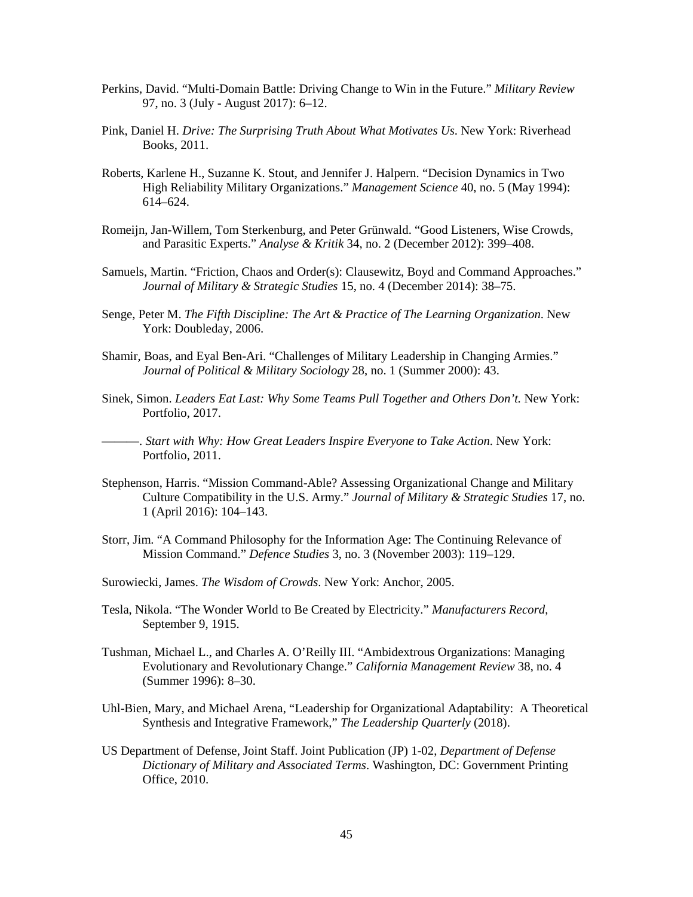Perkins, David. "Multi-Domain Battle: Driving Change to Win in the Future." *Military Review* 97, no. 3 (July - August 2017): 6–12.

Pink, Daniel H. *Drive: The Surprising Truth About What Motivates Us*. New York: Riverhead Books, 2011.

Roberts, Karlene H., Suzanne K. Stout, and Jennifer J. Halpern. "Decision Dynamics in Two High Reliability Military Organizations." *Management Science* 40, no. 5 (May 1994): 614–624.

Romeijn, Jan-Willem, Tom Sterkenburg, and Peter Grünwald. "Good Listeners, Wise Crowds, and Parasitic Experts." *Analyse & Kritik* 34, no. 2 (December 2012): 399–408.

Samuels, Martin. "Friction, Chaos and Order(s): Clausewitz, Boyd and Command Approaches." *Journal of Military & Strategic Studies* 15, no. 4 (December 2014): 38–75.

Senge, Peter M. *The Fifth Discipline: The Art & Practice of The Learning Organization*. New York: Doubleday, 2006.

Shamir, Boas, and Eyal Ben-Ari. "Challenges of Military Leadership in Changing Armies." *Journal of Political & Military Sociology* 28, no. 1 (Summer 2000): 43.

Sinek, Simon. *Leaders Eat Last: Why Some Teams Pull Together and Others Don't.* New York: Portfolio, 2017.

———. *Start with Why: How Great Leaders Inspire Everyone to Take Action*. New York: Portfolio, 2011.

Stephenson, Harris. "Mission Command-Able? Assessing Organizational Change and Military Culture Compatibility in the U.S. Army." *Journal of Military & Strategic Studies* 17, no. 1 (April 2016): 104–143.

Storr, Jim. "A Command Philosophy for the Information Age: The Continuing Relevance of Mission Command." *Defence Studies* 3, no. 3 (November 2003): 119–129.

Surowiecki, James. *The Wisdom of Crowds*. New York: Anchor, 2005.

Tesla, Nikola. "The Wonder World to Be Created by Electricity." *Manufacturers Record*, September 9, 1915.

Tushman, Michael L., and Charles A. O'Reilly III. "Ambidextrous Organizations: Managing Evolutionary and Revolutionary Change." *California Management Review* 38, no. 4 (Summer 1996): 8–30.

Uhl-Bien, Mary, and Michael Arena, "Leadership for Organizational Adaptability: A Theoretical Synthesis and Integrative Framework," *The Leadership Quarterly* (2018).

US Department of Defense, Joint Staff. Joint Publication (JP) 1-02, *Department of Defense Dictionary of Military and Associated Terms*. Washington, DC: Government Printing Office, 2010.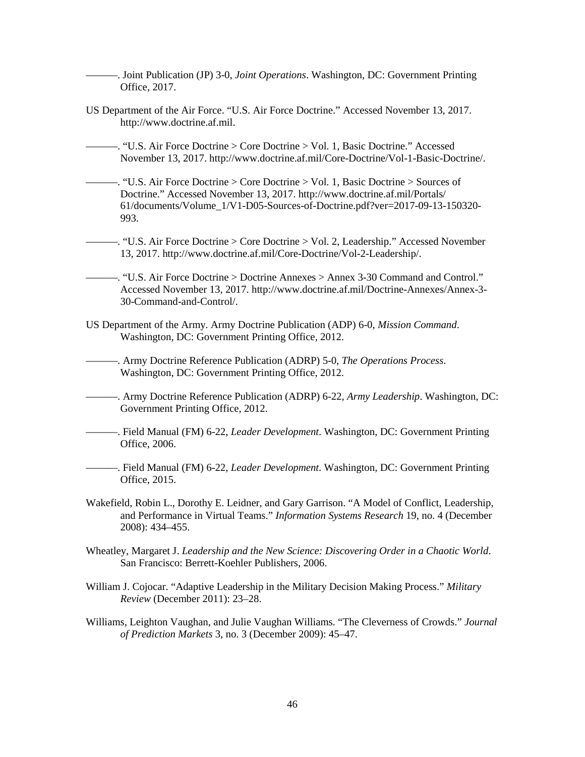———. Joint Publication (JP) 3-0, *Joint Operations*. Washington, DC: Government Printing Office, 2017.

US Department of the Air Force. "U.S. Air Force Doctrine." Accessed November 13, 2017. http://www.doctrine.af.mil.

———. "U.S. Air Force Doctrine > Core Doctrine > Vol. 1, Basic Doctrine." Accessed November 13, 2017. http://www.doctrine.af.mil/Core-Doctrine/Vol-1-Basic-Doctrine/.

———. "U.S. Air Force Doctrine > Core Doctrine > Vol. 1, Basic Doctrine > Sources of Doctrine." Accessed November 13, 2017. http://www.doctrine.af.mil/Portals/61/documents/Volume_1/V1-D05-Sources-of-Doctrine.pdf?ver=2017-09-13-150320-993.

———. "U.S. Air Force Doctrine > Core Doctrine > Vol. 2, Leadership." Accessed November 13, 2017. http://www.doctrine.af.mil/Core-Doctrine/Vol-2-Leadership/.

———. "U.S. Air Force Doctrine > Doctrine Annexes > Annex 3-30 Command and Control." Accessed November 13, 2017. http://www.doctrine.af.mil/Doctrine-Annexes/Annex-3-30-Command-and-Control/.

US Department of the Army. Army Doctrine Publication (ADP) 6-0, *Mission Command*. Washington, DC: Government Printing Office, 2012.

———. Army Doctrine Reference Publication (ADRP) 5-0, *The Operations Process*. Washington, DC: Government Printing Office, 2012.

———. Army Doctrine Reference Publication (ADRP) 6-22, *Army Leadership*. Washington, DC: Government Printing Office, 2012.

———. Field Manual (FM) 6-22, *Leader Development*. Washington, DC: Government Printing Office, 2006.

———. Field Manual (FM) 6-22, *Leader Development*. Washington, DC: Government Printing Office, 2015.

Wakefield, Robin L., Dorothy E. Leidner, and Gary Garrison. "A Model of Conflict, Leadership, and Performance in Virtual Teams." *Information Systems Research* 19, no. 4 (December 2008): 434–455.

Wheatley, Margaret J. *Leadership and the New Science: Discovering Order in a Chaotic World*. San Francisco: Berrett-Koehler Publishers, 2006.

William J. Cojocar. "Adaptive Leadership in the Military Decision Making Process." *Military Review* (December 2011): 23–28.

Williams, Leighton Vaughan, and Julie Vaughan Williams. "The Cleverness of Crowds." *Journal of Prediction Markets* 3, no. 3 (December 2009): 45–47.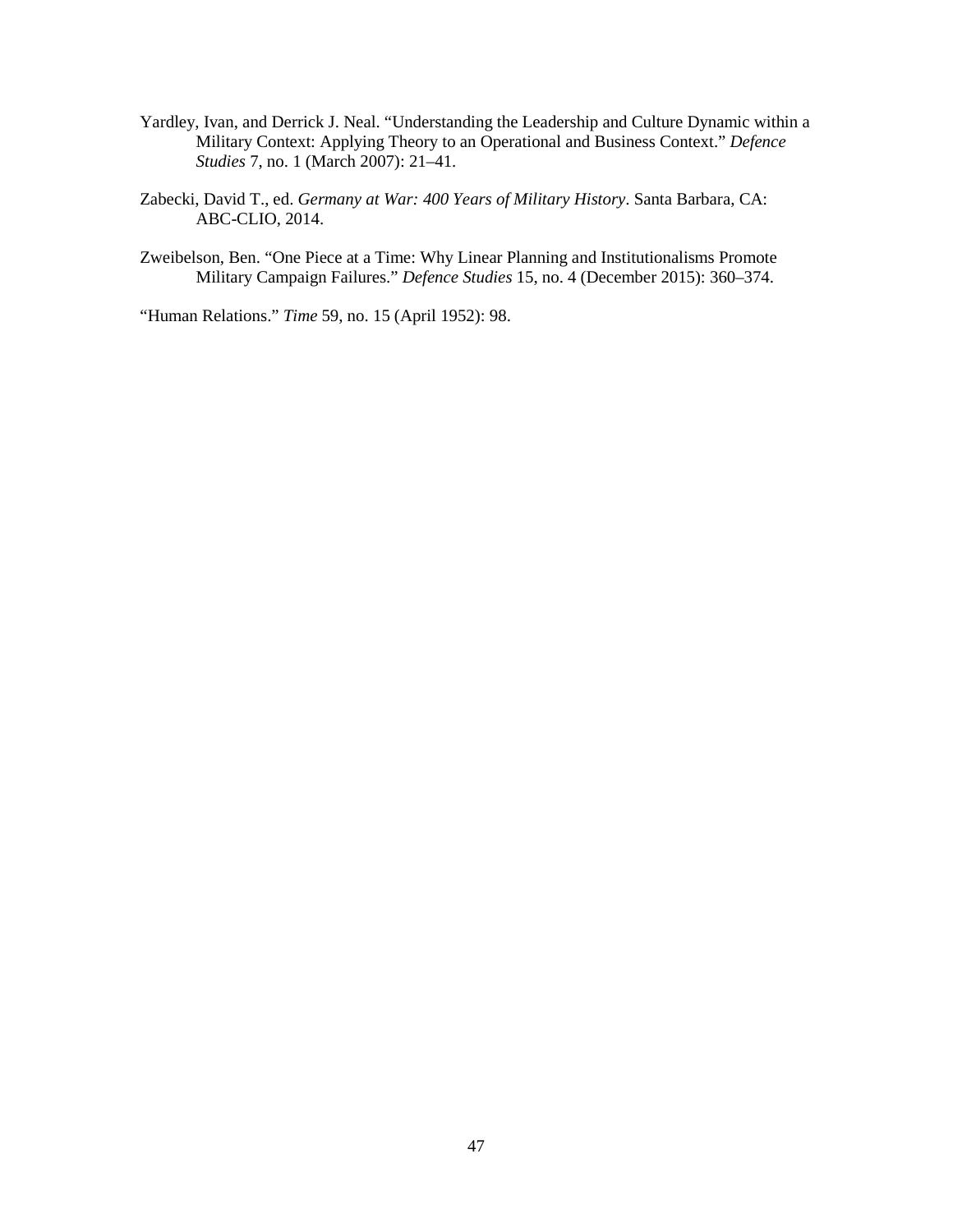Yardley, Ivan, and Derrick J. Neal. "Understanding the Leadership and Culture Dynamic within a Military Context: Applying Theory to an Operational and Business Context." *Defence Studies* 7, no. 1 (March 2007): 21–41.

Zabecki, David T., ed. *Germany at War: 400 Years of Military History*. Santa Barbara, CA: ABC-CLIO, 2014.

Zweibelson, Ben. "One Piece at a Time: Why Linear Planning and Institutionalisms Promote Military Campaign Failures." *Defence Studies* 15, no. 4 (December 2015): 360–374.

"Human Relations." *Time* 59, no. 15 (April 1952): 98.